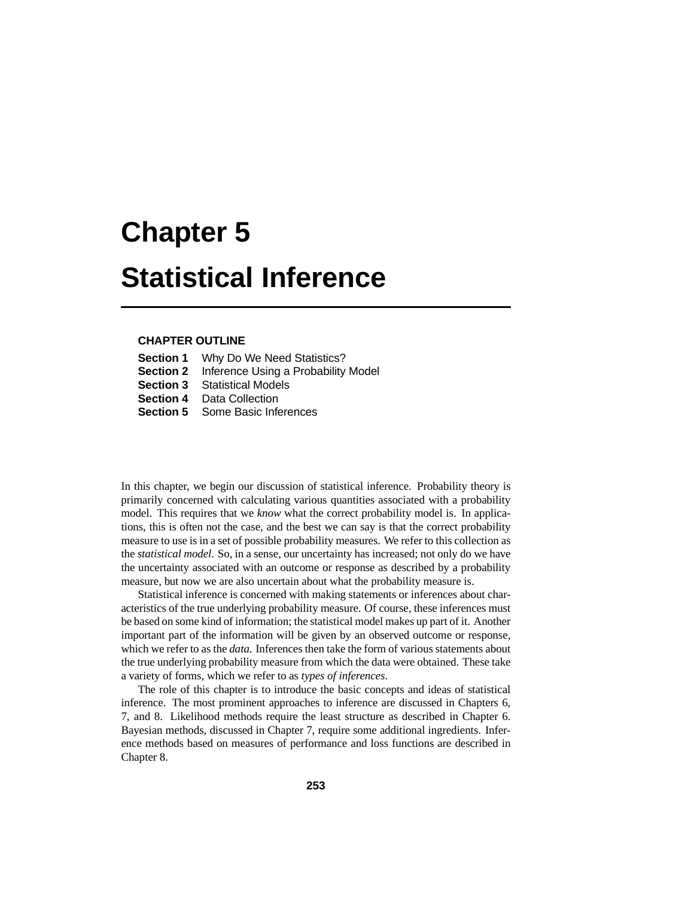# Chapter 5

# Statistical Inference

**CHAPTER OUTLINE**

**Section 1** Why Do We Need Statistics?
**Section 2** Inference Using a Probability Model
**Section 3** Statistical Models
**Section 4** Data Collection
**Section 5** Some Basic Inferences

In this chapter, we begin our discussion of statistical inference. Probability theory is primarily concerned with calculating various quantities associated with a probability model. This requires that we *know* what the correct probability model is. In applications, this is often not the case, and the best we can say is that the correct probability measure to use is in a set of possible probability measures. We refer to this collection as the *statistical model*. So, in a sense, our uncertainty has increased; not only do we have the uncertainty associated with an outcome or response as described by a probability measure, but now we are also uncertain about what the probability measure is.

Statistical inference is concerned with making statements or inferences about characteristics of the true underlying probability measure. Of course, these inferences must be based on some kind of information; the statistical model makes up part of it. Another important part of the information will be given by an observed outcome or response, which we refer to as the *data*. Inferences then take the form of various statements about the true underlying probability measure from which the data were obtained. These take a variety of forms, which we refer to as *types of inferences*.

The role of this chapter is to introduce the basic concepts and ideas of statistical inference. The most prominent approaches to inference are discussed in Chapters 6, 7, and 8. Likelihood methods require the least structure as described in Chapter 6. Bayesian methods, discussed in Chapter 7, require some additional ingredients. Inference methods based on measures of performance and loss functions are described in Chapter 8.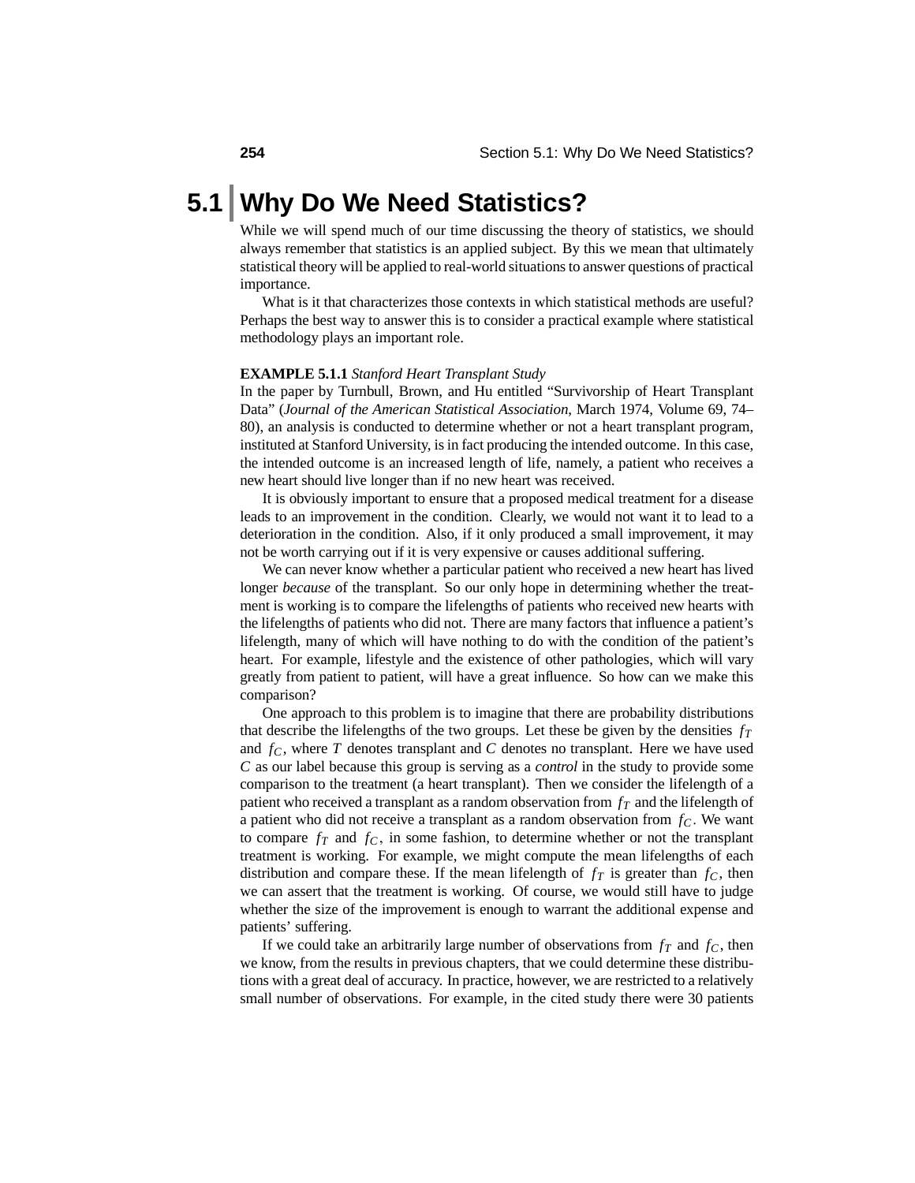# 5.1 Why Do We Need Statistics?

While we will spend much of our time discussing the theory of statistics, we should always remember that statistics is an applied subject. By this we mean that ultimately statistical theory will be applied to real-world situations to answer questions of practical importance.

What is it that characterizes those contexts in which statistical methods are useful? Perhaps the best way to answer this is to consider a practical example where statistical methodology plays an important role.

**EXAMPLE 5.1.1** *Stanford Heart Transplant Study*
In the paper by Turnbull, Brown, and Hu entitled "Survivorship of Heart Transplant Data" (*Journal of the American Statistical Association*, March 1974, Volume 69, 74–80), an analysis is conducted to determine whether or not a heart transplant program, instituted at Stanford University, is in fact producing the intended outcome. In this case, the intended outcome is an increased length of life, namely, a patient who receives a new heart should live longer than if no new heart was received.

It is obviously important to ensure that a proposed medical treatment for a disease leads to an improvement in the condition. Clearly, we would not want it to lead to a deterioration in the condition. Also, if it only produced a small improvement, it may not be worth carrying out if it is very expensive or causes additional suffering.

We can never know whether a particular patient who received a new heart has lived longer *because* of the transplant. So our only hope in determining whether the treatment is working is to compare the lifelengths of patients who received new hearts with the lifelengths of patients who did not. There are many factors that influence a patient's lifelength, many of which will have nothing to do with the condition of the patient's heart. For example, lifestyle and the existence of other pathologies, which will vary greatly from patient to patient, will have a great influence. So how can we make this comparison?

One approach to this problem is to imagine that there are probability distributions that describe the lifelengths of the two groups. Let these be given by the densities $f_T$ and $f_C$, where $T$ denotes transplant and $C$ denotes no transplant. Here we have used $C$ as our label because this group is serving as a *control* in the study to provide some comparison to the treatment (a heart transplant). Then we consider the lifelength of a patient who received a transplant as a random observation from $f_T$ and the lifelength of a patient who did not receive a transplant as a random observation from $f_C$. We want to compare $f_T$ and $f_C$, in some fashion, to determine whether or not the transplant treatment is working. For example, we might compute the mean lifelengths of each distribution and compare these. If the mean lifelength of $f_T$ is greater than $f_C$, then we can assert that the treatment is working. Of course, we would still have to judge whether the size of the improvement is enough to warrant the additional expense and patients' suffering.

If we could take an arbitrarily large number of observations from $f_T$ and $f_C$, then we know, from the results in previous chapters, that we could determine these distributions with a great deal of accuracy. In practice, however, we are restricted to a relatively small number of observations. For example, in the cited study there were 30 patients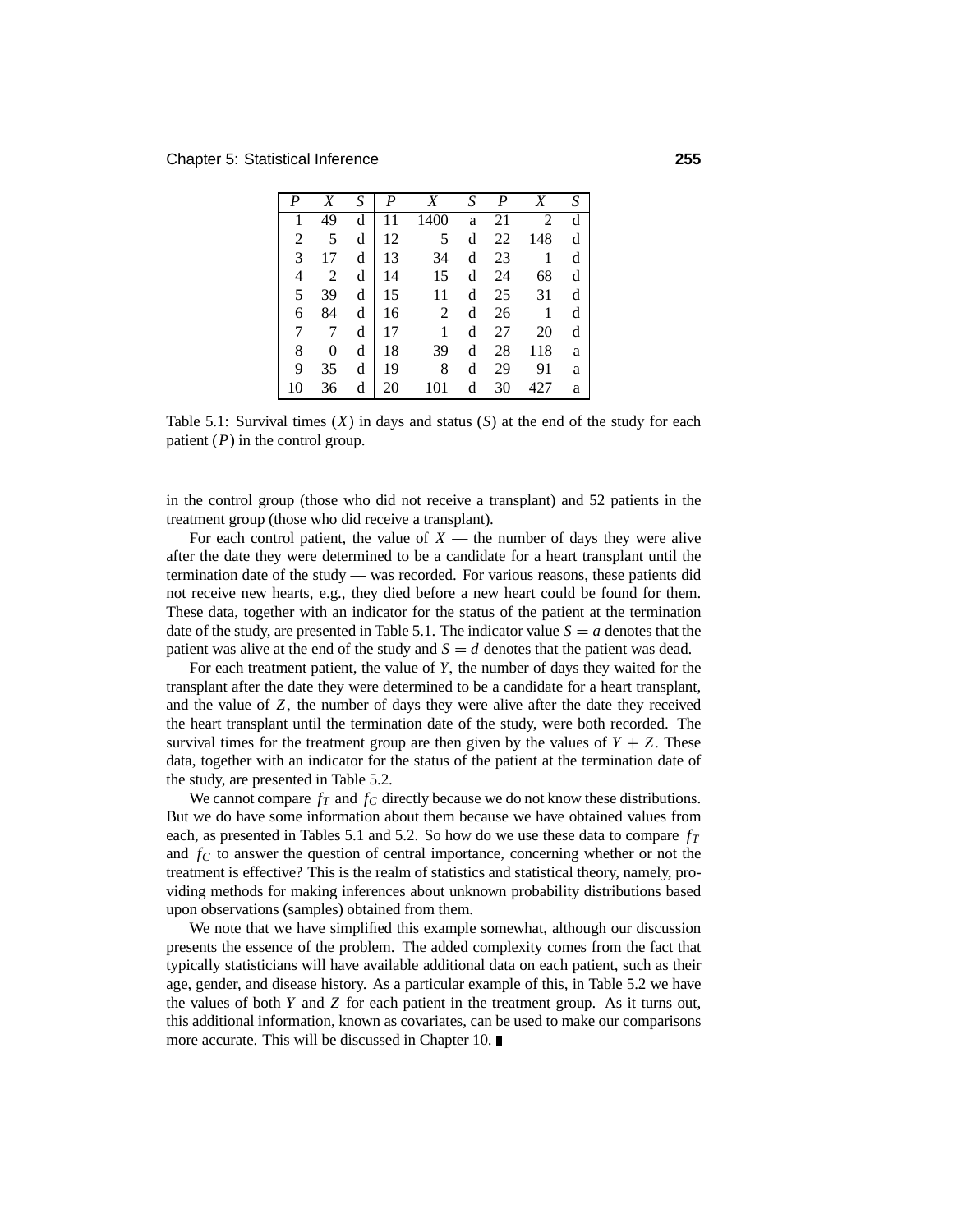| $P$ | $X$ | $S$ | $P$ | $X$ | $S$ | $P$ | $X$ | $S$ |
|---|---|---|---|---|---|---|---|---|
| 1 | 49 | d | 11 | 1400 | a | 21 | 2 | d |
| 2 | 5 | d | 12 | 5 | d | 22 | 148 | d |
| 3 | 17 | d | 13 | 34 | d | 23 | 1 | d |
| 4 | 2 | d | 14 | 15 | d | 24 | 68 | d |
| 5 | 39 | d | 15 | 11 | d | 25 | 31 | d |
| 6 | 84 | d | 16 | 2 | d | 26 | 1 | d |
| 7 | 7 | d | 17 | 1 | d | 27 | 20 | d |
| 8 | 0 | d | 18 | 39 | d | 28 | 118 | a |
| 9 | 35 | d | 19 | 8 | d | 29 | 91 | a |
| 10 | 36 | d | 20 | 101 | d | 30 | 427 | a |

Table 5.1: Survival times ($X$) in days and status ($S$) at the end of the study for each patient ($P$) in the control group.

in the control group (those who did not receive a transplant) and 52 patients in the treatment group (those who did receive a transplant).

For each control patient, the value of $X$ — the number of days they were alive after the date they were determined to be a candidate for a heart transplant until the termination date of the study — was recorded. For various reasons, these patients did not receive new hearts, e.g., they died before a new heart could be found for them. These data, together with an indicator for the status of the patient at the termination date of the study, are presented in Table 5.1. The indicator value $S = a$ denotes that the patient was alive at the end of the study and $S = d$ denotes that the patient was dead.

For each treatment patient, the value of $Y$, the number of days they waited for the transplant after the date they were determined to be a candidate for a heart transplant, and the value of $Z$, the number of days they were alive after the date they received the heart transplant until the termination date of the study, were both recorded. The survival times for the treatment group are then given by the values of $Y + Z$. These data, together with an indicator for the status of the patient at the termination date of the study, are presented in Table 5.2.

We cannot compare $f_T$ and $f_C$ directly because we do not know these distributions. But we do have some information about them because we have obtained values from each, as presented in Tables 5.1 and 5.2. So how do we use these data to compare $f_T$ and $f_C$ to answer the question of central importance, concerning whether or not the treatment is effective? This is the realm of statistics and statistical theory, namely, providing methods for making inferences about unknown probability distributions based upon observations (samples) obtained from them.

We note that we have simplified this example somewhat, although our discussion presents the essence of the problem. The added complexity comes from the fact that typically statisticians will have available additional data on each patient, such as their age, gender, and disease history. As a particular example of this, in Table 5.2 we have the values of both $Y$ and $Z$ for each patient in the treatment group. As it turns out, this additional information, known as covariates, can be used to make our comparisons more accurate. This will be discussed in Chapter 10. ∎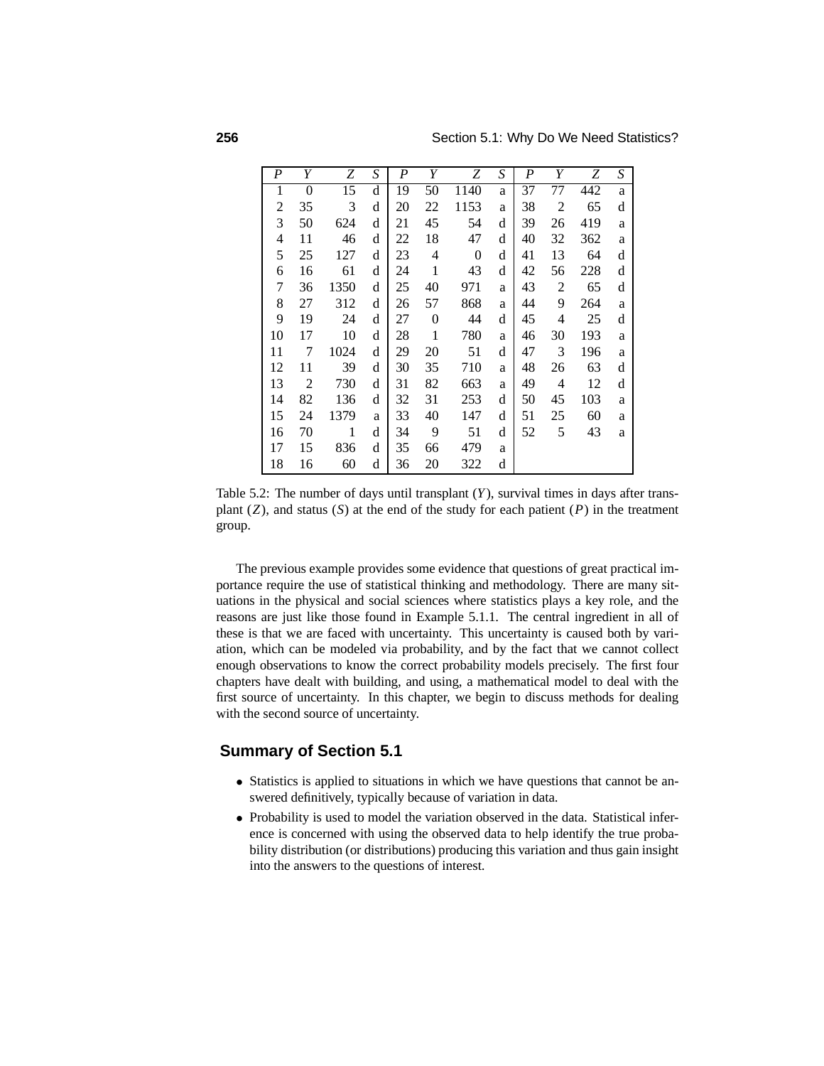| $P$ | $Y$ | $Z$ | $S$ | $P$ | $Y$ | $Z$ | $S$ | $P$ | $Y$ | $Z$ | $S$ |
|---|---|---|---|---|---|---|---|---|---|---|---|
| 1 | 0 | 15 | d | 19 | 50 | 1140 | a | 37 | 77 | 442 | a |
| 2 | 35 | 3 | d | 20 | 22 | 1153 | a | 38 | 2 | 65 | d |
| 3 | 50 | 624 | d | 21 | 45 | 54 | d | 39 | 26 | 419 | a |
| 4 | 11 | 46 | d | 22 | 18 | 47 | d | 40 | 32 | 362 | a |
| 5 | 25 | 127 | d | 23 | 4 | 0 | d | 41 | 13 | 64 | d |
| 6 | 16 | 61 | d | 24 | 1 | 43 | d | 42 | 56 | 228 | d |
| 7 | 36 | 1350 | d | 25 | 40 | 971 | a | 43 | 2 | 65 | d |
| 8 | 27 | 312 | d | 26 | 57 | 868 | a | 44 | 9 | 264 | a |
| 9 | 19 | 24 | d | 27 | 0 | 44 | d | 45 | 4 | 25 | d |
| 10 | 17 | 10 | d | 28 | 1 | 780 | a | 46 | 30 | 193 | a |
| 11 | 7 | 1024 | d | 29 | 20 | 51 | d | 47 | 3 | 196 | a |
| 12 | 11 | 39 | d | 30 | 35 | 710 | a | 48 | 26 | 63 | d |
| 13 | 2 | 730 | d | 31 | 82 | 663 | a | 49 | 4 | 12 | d |
| 14 | 82 | 136 | d | 32 | 31 | 253 | d | 50 | 45 | 103 | a |
| 15 | 24 | 1379 | a | 33 | 40 | 147 | d | 51 | 25 | 60 | a |
| 16 | 70 | 1 | d | 34 | 9 | 51 | d | 52 | 5 | 43 | a |
| 17 | 15 | 836 | d | 35 | 66 | 479 | a | | | | |
| 18 | 16 | 60 | d | 36 | 20 | 322 | d | | | | |

Table 5.2: The number of days until transplant ($Y$), survival times in days after transplant ($Z$), and status ($S$) at the end of the study for each patient ($P$) in the treatment group.

The previous example provides some evidence that questions of great practical importance require the use of statistical thinking and methodology. There are many situations in the physical and social sciences where statistics plays a key role, and the reasons are just like those found in Example 5.1.1. The central ingredient in all of these is that we are faced with uncertainty. This uncertainty is caused both by variation, which can be modeled via probability, and by the fact that we cannot collect enough observations to know the correct probability models precisely. The first four chapters have dealt with building, and using, a mathematical model to deal with the first source of uncertainty. In this chapter, we begin to discuss methods for dealing with the second source of uncertainty.

## Summary of Section 5.1

- Statistics is applied to situations in which we have questions that cannot be answered definitively, typically because of variation in data.
- Probability is used to model the variation observed in the data. Statistical inference is concerned with using the observed data to help identify the true probability distribution (or distributions) producing this variation and thus gain insight into the answers to the questions of interest.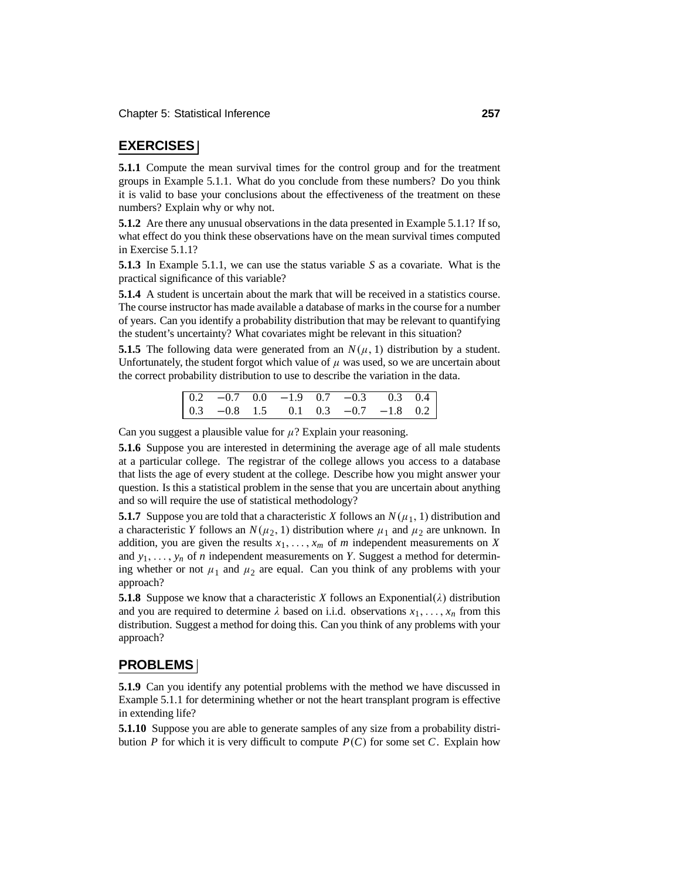## EXERCISES

**5.1.1** Compute the mean survival times for the control group and for the treatment groups in Example 5.1.1. What do you conclude from these numbers? Do you think it is valid to base your conclusions about the effectiveness of the treatment on these numbers? Explain why or why not.

**5.1.2** Are there any unusual observations in the data presented in Example 5.1.1? If so, what effect do you think these observations have on the mean survival times computed in Exercise 5.1.1?

**5.1.3** In Example 5.1.1, we can use the status variable $S$ as a covariate. What is the practical significance of this variable?

**5.1.4** A student is uncertain about the mark that will be received in a statistics course. The course instructor has made available a database of marks in the course for a number of years. Can you identify a probability distribution that may be relevant to quantifying the student's uncertainty? What covariates might be relevant in this situation?

**5.1.5** The following data were generated from an $N(\mu, 1)$ distribution by a student. Unfortunately, the student forgot which value of $\mu$ was used, so we are uncertain about the correct probability distribution to use to describe the variation in the data.

| | | | | | | | |
|---|---|---|---|---|---|---|---|
| 0.2 | −0.7 | 0.0 | −1.9 | 0.7 | −0.3 | 0.3 | 0.4 |
| 0.3 | −0.8 | 1.5 | 0.1 | 0.3 | −0.7 | −1.8 | 0.2 |

Can you suggest a plausible value for $\mu$? Explain your reasoning.

**5.1.6** Suppose you are interested in determining the average age of all male students at a particular college. The registrar of the college allows you access to a database that lists the age of every student at the college. Describe how you might answer your question. Is this a statistical problem in the sense that you are uncertain about anything and so will require the use of statistical methodology?

**5.1.7** Suppose you are told that a characteristic $X$ follows an $N(\mu_1, 1)$ distribution and a characteristic $Y$ follows an $N(\mu_2, 1)$ distribution where $\mu_1$ and $\mu_2$ are unknown. In addition, you are given the results $x_1, \ldots, x_m$ of $m$ independent measurements on $X$ and $y_1, \ldots, y_n$ of $n$ independent measurements on $Y$. Suggest a method for determining whether or not $\mu_1$ and $\mu_2$ are equal. Can you think of any problems with your approach?

**5.1.8** Suppose we know that a characteristic $X$ follows an Exponential($\lambda$) distribution and you are required to determine $\lambda$ based on i.i.d. observations $x_1, \ldots, x_n$ from this distribution. Suggest a method for doing this. Can you think of any problems with your approach?

## PROBLEMS

**5.1.9** Can you identify any potential problems with the method we have discussed in Example 5.1.1 for determining whether or not the heart transplant program is effective in extending life?

**5.1.10** Suppose you are able to generate samples of any size from a probability distribution $P$ for which it is very difficult to compute $P(C)$ for some set $C$. Explain how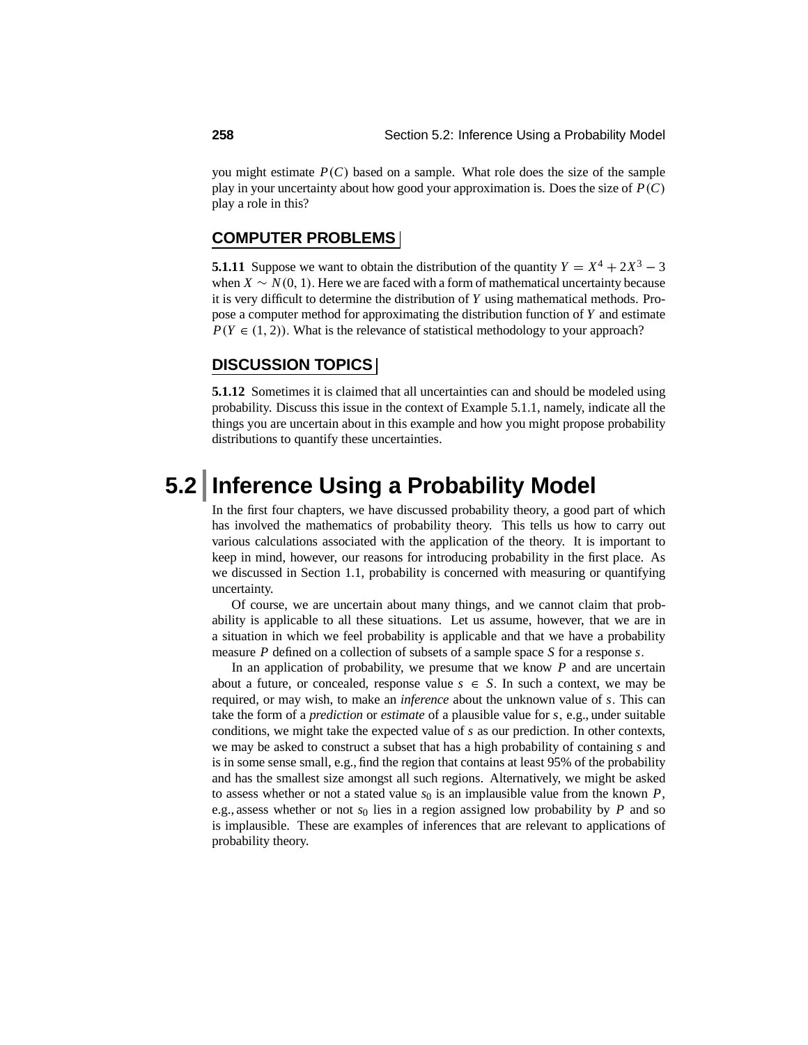you might estimate $P(C)$ based on a sample. What role does the size of the sample play in your uncertainty about how good your approximation is. Does the size of $P(C)$ play a role in this?

### COMPUTER PROBLEMS

**5.1.11** Suppose we want to obtain the distribution of the quantity $Y = X^4 + 2X^3 - 3$ when $X \sim N(0, 1)$. Here we are faced with a form of mathematical uncertainty because it is very difficult to determine the distribution of $Y$ using mathematical methods. Propose a computer method for approximating the distribution function of $Y$ and estimate $P(Y \in (1, 2))$. What is the relevance of statistical methodology to your approach?

### DISCUSSION TOPICS

**5.1.12** Sometimes it is claimed that all uncertainties can and should be modeled using probability. Discuss this issue in the context of Example 5.1.1, namely, indicate all the things you are uncertain about in this example and how you might propose probability distributions to quantify these uncertainties.

## 5.2 Inference Using a Probability Model

In the first four chapters, we have discussed probability theory, a good part of which has involved the mathematics of probability theory. This tells us how to carry out various calculations associated with the application of the theory. It is important to keep in mind, however, our reasons for introducing probability in the first place. As we discussed in Section 1.1, probability is concerned with measuring or quantifying uncertainty.

Of course, we are uncertain about many things, and we cannot claim that probability is applicable to all these situations. Let us assume, however, that we are in a situation in which we feel probability is applicable and that we have a probability measure $P$ defined on a collection of subsets of a sample space $S$ for a response $s$.

In an application of probability, we presume that we know $P$ and are uncertain about a future, or concealed, response value $s \in S$. In such a context, we may be required, or may wish, to make an *inference* about the unknown value of $s$. This can take the form of a *prediction* or *estimate* of a plausible value for $s$, e.g., under suitable conditions, we might take the expected value of $s$ as our prediction. In other contexts, we may be asked to construct a subset that has a high probability of containing $s$ and is in some sense small, e.g., find the region that contains at least 95% of the probability and has the smallest size amongst all such regions. Alternatively, we might be asked to assess whether or not a stated value $s_0$ is an implausible value from the known $P$, e.g., assess whether or not $s_0$ lies in a region assigned low probability by $P$ and so is implausible. These are examples of inferences that are relevant to applications of probability theory.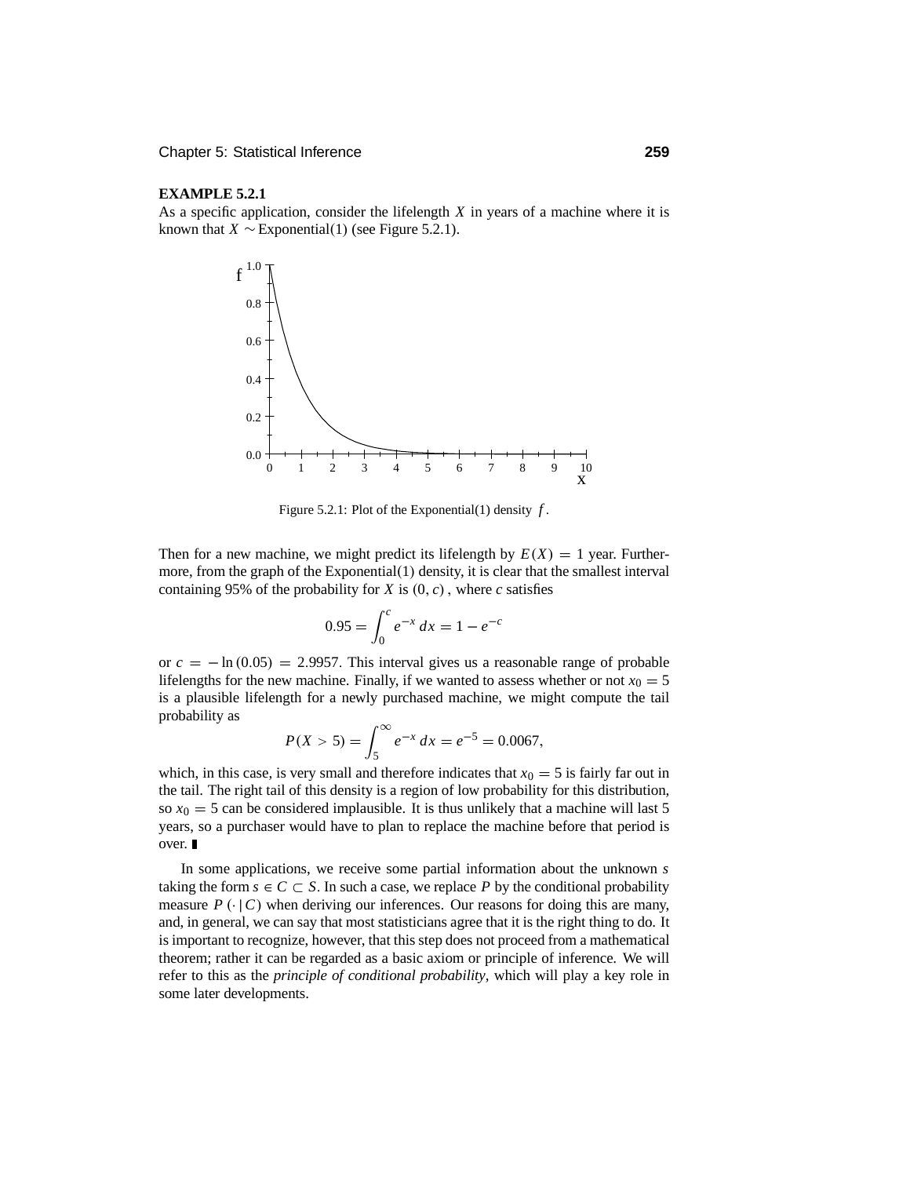**EXAMPLE 5.2.1**

As a specific application, consider the lifelength $X$ in years of a machine where it is known that $X \sim$ Exponential(1) (see Figure 5.2.1).

Figure 5.2.1: Plot of the Exponential(1) density $f$.

Then for a new machine, we might predict its lifelength by $E(X) = 1$ year. Furthermore, from the graph of the Exponential(1) density, it is clear that the smallest interval containing 95% of the probability for $X$ is $(0, c)$, where $c$ satisfies

$$0.95 = \int_0^c e^{-x}\, dx = 1 - e^{-c}$$

or $c = -\ln(0.05) = 2.9957$. This interval gives us a reasonable range of probable lifelengths for the new machine. Finally, if we wanted to assess whether or not $x_0 = 5$ is a plausible lifelength for a newly purchased machine, we might compute the tail probability as

$$P(X > 5) = \int_5^\infty e^{-x}\, dx = e^{-5} = 0.0067,$$

which, in this case, is very small and therefore indicates that $x_0 = 5$ is fairly far out in the tail. The right tail of this density is a region of low probability for this distribution, so $x_0 = 5$ can be considered implausible. It is thus unlikely that a machine will last 5 years, so a purchaser would have to plan to replace the machine before that period is over. ∎

In some applications, we receive some partial information about the unknown $s$ taking the form $s \in C \subset S$. In such a case, we replace $P$ by the conditional probability measure $P(\cdot \mid C)$ when deriving our inferences. Our reasons for doing this are many, and, in general, we can say that most statisticians agree that it is the right thing to do. It is important to recognize, however, that this step does not proceed from a mathematical theorem; rather it can be regarded as a basic axiom or principle of inference. We will refer to this as the *principle of conditional probability*, which will play a key role in some later developments.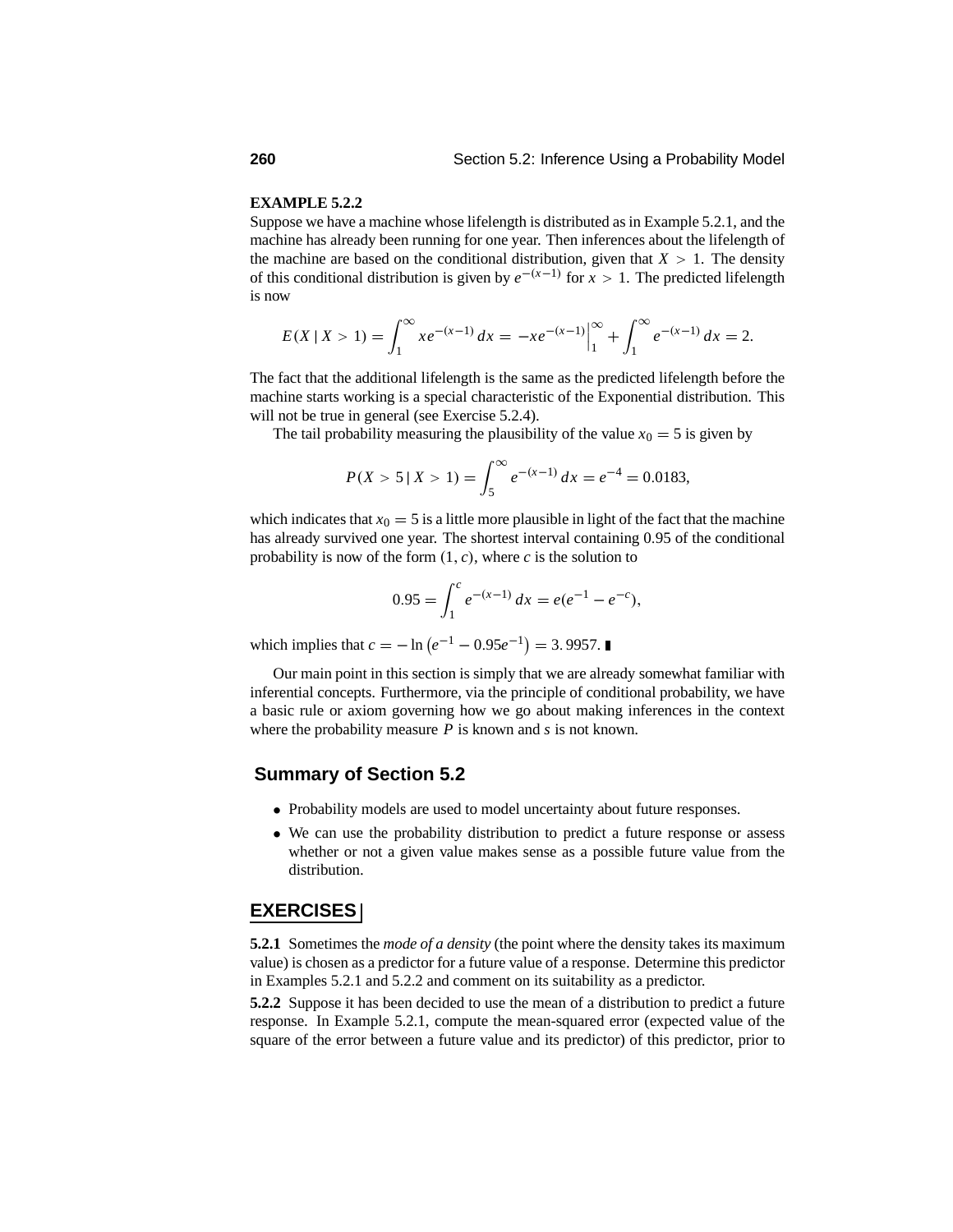**EXAMPLE 5.2.2**

Suppose we have a machine whose lifelength is distributed as in Example 5.2.1, and the machine has already been running for one year. Then inferences about the lifelength of the machine are based on the conditional distribution, given that $X > 1$. The density of this conditional distribution is given by $e^{-(x-1)}$ for $x > 1$. The predicted lifelength is now

$$E(X \mid X > 1) = \int_1^\infty x e^{-(x-1)}\, dx = -x e^{-(x-1)} \Big|_1^\infty + \int_1^\infty e^{-(x-1)}\, dx = 2.$$

The fact that the additional lifelength is the same as the predicted lifelength before the machine starts working is a special characteristic of the Exponential distribution. This will not be true in general (see Exercise 5.2.4).

The tail probability measuring the plausibility of the value $x_0 = 5$ is given by

$$P(X > 5 \mid X > 1) = \int_5^\infty e^{-(x-1)}\, dx = e^{-4} = 0.0183,$$

which indicates that $x_0 = 5$ is a little more plausible in light of the fact that the machine has already survived one year. The shortest interval containing 0.95 of the conditional probability is now of the form $(1, c)$, where $c$ is the solution to

$$0.95 = \int_1^c e^{-(x-1)}\, dx = e(e^{-1} - e^{-c}),$$

which implies that $c = -\ln\left(e^{-1} - 0.95e^{-1}\right) = 3.9957$. ∎

Our main point in this section is simply that we are already somewhat familiar with inferential concepts. Furthermore, via the principle of conditional probability, we have a basic rule or axiom governing how we go about making inferences in the context where the probability measure $P$ is known and $s$ is not known.

## Summary of Section 5.2

- Probability models are used to model uncertainty about future responses.
- We can use the probability distribution to predict a future response or assess whether or not a given value makes sense as a possible future value from the distribution.

## EXERCISES

**5.2.1** Sometimes the *mode of a density* (the point where the density takes its maximum value) is chosen as a predictor for a future value of a response. Determine this predictor in Examples 5.2.1 and 5.2.2 and comment on its suitability as a predictor.

**5.2.2** Suppose it has been decided to use the mean of a distribution to predict a future response. In Example 5.2.1, compute the mean-squared error (expected value of the square of the error between a future value and its predictor) of this predictor, prior to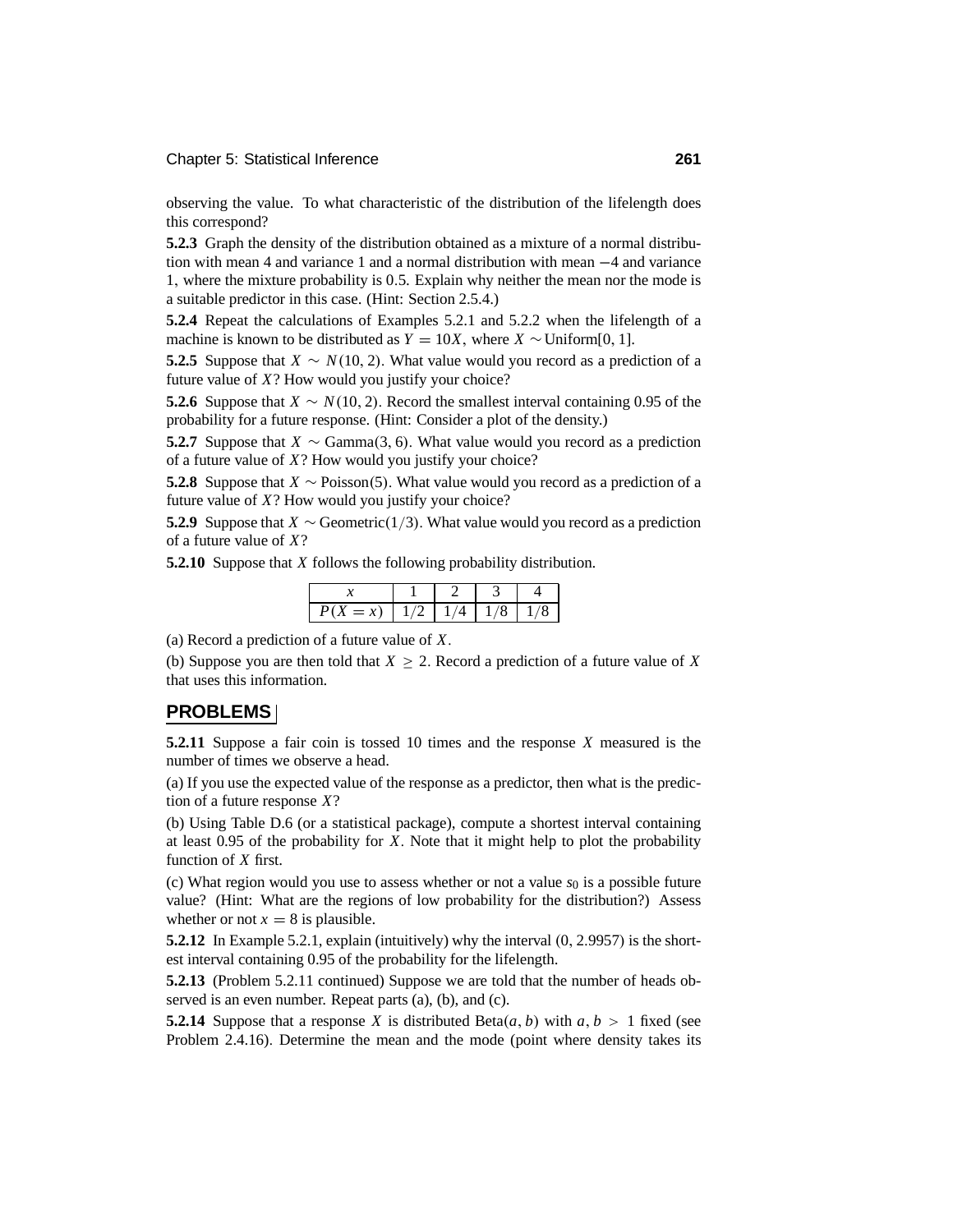observing the value. To what characteristic of the distribution of the lifelength does this correspond?

**5.2.3** Graph the density of the distribution obtained as a mixture of a normal distribution with mean 4 and variance 1 and a normal distribution with mean $-4$ and variance 1, where the mixture probability is 0.5. Explain why neither the mean nor the mode is a suitable predictor in this case. (Hint: Section 2.5.4.)

**5.2.4** Repeat the calculations of Examples 5.2.1 and 5.2.2 when the lifelength of a machine is known to be distributed as $Y = 10X$, where $X \sim \text{Uniform}[0, 1]$.

**5.2.5** Suppose that $X \sim N(10, 2)$. What value would you record as a prediction of a future value of $X$? How would you justify your choice?

**5.2.6** Suppose that $X \sim N(10, 2)$. Record the smallest interval containing 0.95 of the probability for a future response. (Hint: Consider a plot of the density.)

**5.2.7** Suppose that $X \sim \text{Gamma}(3, 6)$. What value would you record as a prediction of a future value of $X$? How would you justify your choice?

**5.2.8** Suppose that $X \sim \text{Poisson}(5)$. What value would you record as a prediction of a future value of $X$? How would you justify your choice?

**5.2.9** Suppose that $X \sim \text{Geometric}(1/3)$. What value would you record as a prediction of a future value of $X$?

**5.2.10** Suppose that $X$ follows the following probability distribution.

| $x$ | 1 | 2 | 3 | 4 |
|---|---|---|---|---|
| $P(X = x)$ | $1/2$ | $1/4$ | $1/8$ | $1/8$ |

(a) Record a prediction of a future value of $X$.

(b) Suppose you are then told that $X \geq 2$. Record a prediction of a future value of $X$ that uses this information.

## PROBLEMS

**5.2.11** Suppose a fair coin is tossed 10 times and the response $X$ measured is the number of times we observe a head.

(a) If you use the expected value of the response as a predictor, then what is the prediction of a future response $X$?

(b) Using Table D.6 (or a statistical package), compute a shortest interval containing at least 0.95 of the probability for $X$. Note that it might help to plot the probability function of $X$ first.

(c) What region would you use to assess whether or not a value $s_0$ is a possible future value? (Hint: What are the regions of low probability for the distribution?) Assess whether or not $x = 8$ is plausible.

**5.2.12** In Example 5.2.1, explain (intuitively) why the interval $(0, 2.9957)$ is the shortest interval containing 0.95 of the probability for the lifelength.

**5.2.13** (Problem 5.2.11 continued) Suppose we are told that the number of heads observed is an even number. Repeat parts (a), (b), and (c).

**5.2.14** Suppose that a response $X$ is distributed $\text{Beta}(a, b)$ with $a, b > 1$ fixed (see Problem 2.4.16). Determine the mean and the mode (point where density takes its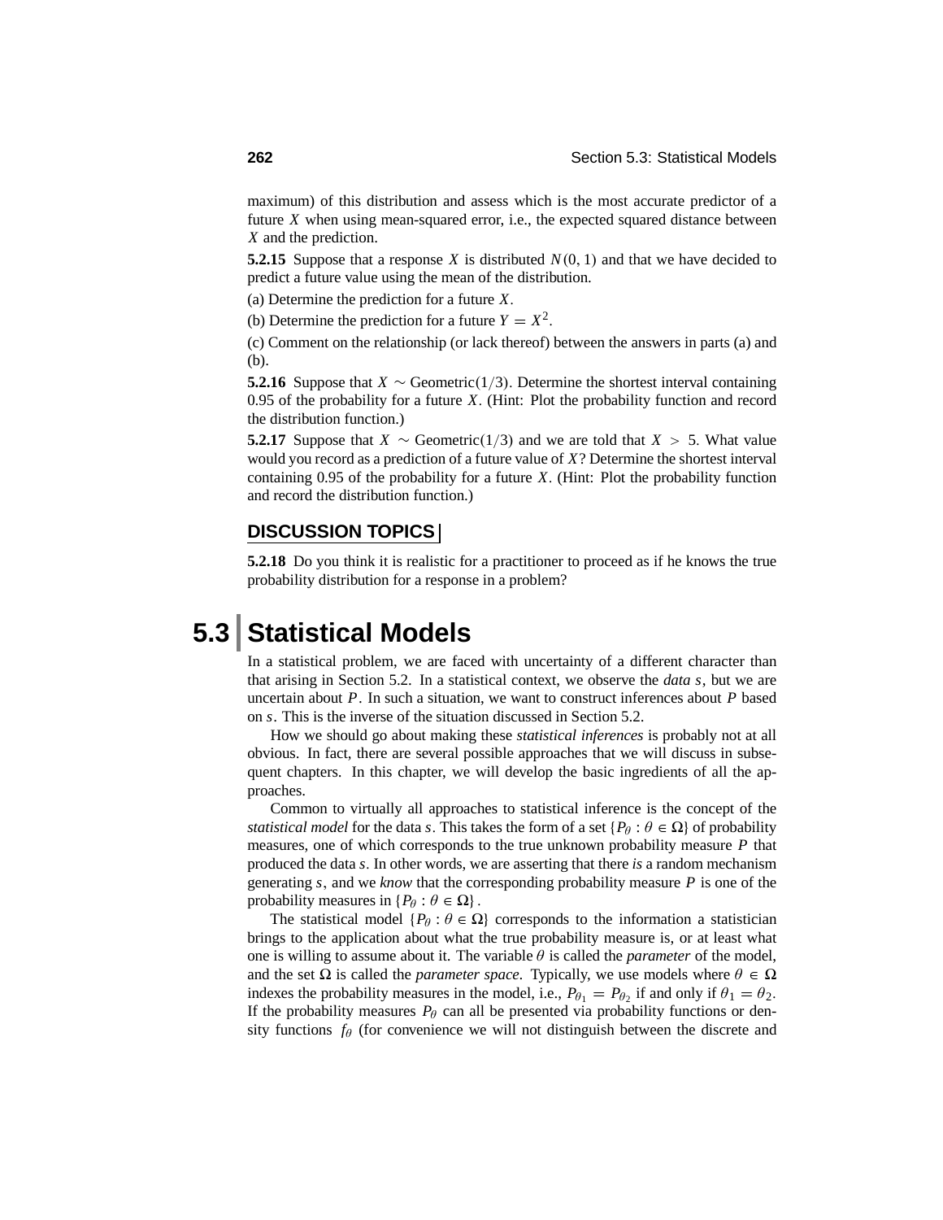maximum) of this distribution and assess which is the most accurate predictor of a future $X$ when using mean-squared error, i.e., the expected squared distance between $X$ and the prediction.

**5.2.15** Suppose that a response $X$ is distributed $N(0, 1)$ and that we have decided to predict a future value using the mean of the distribution.

(a) Determine the prediction for a future $X$.

(b) Determine the prediction for a future $Y = X^2$.

(c) Comment on the relationship (or lack thereof) between the answers in parts (a) and (b).

**5.2.16** Suppose that $X \sim \text{Geometric}(1/3)$. Determine the shortest interval containing 0.95 of the probability for a future $X$. (Hint: Plot the probability function and record the distribution function.)

**5.2.17** Suppose that $X \sim \text{Geometric}(1/3)$ and we are told that $X > 5$. What value would you record as a prediction of a future value of $X$? Determine the shortest interval containing 0.95 of the probability for a future $X$. (Hint: Plot the probability function and record the distribution function.)

### DISCUSSION TOPICS

**5.2.18** Do you think it is realistic for a practitioner to proceed as if he knows the true probability distribution for a response in a problem?

# 5.3 Statistical Models

In a statistical problem, we are faced with uncertainty of a different character than that arising in Section 5.2. In a statistical context, we observe the *data* $s$, but we are uncertain about $P$. In such a situation, we want to construct inferences about $P$ based on $s$. This is the inverse of the situation discussed in Section 5.2.

How we should go about making these *statistical inferences* is probably not at all obvious. In fact, there are several possible approaches that we will discuss in subsequent chapters. In this chapter, we will develop the basic ingredients of all the approaches.

Common to virtually all approaches to statistical inference is the concept of the *statistical model* for the data $s$. This takes the form of a set $\{P_\theta : \theta \in \Omega\}$ of probability measures, one of which corresponds to the true unknown probability measure $P$ that produced the data $s$. In other words, we are asserting that there *is* a random mechanism generating $s$, and we *know* that the corresponding probability measure $P$ is one of the probability measures in $\{P_\theta : \theta \in \Omega\}$.

The statistical model $\{P_\theta : \theta \in \Omega\}$ corresponds to the information a statistician brings to the application about what the true probability measure is, or at least what one is willing to assume about it. The variable $\theta$ is called the *parameter* of the model, and the set $\Omega$ is called the *parameter space*. Typically, we use models where $\theta \in \Omega$ indexes the probability measures in the model, i.e., $P_{\theta_1} = P_{\theta_2}$ if and only if $\theta_1 = \theta_2$. If the probability measures $P_\theta$ can all be presented via probability functions or density functions $f_\theta$ (for convenience we will not distinguish between the discrete and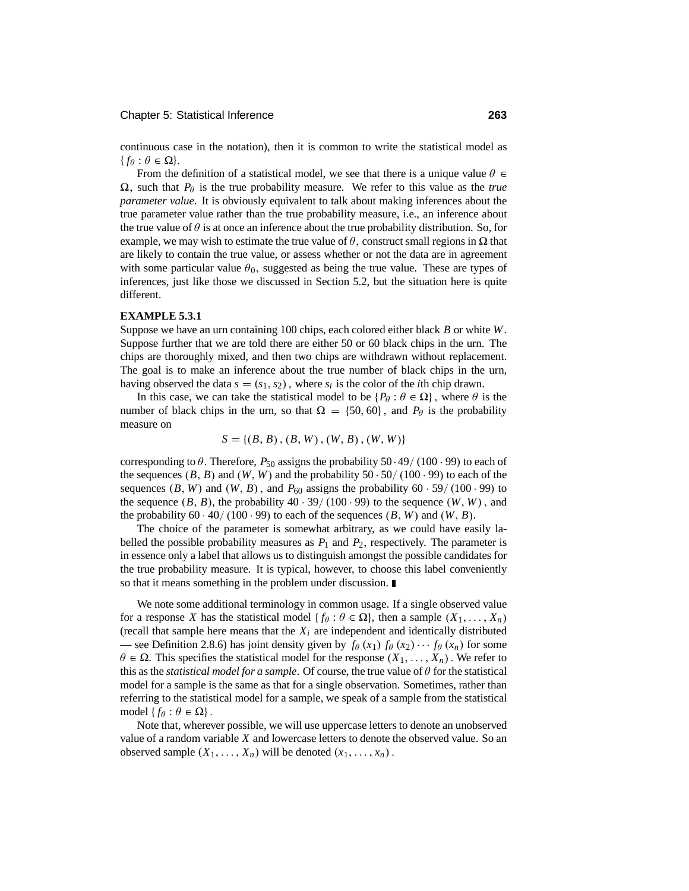continuous case in the notation), then it is common to write the statistical model as $\{f_\theta : \theta \in \Omega\}$.

From the definition of a statistical model, we see that there is a unique value $\theta \in \Omega$, such that $P_\theta$ is the true probability measure. We refer to this value as the *true parameter value*. It is obviously equivalent to talk about making inferences about the true parameter value rather than the true probability measure, i.e., an inference about the true value of $\theta$ is at once an inference about the true probability distribution. So, for example, we may wish to estimate the true value of $\theta$, construct small regions in $\Omega$ that are likely to contain the true value, or assess whether or not the data are in agreement with some particular value $\theta_0$, suggested as being the true value. These are types of inferences, just like those we discussed in Section 5.2, but the situation here is quite different.

**EXAMPLE 5.3.1**

Suppose we have an urn containing 100 chips, each colored either black $B$ or white $W$. Suppose further that we are told there are either 50 or 60 black chips in the urn. The chips are thoroughly mixed, and then two chips are withdrawn without replacement. The goal is to make an inference about the true number of black chips in the urn, having observed the data $s = (s_1, s_2)$, where $s_i$ is the color of the $i$th chip drawn.

In this case, we can take the statistical model to be $\{P_\theta : \theta \in \Omega\}$, where $\theta$ is the number of black chips in the urn, so that $\Omega = \{50, 60\}$, and $P_\theta$ is the probability measure on

$$S = \{(B, B), (B, W), (W, B), (W, W)\}$$

corresponding to $\theta$. Therefore, $P_{50}$ assigns the probability $50 \cdot 49/(100 \cdot 99)$ to each of the sequences $(B, B)$ and $(W, W)$ and the probability $50 \cdot 50/(100 \cdot 99)$ to each of the sequences $(B, W)$ and $(W, B)$, and $P_{60}$ assigns the probability $60 \cdot 59/(100 \cdot 99)$ to the sequence $(B, B)$, the probability $40 \cdot 39/(100 \cdot 99)$ to the sequence $(W, W)$, and the probability $60 \cdot 40/(100 \cdot 99)$ to each of the sequences $(B, W)$ and $(W, B)$.

The choice of the parameter is somewhat arbitrary, as we could have easily labelled the possible probability measures as $P_1$ and $P_2$, respectively. The parameter is in essence only a label that allows us to distinguish amongst the possible candidates for the true probability measure. It is typical, however, to choose this label conveniently so that it means something in the problem under discussion. ∎

We note some additional terminology in common usage. If a single observed value for a response $X$ has the statistical model $\{f_\theta : \theta \in \Omega\}$, then a sample $(X_1, \ldots, X_n)$ (recall that sample here means that the $X_i$ are independent and identically distributed — see Definition 2.8.6) has joint density given by $f_\theta(x_1) f_\theta(x_2) \cdots f_\theta(x_n)$ for some $\theta \in \Omega$. This specifies the statistical model for the response $(X_1, \ldots, X_n)$. We refer to this as the *statistical model for a sample*. Of course, the true value of $\theta$ for the statistical model for a sample is the same as that for a single observation. Sometimes, rather than referring to the statistical model for a sample, we speak of a sample from the statistical model $\{f_\theta : \theta \in \Omega\}$.

Note that, wherever possible, we will use uppercase letters to denote an unobserved value of a random variable $X$ and lowercase letters to denote the observed value. So an observed sample $(X_1, \ldots, X_n)$ will be denoted $(x_1, \ldots, x_n)$.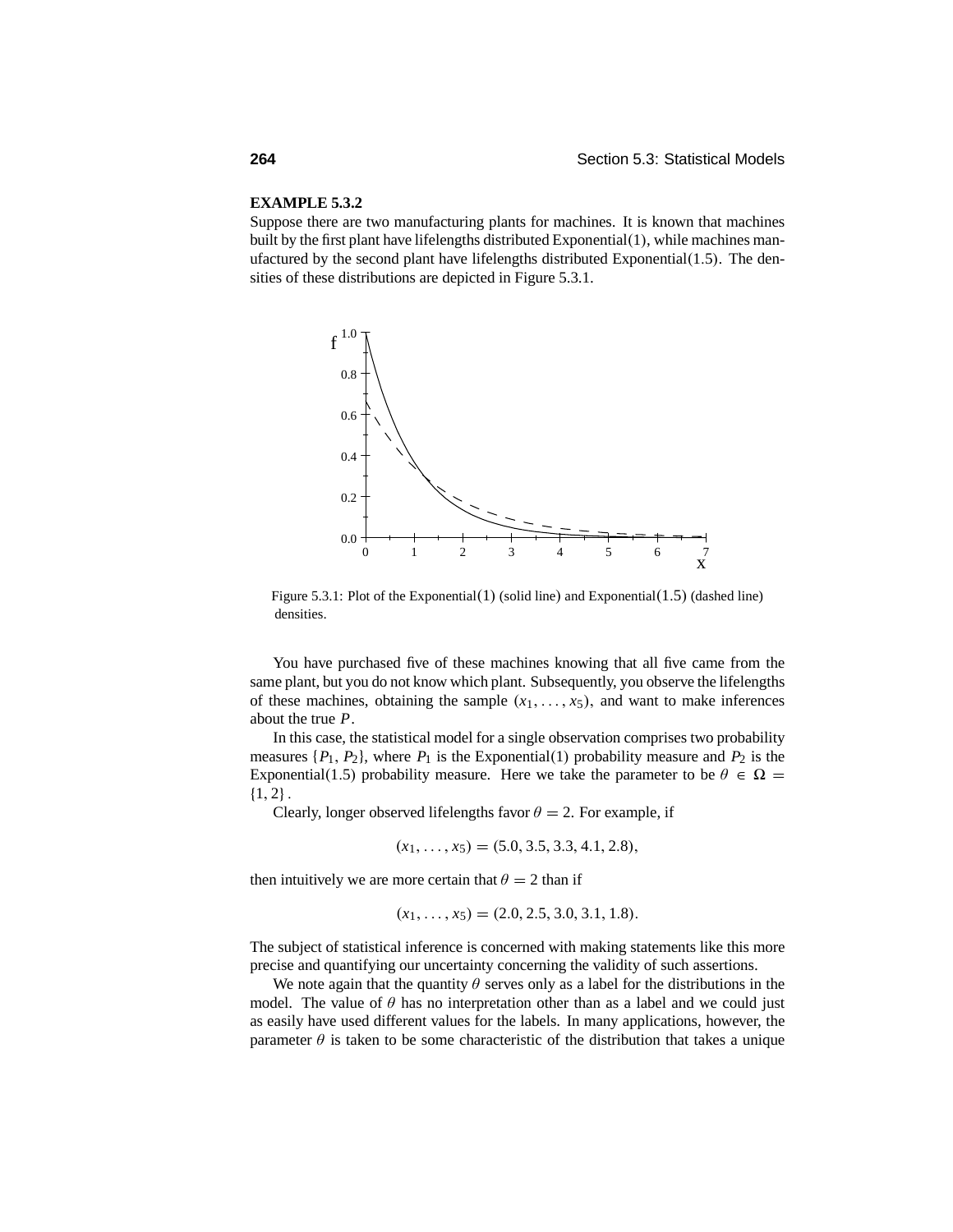**EXAMPLE 5.3.2**

Suppose there are two manufacturing plants for machines. It is known that machines built by the first plant have lifelengths distributed Exponential(1), while machines manufactured by the second plant have lifelengths distributed Exponential(1.5). The densities of these distributions are depicted in Figure 5.3.1.

Figure 5.3.1: Plot of the Exponential(1) (solid line) and Exponential(1.5) (dashed line) densities.

You have purchased five of these machines knowing that all five came from the same plant, but you do not know which plant. Subsequently, you observe the lifelengths of these machines, obtaining the sample $(x_1, \ldots, x_5)$, and want to make inferences about the true $P$.

In this case, the statistical model for a single observation comprises two probability measures $\{P_1, P_2\}$, where $P_1$ is the Exponential(1) probability measure and $P_2$ is the Exponential(1.5) probability measure. Here we take the parameter to be $\theta \in \Omega = \{1, 2\}$.

Clearly, longer observed lifelengths favor $\theta = 2$. For example, if

$$(x_1, \ldots, x_5) = (5.0, 3.5, 3.3, 4.1, 2.8),$$

then intuitively we are more certain that $\theta = 2$ than if

$$(x_1, \ldots, x_5) = (2.0, 2.5, 3.0, 3.1, 1.8).$$

The subject of statistical inference is concerned with making statements like this more precise and quantifying our uncertainty concerning the validity of such assertions.

We note again that the quantity $\theta$ serves only as a label for the distributions in the model. The value of $\theta$ has no interpretation other than as a label and we could just as easily have used different values for the labels. In many applications, however, the parameter $\theta$ is taken to be some characteristic of the distribution that takes a unique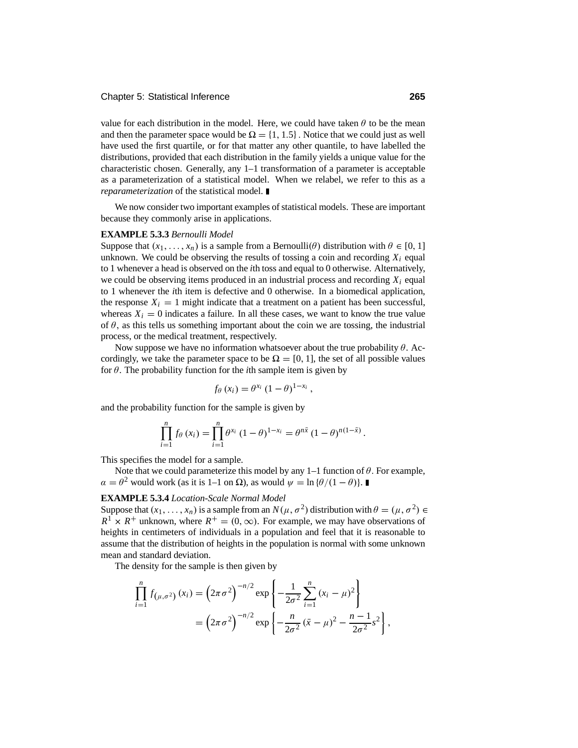value for each distribution in the model. Here, we could have taken $\theta$ to be the mean and then the parameter space would be $\Omega = \{1, 1.5\}$. Notice that we could just as well have used the first quartile, or for that matter any other quantile, to have labelled the distributions, provided that each distribution in the family yields a unique value for the characteristic chosen. Generally, any 1–1 transformation of a parameter is acceptable as a parameterization of a statistical model. When we relabel, we refer to this as a *reparameterization* of the statistical model. ∎

We now consider two important examples of statistical models. These are important because they commonly arise in applications.

**EXAMPLE 5.3.3** *Bernoulli Model*

Suppose that $(x_1, \ldots, x_n)$ is a sample from a Bernoulli($\theta$) distribution with $\theta \in [0, 1]$ unknown. We could be observing the results of tossing a coin and recording $X_i$ equal to 1 whenever a head is observed on the $i$th toss and equal to 0 otherwise. Alternatively, we could be observing items produced in an industrial process and recording $X_i$ equal to 1 whenever the $i$th item is defective and 0 otherwise. In a biomedical application, the response $X_i = 1$ might indicate that a treatment on a patient has been successful, whereas $X_i = 0$ indicates a failure. In all these cases, we want to know the true value of $\theta$, as this tells us something important about the coin we are tossing, the industrial process, or the medical treatment, respectively.

Now suppose we have no information whatsoever about the true probability $\theta$. Accordingly, we take the parameter space to be $\Omega = [0, 1]$, the set of all possible values for $\theta$. The probability function for the $i$th sample item is given by

$$f_\theta(x_i) = \theta^{x_i} (1 - \theta)^{1 - x_i},$$

and the probability function for the sample is given by

$$\prod_{i=1}^{n} f_\theta(x_i) = \prod_{i=1}^{n} \theta^{x_i} (1 - \theta)^{1 - x_i} = \theta^{n\bar{x}} (1 - \theta)^{n(1 - \bar{x})}.$$

This specifies the model for a sample.

Note that we could parameterize this model by any 1–1 function of $\theta$. For example, $\alpha = \theta^2$ would work (as it is 1–1 on $\Omega$), as would $\psi = \ln\{\theta/(1 - \theta)\}$. ∎

**EXAMPLE 5.3.4** *Location-Scale Normal Model*

Suppose that $(x_1, \ldots, x_n)$ is a sample from an $N(\mu, \sigma^2)$ distribution with $\theta = (\mu, \sigma^2) \in R^1 \times R^+$ unknown, where $R^+ = (0, \infty)$. For example, we may have observations of heights in centimeters of individuals in a population and feel that it is reasonable to assume that the distribution of heights in the population is normal with some unknown mean and standard deviation.

The density for the sample is then given by

$$\begin{aligned}
\prod_{i=1}^{n} f_{(\mu, \sigma^2)}(x_i) &= \left(2\pi\sigma^2\right)^{-n/2} \exp\left\{-\frac{1}{2\sigma^2} \sum_{i=1}^{n} (x_i - \mu)^2\right\} \\
&= \left(2\pi\sigma^2\right)^{-n/2} \exp\left\{-\frac{n}{2\sigma^2} (\bar{x} - \mu)^2 - \frac{n-1}{2\sigma^2} s^2\right\},
\end{aligned}$$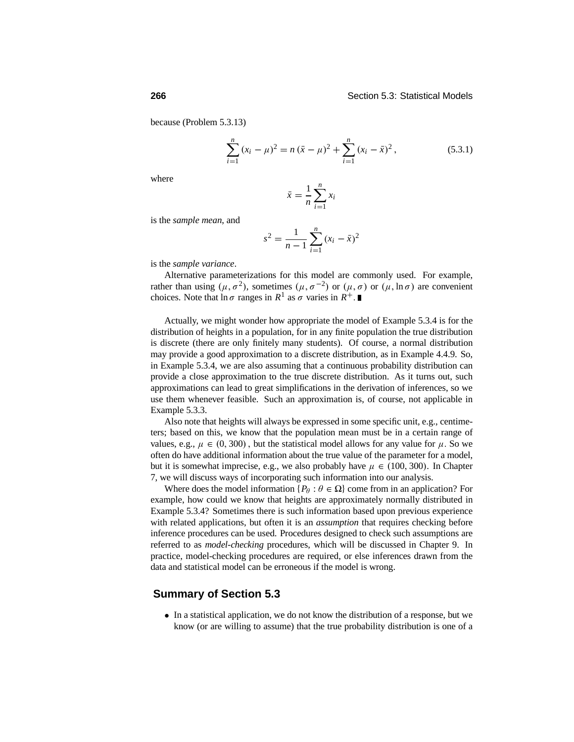because (Problem 5.3.13)

$$\sum_{i=1}^{n} (x_i - \mu)^2 = n (\bar{x} - \mu)^2 + \sum_{i=1}^{n} (x_i - \bar{x})^2, \tag{5.3.1}$$

where

$$\bar{x} = \frac{1}{n} \sum_{i=1}^{n} x_i$$

is the *sample mean*, and

$$s^2 = \frac{1}{n-1} \sum_{i=1}^{n} (x_i - \bar{x})^2$$

is the *sample variance*.

Alternative parameterizations for this model are commonly used. For example, rather than using $(\mu, \sigma^2)$, sometimes $(\mu, \sigma^{-2})$ or $(\mu, \sigma)$ or $(\mu, \ln \sigma)$ are convenient choices. Note that $\ln \sigma$ ranges in $R^1$ as $\sigma$ varies in $R^+$. ∎

Actually, we might wonder how appropriate the model of Example 5.3.4 is for the distribution of heights in a population, for in any finite population the true distribution is discrete (there are only finitely many students). Of course, a normal distribution may provide a good approximation to a discrete distribution, as in Example 4.4.9. So, in Example 5.3.4, we are also assuming that a continuous probability distribution can provide a close approximation to the true discrete distribution. As it turns out, such approximations can lead to great simplifications in the derivation of inferences, so we use them whenever feasible. Such an approximation is, of course, not applicable in Example 5.3.3.

Also note that heights will always be expressed in some specific unit, e.g., centimeters; based on this, we know that the population mean must be in a certain range of values, e.g., $\mu \in (0, 300)$, but the statistical model allows for any value for $\mu$. So we often do have additional information about the true value of the parameter for a model, but it is somewhat imprecise, e.g., we also probably have $\mu \in (100, 300)$. In Chapter 7, we will discuss ways of incorporating such information into our analysis.

Where does the model information $\{P_\theta : \theta \in \Omega\}$ come from in an application? For example, how could we know that heights are approximately normally distributed in Example 5.3.4? Sometimes there is such information based upon previous experience with related applications, but often it is an *assumption* that requires checking before inference procedures can be used. Procedures designed to check such assumptions are referred to as *model-checking* procedures, which will be discussed in Chapter 9. In practice, model-checking procedures are required, or else inferences drawn from the data and statistical model can be erroneous if the model is wrong.

## Summary of Section 5.3

- In a statistical application, we do not know the distribution of a response, but we know (or are willing to assume) that the true probability distribution is one of a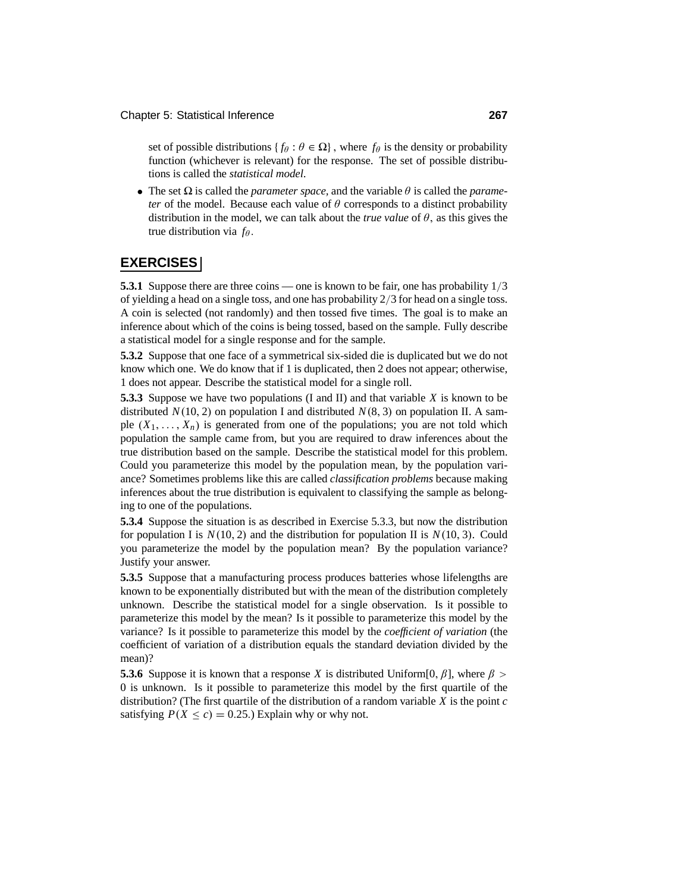set of possible distributions $\{f_\theta : \theta \in \Omega\}$, where $f_\theta$ is the density or probability function (whichever is relevant) for the response. The set of possible distributions is called the *statistical model*.

- The set $\Omega$ is called the *parameter space,* and the variable $\theta$ is called the *parameter* of the model. Because each value of $\theta$ corresponds to a distinct probability distribution in the model, we can talk about the *true value* of $\theta$, as this gives the true distribution via $f_\theta$.

## EXERCISES

**5.3.1** Suppose there are three coins — one is known to be fair, one has probability $1/3$ of yielding a head on a single toss, and one has probability $2/3$ for head on a single toss. A coin is selected (not randomly) and then tossed five times. The goal is to make an inference about which of the coins is being tossed, based on the sample. Fully describe a statistical model for a single response and for the sample.

**5.3.2** Suppose that one face of a symmetrical six-sided die is duplicated but we do not know which one. We do know that if 1 is duplicated, then 2 does not appear; otherwise, 1 does not appear. Describe the statistical model for a single roll.

**5.3.3** Suppose we have two populations (I and II) and that variable $X$ is known to be distributed $N(10, 2)$ on population I and distributed $N(8, 3)$ on population II. A sample $(X_1, \ldots, X_n)$ is generated from one of the populations; you are not told which population the sample came from, but you are required to draw inferences about the true distribution based on the sample. Describe the statistical model for this problem. Could you parameterize this model by the population mean, by the population variance? Sometimes problems like this are called *classification problems* because making inferences about the true distribution is equivalent to classifying the sample as belonging to one of the populations.

**5.3.4** Suppose the situation is as described in Exercise 5.3.3, but now the distribution for population I is $N(10, 2)$ and the distribution for population II is $N(10, 3)$. Could you parameterize the model by the population mean? By the population variance? Justify your answer.

**5.3.5** Suppose that a manufacturing process produces batteries whose lifelengths are known to be exponentially distributed but with the mean of the distribution completely unknown. Describe the statistical model for a single observation. Is it possible to parameterize this model by the mean? Is it possible to parameterize this model by the variance? Is it possible to parameterize this model by the *coefficient of variation* (the coefficient of variation of a distribution equals the standard deviation divided by the mean)?

**5.3.6** Suppose it is known that a response $X$ is distributed Uniform$[0, \beta]$, where $\beta > 0$ is unknown. Is it possible to parameterize this model by the first quartile of the distribution? (The first quartile of the distribution of a random variable $X$ is the point $c$ satisfying $P(X \leq c) = 0.25$.) Explain why or why not.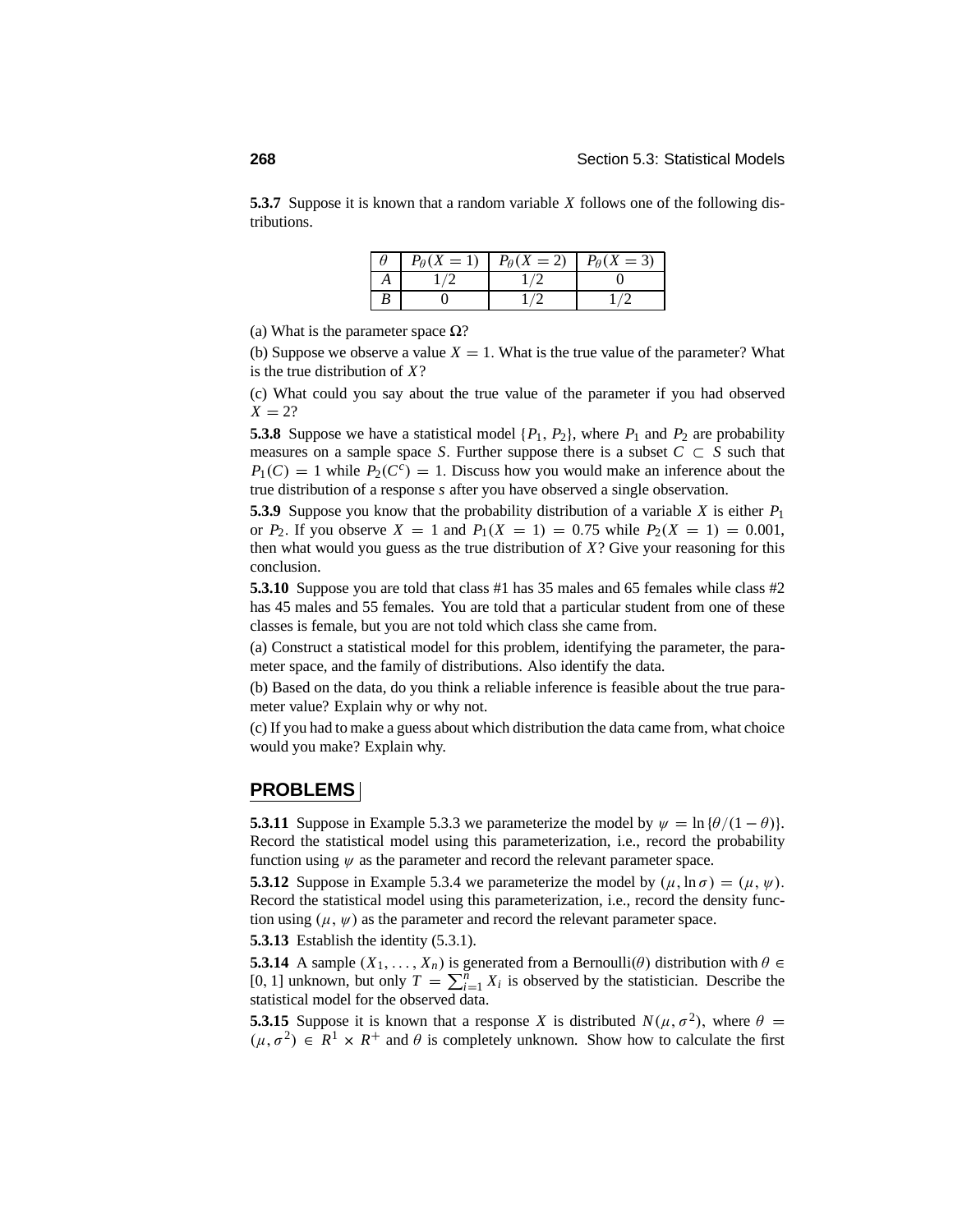**5.3.7** Suppose it is known that a random variable $X$ follows one of the following distributions.

| $\theta$ | $P_\theta(X = 1)$ | $P_\theta(X = 2)$ | $P_\theta(X = 3)$ |
|---|---|---|---|
| $A$ | $1/2$ | $1/2$ | $0$ |
| $B$ | $0$ | $1/2$ | $1/2$ |

(a) What is the parameter space $\Omega$?

(b) Suppose we observe a value $X = 1$. What is the true value of the parameter? What is the true distribution of $X$?

(c) What could you say about the true value of the parameter if you had observed $X = 2$?

**5.3.8** Suppose we have a statistical model $\{P_1, P_2\}$, where $P_1$ and $P_2$ are probability measures on a sample space $S$. Further suppose there is a subset $C \subset S$ such that $P_1(C) = 1$ while $P_2(C^c) = 1$. Discuss how you would make an inference about the true distribution of a response $s$ after you have observed a single observation.

**5.3.9** Suppose you know that the probability distribution of a variable $X$ is either $P_1$ or $P_2$. If you observe $X = 1$ and $P_1(X = 1) = 0.75$ while $P_2(X = 1) = 0.001$, then what would you guess as the true distribution of $X$? Give your reasoning for this conclusion.

**5.3.10** Suppose you are told that class #1 has 35 males and 65 females while class #2 has 45 males and 55 females. You are told that a particular student from one of these classes is female, but you are not told which class she came from.

(a) Construct a statistical model for this problem, identifying the parameter, the parameter space, and the family of distributions. Also identify the data.

(b) Based on the data, do you think a reliable inference is feasible about the true parameter value? Explain why or why not.

(c) If you had to make a guess about which distribution the data came from, what choice would you make? Explain why.

## PROBLEMS

**5.3.11** Suppose in Example 5.3.3 we parameterize the model by $\psi = \ln\{\theta/(1-\theta)\}$. Record the statistical model using this parameterization, i.e., record the probability function using $\psi$ as the parameter and record the relevant parameter space.

**5.3.12** Suppose in Example 5.3.4 we parameterize the model by $(\mu, \ln\sigma) = (\mu, \psi)$. Record the statistical model using this parameterization, i.e., record the density function using $(\mu, \psi)$ as the parameter and record the relevant parameter space.

**5.3.13** Establish the identity (5.3.1).

**5.3.14** A sample $(X_1, \ldots, X_n)$ is generated from a Bernoulli$(\theta)$ distribution with $\theta \in [0, 1]$ unknown, but only $T = \sum_{i=1}^{n} X_i$ is observed by the statistician. Describe the statistical model for the observed data.

**5.3.15** Suppose it is known that a response $X$ is distributed $N(\mu, \sigma^2)$, where $\theta = (\mu, \sigma^2) \in R^1 \times R^+$ and $\theta$ is completely unknown. Show how to calculate the first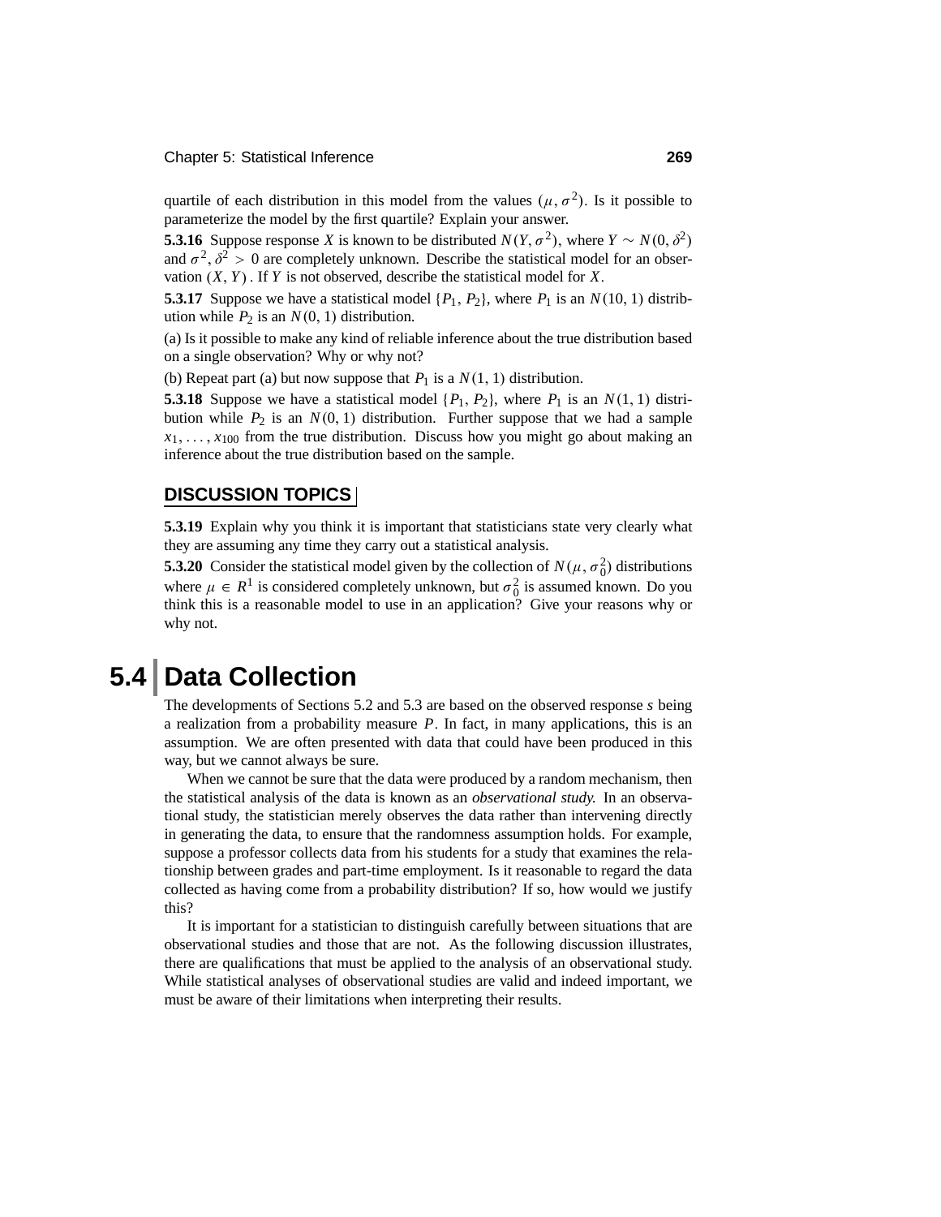quartile of each distribution in this model from the values $(\mu, \sigma^2)$. Is it possible to parameterize the model by the first quartile? Explain your answer.

**5.3.16** Suppose response $X$ is known to be distributed $N(Y, \sigma^2)$, where $Y \sim N(0, \delta^2)$ and $\sigma^2, \delta^2 > 0$ are completely unknown. Describe the statistical model for an observation $(X, Y)$. If $Y$ is not observed, describe the statistical model for $X$.

**5.3.17** Suppose we have a statistical model $\{P_1, P_2\}$, where $P_1$ is an $N(10, 1)$ distribution while $P_2$ is an $N(0, 1)$ distribution.

(a) Is it possible to make any kind of reliable inference about the true distribution based on a single observation? Why or why not?

(b) Repeat part (a) but now suppose that $P_1$ is a $N(1, 1)$ distribution.

**5.3.18** Suppose we have a statistical model $\{P_1, P_2\}$, where $P_1$ is an $N(1, 1)$ distribution while $P_2$ is an $N(0, 1)$ distribution. Further suppose that we had a sample $x_1, \ldots, x_{100}$ from the true distribution. Discuss how you might go about making an inference about the true distribution based on the sample.

### DISCUSSION TOPICS

**5.3.19** Explain why you think it is important that statisticians state very clearly what they are assuming any time they carry out a statistical analysis.

**5.3.20** Consider the statistical model given by the collection of $N(\mu, \sigma_0^2)$ distributions where $\mu \in R^1$ is considered completely unknown, but $\sigma_0^2$ is assumed known. Do you think this is a reasonable model to use in an application? Give your reasons why or why not.

## 5.4 Data Collection

The developments of Sections 5.2 and 5.3 are based on the observed response $s$ being a realization from a probability measure $P$. In fact, in many applications, this is an assumption. We are often presented with data that could have been produced in this way, but we cannot always be sure.

When we cannot be sure that the data were produced by a random mechanism, then the statistical analysis of the data is known as an *observational study.* In an observational study, the statistician merely observes the data rather than intervening directly in generating the data, to ensure that the randomness assumption holds. For example, suppose a professor collects data from his students for a study that examines the relationship between grades and part-time employment. Is it reasonable to regard the data collected as having come from a probability distribution? If so, how would we justify this?

It is important for a statistician to distinguish carefully between situations that are observational studies and those that are not. As the following discussion illustrates, there are qualifications that must be applied to the analysis of an observational study. While statistical analyses of observational studies are valid and indeed important, we must be aware of their limitations when interpreting their results.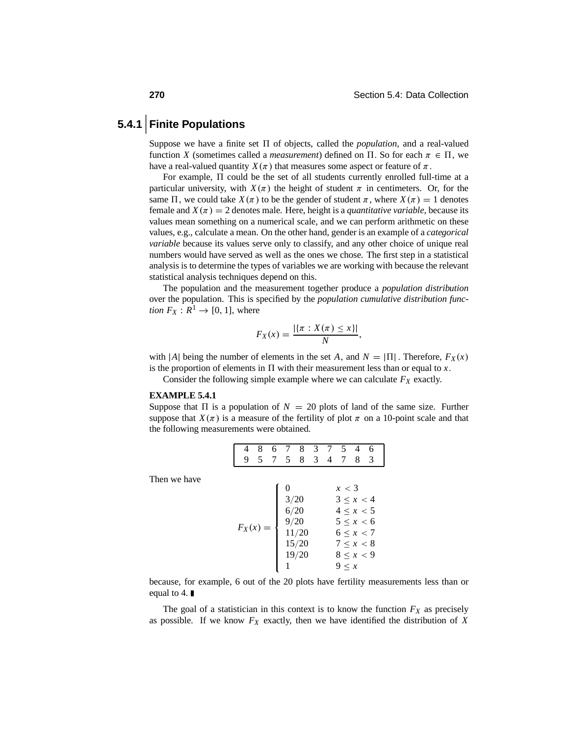## 5.4.1 Finite Populations

Suppose we have a finite set $\Pi$ of objects, called the *population*, and a real-valued function $X$ (sometimes called a *measurement*) defined on $\Pi$. So for each $\pi \in \Pi$, we have a real-valued quantity $X(\pi)$ that measures some aspect or feature of $\pi$.

For example, $\Pi$ could be the set of all students currently enrolled full-time at a particular university, with $X(\pi)$ the height of student $\pi$ in centimeters. Or, for the same $\Pi$, we could take $X(\pi)$ to be the gender of student $\pi$, where $X(\pi) = 1$ denotes female and $X(\pi) = 2$ denotes male. Here, height is a *quantitative variable*, because its values mean something on a numerical scale, and we can perform arithmetic on these values, e.g., calculate a mean. On the other hand, gender is an example of a *categorical variable* because its values serve only to classify, and any other choice of unique real numbers would have served as well as the ones we chose. The first step in a statistical analysis is to determine the types of variables we are working with because the relevant statistical analysis techniques depend on this.

The population and the measurement together produce a *population distribution* over the population. This is specified by the *population cumulative distribution function* $F_X : R^1 \to [0, 1]$, where

$$F_X(x) = \frac{|\{\pi : X(\pi) \le x\}|}{N},$$

with $|A|$ being the number of elements in the set $A$, and $N = |\Pi|$. Therefore, $F_X(x)$ is the proportion of elements in $\Pi$ with their measurement less than or equal to $x$.

Consider the following simple example where we can calculate $F_X$ exactly.

**EXAMPLE 5.4.1**

Suppose that $\Pi$ is a population of $N = 20$ plots of land of the same size. Further suppose that $X(\pi)$ is a measure of the fertility of plot $\pi$ on a 10-point scale and that the following measurements were obtained.

| | | | | | | | | | |
|---|---|---|---|---|---|---|---|---|---|
| 4 | 8 | 6 | 7 | 8 | 3 | 7 | 5 | 4 | 6 |
| 9 | 5 | 7 | 5 | 8 | 3 | 4 | 7 | 8 | 3 |

Then we have

$$F_X(x) = \begin{cases} 0 & x < 3 \\ 3/20 & 3 \le x < 4 \\ 6/20 & 4 \le x < 5 \\ 9/20 & 5 \le x < 6 \\ 11/20 & 6 \le x < 7 \\ 15/20 & 7 \le x < 8 \\ 19/20 & 8 \le x < 9 \\ 1 & 9 \le x \end{cases}$$

because, for example, 6 out of the 20 plots have fertility measurements less than or equal to 4. ∎

The goal of a statistician in this context is to know the function $F_X$ as precisely as possible. If we know $F_X$ exactly, then we have identified the distribution of $X$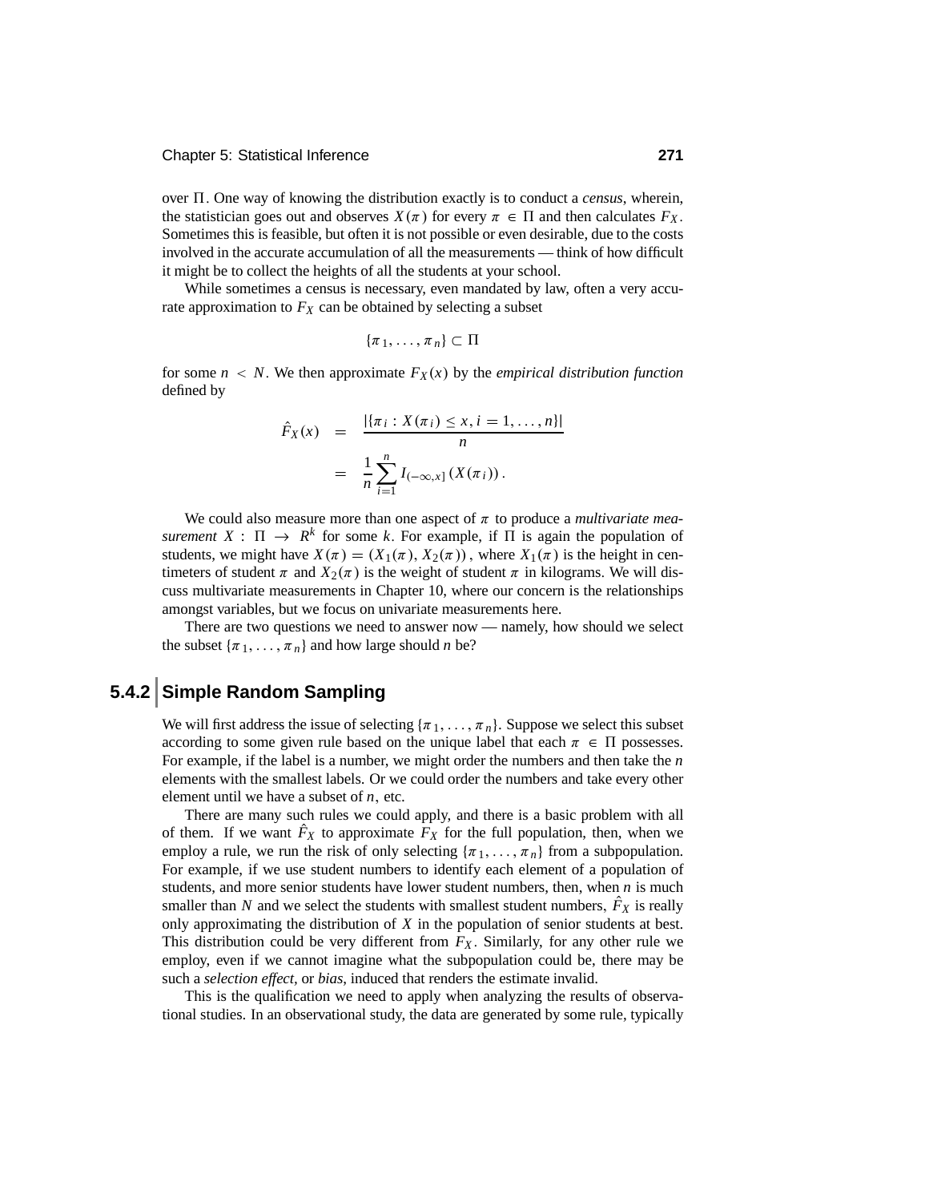over $\Pi$. One way of knowing the distribution exactly is to conduct a *census*, wherein, the statistician goes out and observes $X(\pi)$ for every $\pi \in \Pi$ and then calculates $F_X$. Sometimes this is feasible, but often it is not possible or even desirable, due to the costs involved in the accurate accumulation of all the measurements — think of how difficult it might be to collect the heights of all the students at your school.

While sometimes a census is necessary, even mandated by law, often a very accurate approximation to $F_X$ can be obtained by selecting a subset

$$\{\pi_1, \ldots, \pi_n\} \subset \Pi$$

for some $n < N$. We then approximate $F_X(x)$ by the *empirical distribution function* defined by

$$\begin{aligned} \hat{F}_X(x) &= \frac{|\{\pi_i : X(\pi_i) \le x, i = 1, \ldots, n\}|}{n} \\ &= \frac{1}{n} \sum_{i=1}^{n} I_{(-\infty, x]}(X(\pi_i)). \end{aligned}$$

We could also measure more than one aspect of $\pi$ to produce a *multivariate measurement* $X : \Pi \to R^k$ for some $k$. For example, if $\Pi$ is again the population of students, we might have $X(\pi) = (X_1(\pi), X_2(\pi))$, where $X_1(\pi)$ is the height in centimeters of student $\pi$ and $X_2(\pi)$ is the weight of student $\pi$ in kilograms. We will discuss multivariate measurements in Chapter 10, where our concern is the relationships amongst variables, but we focus on univariate measurements here.

There are two questions we need to answer now — namely, how should we select the subset $\{\pi_1, \ldots, \pi_n\}$ and how large should $n$ be?

### 5.4.2 Simple Random Sampling

We will first address the issue of selecting $\{\pi_1, \ldots, \pi_n\}$. Suppose we select this subset according to some given rule based on the unique label that each $\pi \in \Pi$ possesses. For example, if the label is a number, we might order the numbers and then take the $n$ elements with the smallest labels. Or we could order the numbers and take every other element until we have a subset of $n$, etc.

There are many such rules we could apply, and there is a basic problem with all of them. If we want $\hat{F}_X$ to approximate $F_X$ for the full population, then, when we employ a rule, we run the risk of only selecting $\{\pi_1, \ldots, \pi_n\}$ from a subpopulation. For example, if we use student numbers to identify each element of a population of students, and more senior students have lower student numbers, then, when $n$ is much smaller than $N$ and we select the students with smallest student numbers, $\hat{F}_X$ is really only approximating the distribution of $X$ in the population of senior students at best. This distribution could be very different from $F_X$. Similarly, for any other rule we employ, even if we cannot imagine what the subpopulation could be, there may be such a *selection effect*, or *bias*, induced that renders the estimate invalid.

This is the qualification we need to apply when analyzing the results of observational studies. In an observational study, the data are generated by some rule, typically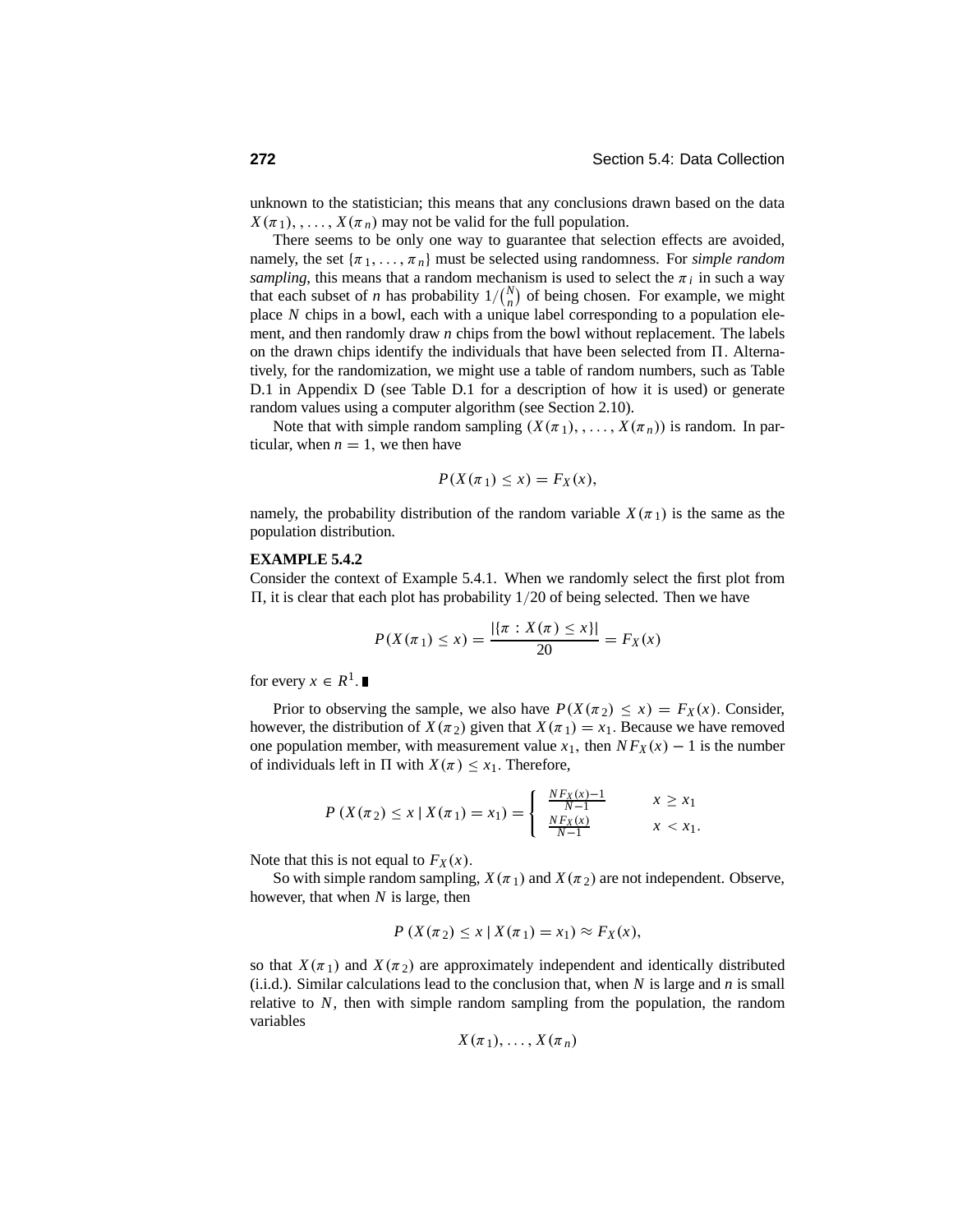unknown to the statistician; this means that any conclusions drawn based on the data $X(\pi_1), , \ldots, X(\pi_n)$ may not be valid for the full population.

There seems to be only one way to guarantee that selection effects are avoided, namely, the set $\{\pi_1, \ldots, \pi_n\}$ must be selected using randomness. For *simple random sampling*, this means that a random mechanism is used to select the $\pi_i$ in such a way that each subset of *n* has probability $1/\binom{N}{n}$ of being chosen. For example, we might place $N$ chips in a bowl, each with a unique label corresponding to a population element, and then randomly draw *n* chips from the bowl without replacement. The labels on the drawn chips identify the individuals that have been selected from $\Pi$. Alternatively, for the randomization, we might use a table of random numbers, such as Table D.1 in Appendix D (see Table D.1 for a description of how it is used) or generate random values using a computer algorithm (see Section 2.10).

Note that with simple random sampling $(X(\pi_1), , \ldots, X(\pi_n))$ is random. In particular, when $n = 1$, we then have

$$P(X(\pi_1) \le x) = F_X(x),$$

namely, the probability distribution of the random variable $X(\pi_1)$ is the same as the population distribution.

**EXAMPLE 5.4.2**

Consider the context of Example 5.4.1. When we randomly select the first plot from $\Pi$, it is clear that each plot has probability $1/20$ of being selected. Then we have

$$P(X(\pi_1) \le x) = \frac{|\{\pi : X(\pi) \le x\}|}{20} = F_X(x)$$

for every $x \in R^1$. ∎

Prior to observing the sample, we also have $P(X(\pi_2) \le x) = F_X(x)$. Consider, however, the distribution of $X(\pi_2)$ given that $X(\pi_1) = x_1$. Because we have removed one population member, with measurement value $x_1$, then $NF_X(x) - 1$ is the number of individuals left in $\Pi$ with $X(\pi) \le x_1$. Therefore,

$$P\left(X(\pi_2) \le x \mid X(\pi_1) = x_1\right) = \begin{cases} \frac{NF_X(x)-1}{N-1} & x \ge x_1 \\ \frac{NF_X(x)}{N-1} & x < x_1. \end{cases}$$

Note that this is not equal to $F_X(x)$.

So with simple random sampling, $X(\pi_1)$ and $X(\pi_2)$ are not independent. Observe, however, that when $N$ is large, then

$$P\left(X(\pi_2) \le x \mid X(\pi_1) = x_1\right) \approx F_X(x),$$

so that $X(\pi_1)$ and $X(\pi_2)$ are approximately independent and identically distributed (i.i.d.). Similar calculations lead to the conclusion that, when $N$ is large and *n* is small relative to $N$, then with simple random sampling from the population, the random variables

$$X(\pi_1), \ldots, X(\pi_n)$$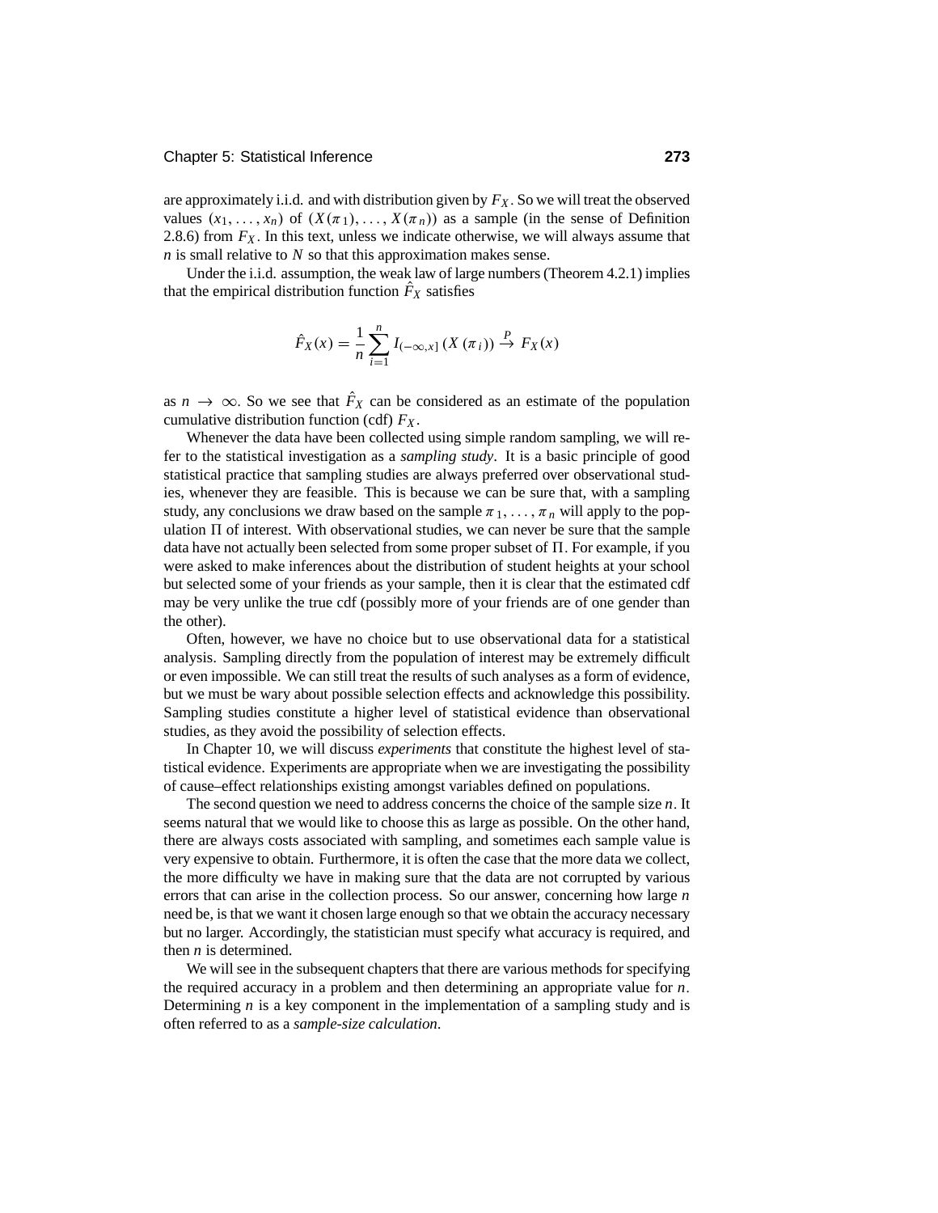are approximately i.i.d. and with distribution given by $F_X$. So we will treat the observed values $(x_1, \ldots, x_n)$ of $(X(\pi_1), \ldots, X(\pi_n))$ as a sample (in the sense of Definition 2.8.6) from $F_X$. In this text, unless we indicate otherwise, we will always assume that $n$ is small relative to $N$ so that this approximation makes sense.

Under the i.i.d. assumption, the weak law of large numbers (Theorem 4.2.1) implies that the empirical distribution function $\hat{F}_X$ satisfies

$$\hat{F}_X(x) = \frac{1}{n} \sum_{i=1}^{n} I_{(-\infty, x]}(X(\pi_i)) \xrightarrow{P} F_X(x)$$

as $n \to \infty$. So we see that $\hat{F}_X$ can be considered as an estimate of the population cumulative distribution function (cdf) $F_X$.

Whenever the data have been collected using simple random sampling, we will refer to the statistical investigation as a *sampling study*. It is a basic principle of good statistical practice that sampling studies are always preferred over observational studies, whenever they are feasible. This is because we can be sure that, with a sampling study, any conclusions we draw based on the sample $\pi_1, \ldots, \pi_n$ will apply to the population $\Pi$ of interest. With observational studies, we can never be sure that the sample data have not actually been selected from some proper subset of $\Pi$. For example, if you were asked to make inferences about the distribution of student heights at your school but selected some of your friends as your sample, then it is clear that the estimated cdf may be very unlike the true cdf (possibly more of your friends are of one gender than the other).

Often, however, we have no choice but to use observational data for a statistical analysis. Sampling directly from the population of interest may be extremely difficult or even impossible. We can still treat the results of such analyses as a form of evidence, but we must be wary about possible selection effects and acknowledge this possibility. Sampling studies constitute a higher level of statistical evidence than observational studies, as they avoid the possibility of selection effects.

In Chapter 10, we will discuss *experiments* that constitute the highest level of statistical evidence. Experiments are appropriate when we are investigating the possibility of cause–effect relationships existing amongst variables defined on populations.

The second question we need to address concerns the choice of the sample size $n$. It seems natural that we would like to choose this as large as possible. On the other hand, there are always costs associated with sampling, and sometimes each sample value is very expensive to obtain. Furthermore, it is often the case that the more data we collect, the more difficulty we have in making sure that the data are not corrupted by various errors that can arise in the collection process. So our answer, concerning how large $n$ need be, is that we want it chosen large enough so that we obtain the accuracy necessary but no larger. Accordingly, the statistician must specify what accuracy is required, and then $n$ is determined.

We will see in the subsequent chapters that there are various methods for specifying the required accuracy in a problem and then determining an appropriate value for $n$. Determining $n$ is a key component in the implementation of a sampling study and is often referred to as a *sample-size calculation*.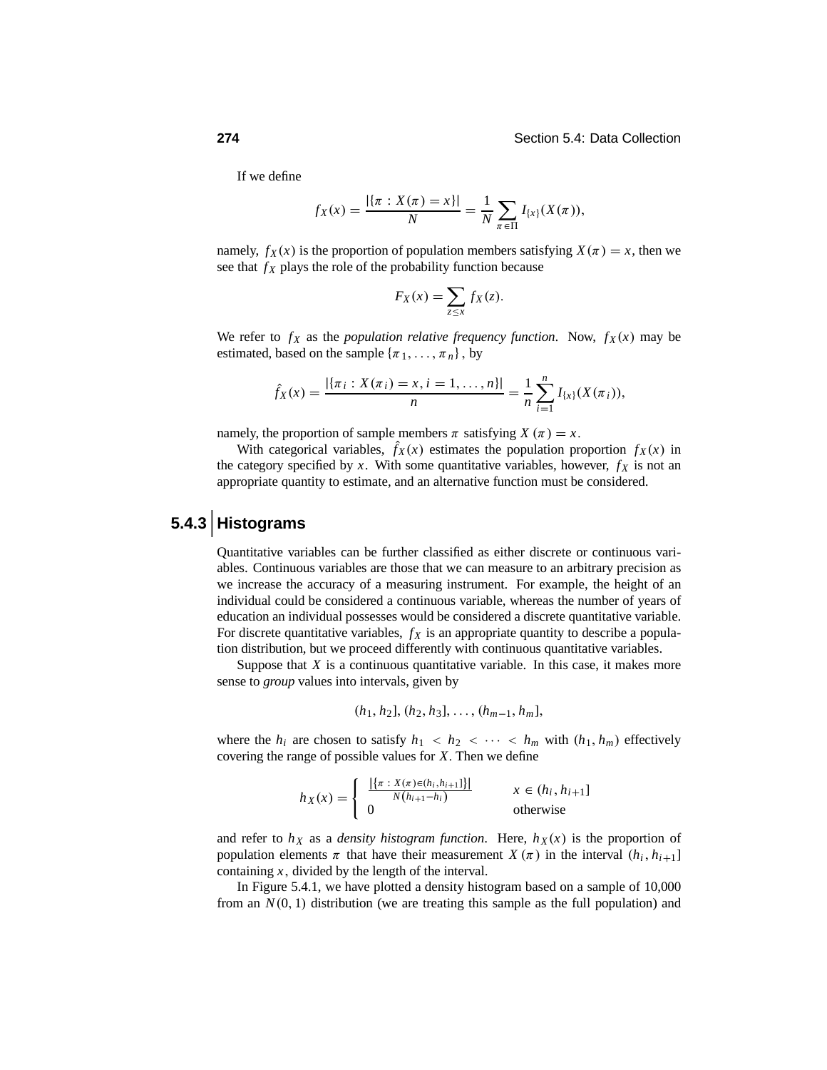If we define

$$f_X(x) = \frac{|\{\pi : X(\pi) = x\}|}{N} = \frac{1}{N} \sum_{\pi \in \Pi} I_{\{x\}}(X(\pi)),$$

namely, $f_X(x)$ is the proportion of population members satisfying $X(\pi) = x$, then we see that $f_X$ plays the role of the probability function because

$$F_X(x) = \sum_{z \le x} f_X(z).$$

We refer to $f_X$ as the *population relative frequency function*. Now, $f_X(x)$ may be estimated, based on the sample $\{\pi_1, \ldots, \pi_n\}$, by

$$\hat{f}_X(x) = \frac{|\{\pi_i : X(\pi_i) = x, i = 1, \ldots, n\}|}{n} = \frac{1}{n} \sum_{i=1}^{n} I_{\{x\}}(X(\pi_i)),$$

namely, the proportion of sample members $\pi$ satisfying $X(\pi) = x$.

With categorical variables, $\hat{f}_X(x)$ estimates the population proportion $f_X(x)$ in the category specified by $x$. With some quantitative variables, however, $f_X$ is not an appropriate quantity to estimate, and an alternative function must be considered.

## 5.4.3 Histograms

Quantitative variables can be further classified as either discrete or continuous variables. Continuous variables are those that we can measure to an arbitrary precision as we increase the accuracy of a measuring instrument. For example, the height of an individual could be considered a continuous variable, whereas the number of years of education an individual possesses would be considered a discrete quantitative variable. For discrete quantitative variables, $f_X$ is an appropriate quantity to describe a population distribution, but we proceed differently with continuous quantitative variables.

Suppose that $X$ is a continuous quantitative variable. In this case, it makes more sense to *group* values into intervals, given by

$$(h_1, h_2], (h_2, h_3], \ldots, (h_{m-1}, h_m],$$

where the $h_i$ are chosen to satisfy $h_1 < h_2 < \cdots < h_m$ with $(h_1, h_m)$ effectively covering the range of possible values for $X$. Then we define

$$h_X(x) = \begin{cases} \frac{|\{\pi : X(\pi) \in (h_i, h_{i+1}]\}|}{N(h_{i+1} - h_i)} & x \in (h_i, h_{i+1}] \\ 0 & \text{otherwise} \end{cases}$$

and refer to $h_X$ as a *density histogram function*. Here, $h_X(x)$ is the proportion of population elements $\pi$ that have their measurement $X(\pi)$ in the interval $(h_i, h_{i+1}]$ containing $x$, divided by the length of the interval.

In Figure 5.4.1, we have plotted a density histogram based on a sample of 10,000 from an $N(0, 1)$ distribution (we are treating this sample as the full population) and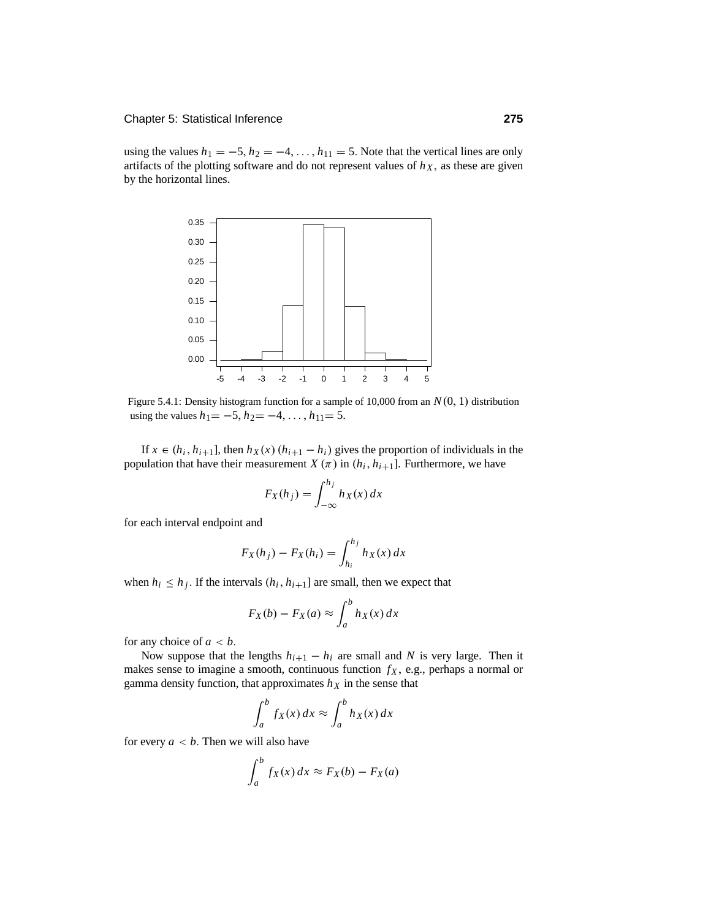using the values $h_1 = -5, h_2 = -4, \ldots, h_{11} = 5$. Note that the vertical lines are only artifacts of the plotting software and do not represent values of $h_X$, as these are given by the horizontal lines.

Figure 5.4.1: Density histogram function for a sample of 10,000 from an $N(0, 1)$ distribution using the values $h_1 = -5, h_2 = -4, \ldots, h_{11} = 5$.

If $x \in (h_i, h_{i+1}]$, then $h_X(x)(h_{i+1} - h_i)$ gives the proportion of individuals in the population that have their measurement $X(\pi)$ in $(h_i, h_{i+1}]$. Furthermore, we have

$$F_X(h_j) = \int_{-\infty}^{h_j} h_X(x)\, dx$$

for each interval endpoint and

$$F_X(h_j) - F_X(h_i) = \int_{h_i}^{h_j} h_X(x)\, dx$$

when $h_i \le h_j$. If the intervals $(h_i, h_{i+1}]$ are small, then we expect that

$$F_X(b) - F_X(a) \approx \int_a^b h_X(x)\, dx$$

for any choice of $a < b$.

Now suppose that the lengths $h_{i+1} - h_i$ are small and $N$ is very large. Then it makes sense to imagine a smooth, continuous function $f_X$, e.g., perhaps a normal or gamma density function, that approximates $h_X$ in the sense that

$$\int_a^b f_X(x)\, dx \approx \int_a^b h_X(x)\, dx$$

for every $a < b$. Then we will also have

$$\int_a^b f_X(x)\, dx \approx F_X(b) - F_X(a)$$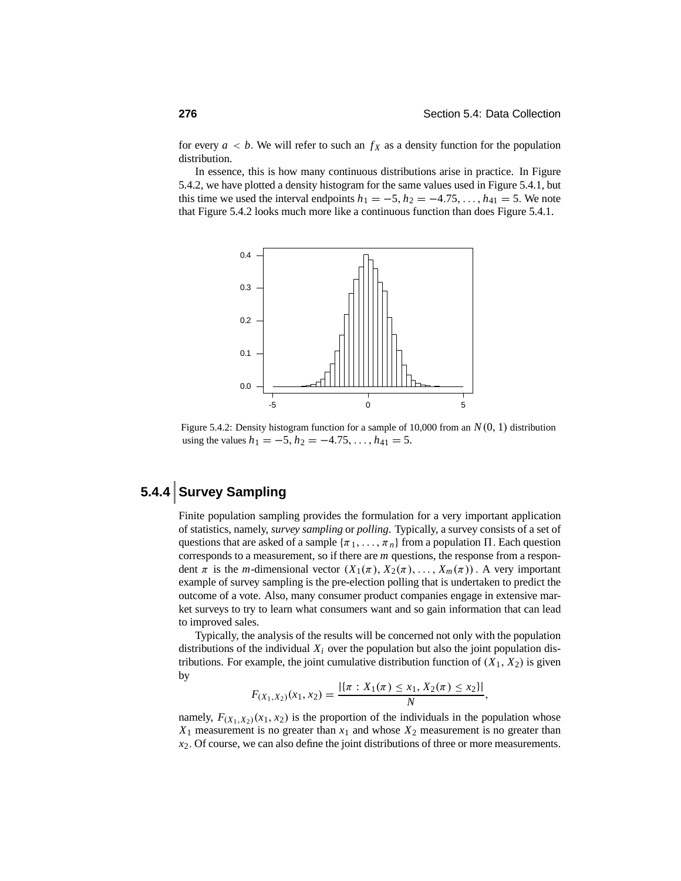for every $a < b$. We will refer to such an $f_X$ as a density function for the population distribution.

In essence, this is how many continuous distributions arise in practice. In Figure 5.4.2, we have plotted a density histogram for the same values used in Figure 5.4.1, but this time we used the interval endpoints $h_1 = -5, h_2 = -4.75, \ldots, h_{41} = 5$. We note that Figure 5.4.2 looks much more like a continuous function than does Figure 5.4.1.

Figure 5.4.2: Density histogram function for a sample of 10,000 from an $N(0, 1)$ distribution using the values $h_1 = -5, h_2 = -4.75, \ldots, h_{41} = 5$.

## 5.4.4 Survey Sampling

Finite population sampling provides the formulation for a very important application of statistics, namely, *survey sampling* or *polling*. Typically, a survey consists of a set of questions that are asked of a sample $\{\pi_1, \ldots, \pi_n\}$ from a population $\Pi$. Each question corresponds to a measurement, so if there are $m$ questions, the response from a respondent $\pi$ is the $m$-dimensional vector $(X_1(\pi), X_2(\pi), \ldots, X_m(\pi))$. A very important example of survey sampling is the pre-election polling that is undertaken to predict the outcome of a vote. Also, many consumer product companies engage in extensive market surveys to try to learn what consumers want and so gain information that can lead to improved sales.

Typically, the analysis of the results will be concerned not only with the population distributions of the individual $X_i$ over the population but also the joint population distributions. For example, the joint cumulative distribution function of $(X_1, X_2)$ is given by

$$F_{(X_1,X_2)}(x_1, x_2) = \frac{|\{\pi : X_1(\pi) \le x_1, X_2(\pi) \le x_2\}|}{N},$$

namely, $F_{(X_1,X_2)}(x_1, x_2)$ is the proportion of the individuals in the population whose $X_1$ measurement is no greater than $x_1$ and whose $X_2$ measurement is no greater than $x_2$. Of course, we can also define the joint distributions of three or more measurements.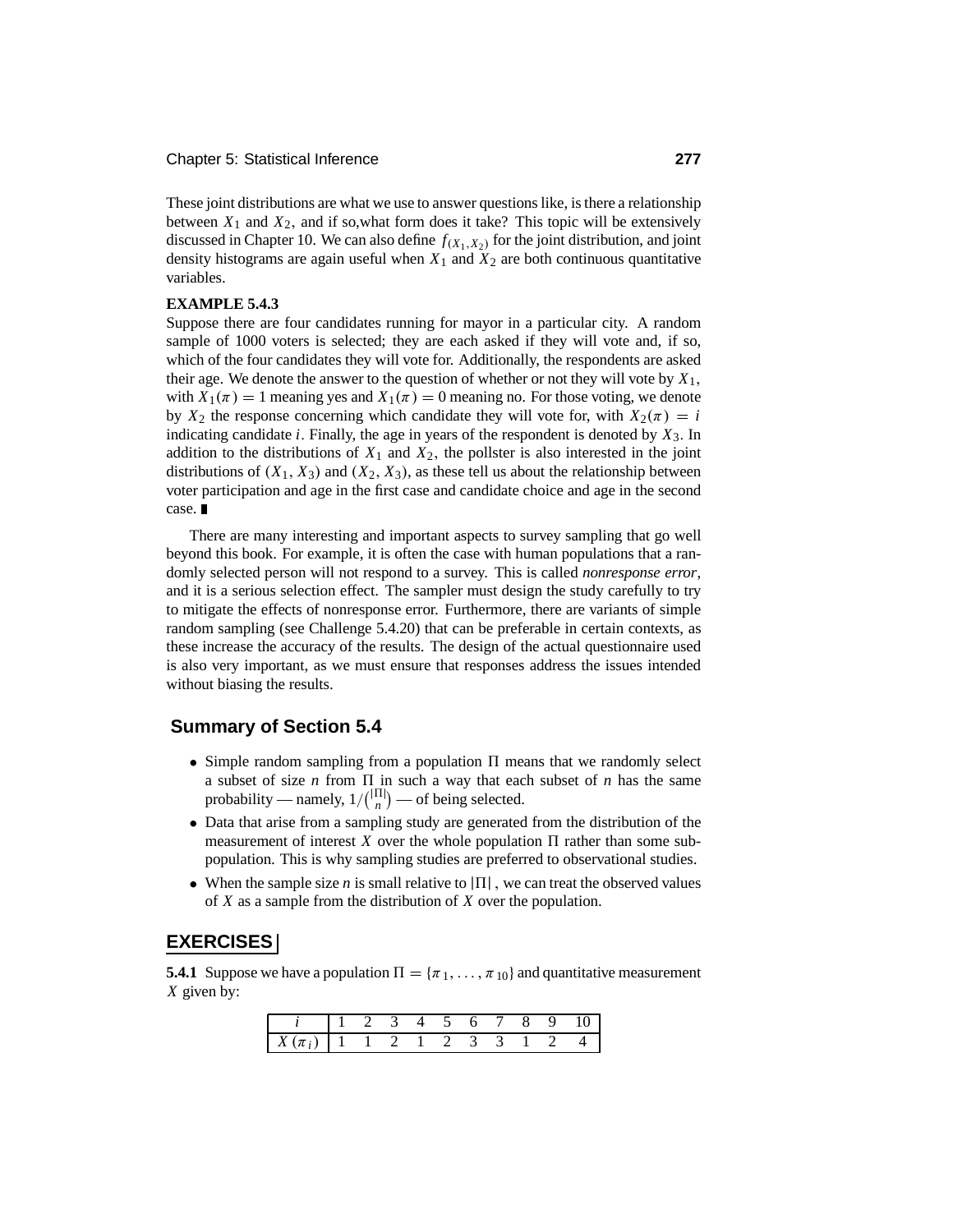These joint distributions are what we use to answer questions like, is there a relationship between $X_1$ and $X_2$, and if so,what form does it take? This topic will be extensively discussed in Chapter 10. We can also define $f_{(X_1,X_2)}$ for the joint distribution, and joint density histograms are again useful when $X_1$ and $X_2$ are both continuous quantitative variables.

**EXAMPLE 5.4.3**

Suppose there are four candidates running for mayor in a particular city. A random sample of 1000 voters is selected; they are each asked if they will vote and, if so, which of the four candidates they will vote for. Additionally, the respondents are asked their age. We denote the answer to the question of whether or not they will vote by $X_1$, with $X_1(\pi) = 1$ meaning yes and $X_1(\pi) = 0$ meaning no. For those voting, we denote by $X_2$ the response concerning which candidate they will vote for, with $X_2(\pi) = i$ indicating candidate $i$. Finally, the age in years of the respondent is denoted by $X_3$. In addition to the distributions of $X_1$ and $X_2$, the pollster is also interested in the joint distributions of $(X_1, X_3)$ and $(X_2, X_3)$, as these tell us about the relationship between voter participation and age in the first case and candidate choice and age in the second case. ∎

There are many interesting and important aspects to survey sampling that go well beyond this book. For example, it is often the case with human populations that a randomly selected person will not respond to a survey. This is called *nonresponse error*, and it is a serious selection effect. The sampler must design the study carefully to try to mitigate the effects of nonresponse error. Furthermore, there are variants of simple random sampling (see Challenge 5.4.20) that can be preferable in certain contexts, as these increase the accuracy of the results. The design of the actual questionnaire used is also very important, as we must ensure that responses address the issues intended without biasing the results.

## Summary of Section 5.4

- Simple random sampling from a population $\Pi$ means that we randomly select a subset of size $n$ from $\Pi$ in such a way that each subset of $n$ has the same probability — namely, $1/\binom{|\Pi|}{n}$ — of being selected.
- Data that arise from a sampling study are generated from the distribution of the measurement of interest $X$ over the whole population $\Pi$ rather than some subpopulation. This is why sampling studies are preferred to observational studies.
- When the sample size $n$ is small relative to $|\Pi|$, we can treat the observed values of $X$ as a sample from the distribution of $X$ over the population.

## EXERCISES

**5.4.1** Suppose we have a population $\Pi = \{\pi_1, \ldots, \pi_{10}\}$ and quantitative measurement $X$ given by:

| $i$ | 1 | 2 | 3 | 4 | 5 | 6 | 7 | 8 | 9 | 10 |
|---|---|---|---|---|---|---|---|---|---|---|
| $X(\pi_i)$ | 1 | 1 | 2 | 1 | 2 | 3 | 3 | 1 | 2 | 4 |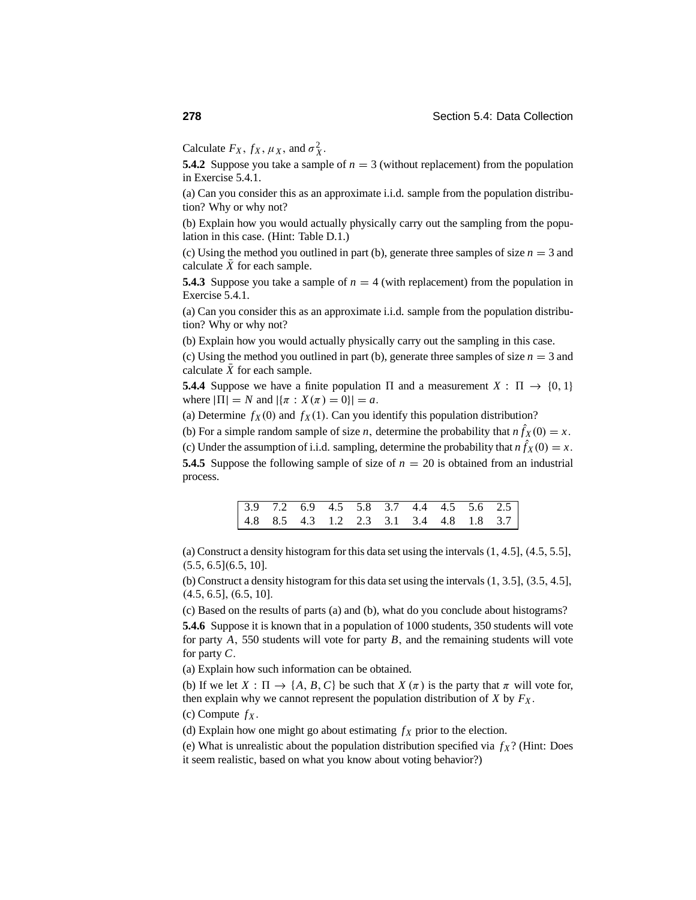Calculate $F_X$, $f_X$, $\mu_X$, and $\sigma_X^2$.

**5.4.2** Suppose you take a sample of $n = 3$ (without replacement) from the population in Exercise 5.4.1.

(a) Can you consider this as an approximate i.i.d. sample from the population distribution? Why or why not?

(b) Explain how you would actually physically carry out the sampling from the population in this case. (Hint: Table D.1.)

(c) Using the method you outlined in part (b), generate three samples of size $n = 3$ and calculate $\bar{X}$ for each sample.

**5.4.3** Suppose you take a sample of $n = 4$ (with replacement) from the population in Exercise 5.4.1.

(a) Can you consider this as an approximate i.i.d. sample from the population distribution? Why or why not?

(b) Explain how you would actually physically carry out the sampling in this case.

(c) Using the method you outlined in part (b), generate three samples of size $n = 3$ and calculate $\bar{X}$ for each sample.

**5.4.4** Suppose we have a finite population $\Pi$ and a measurement $X : \Pi \to \{0, 1\}$ where $|\Pi| = N$ and $|\{\pi : X(\pi) = 0\}| = a$.

(a) Determine $f_X(0)$ and $f_X(1)$. Can you identify this population distribution?

(b) For a simple random sample of size $n$, determine the probability that $n\hat{f}_X(0) = x$.

(c) Under the assumption of i.i.d. sampling, determine the probability that $n\hat{f}_X(0) = x$.

**5.4.5** Suppose the following sample of size of $n = 20$ is obtained from an industrial process.

| | | | | | | | | | |
|---|---|---|---|---|---|---|---|---|---|
| 3.9 | 7.2 | 6.9 | 4.5 | 5.8 | 3.7 | 4.4 | 4.5 | 5.6 | 2.5 |
| 4.8 | 8.5 | 4.3 | 1.2 | 2.3 | 3.1 | 3.4 | 4.8 | 1.8 | 3.7 |

(a) Construct a density histogram for this data set using the intervals $(1, 4.5]$, $(4.5, 5.5]$, $(5.5, 6.5](6.5, 10]$.

(b) Construct a density histogram for this data set using the intervals $(1, 3.5]$, $(3.5, 4.5]$, $(4.5, 6.5]$, $(6.5, 10]$.

(c) Based on the results of parts (a) and (b), what do you conclude about histograms?

**5.4.6** Suppose it is known that in a population of 1000 students, 350 students will vote for party $A$, 550 students will vote for party $B$, and the remaining students will vote for party $C$.

(a) Explain how such information can be obtained.

(b) If we let $X : \Pi \to \{A, B, C\}$ be such that $X(\pi)$ is the party that $\pi$ will vote for, then explain why we cannot represent the population distribution of $X$ by $F_X$.

(c) Compute $f_X$.

(d) Explain how one might go about estimating $f_X$ prior to the election.

(e) What is unrealistic about the population distribution specified via $f_X$? (Hint: Does it seem realistic, based on what you know about voting behavior?)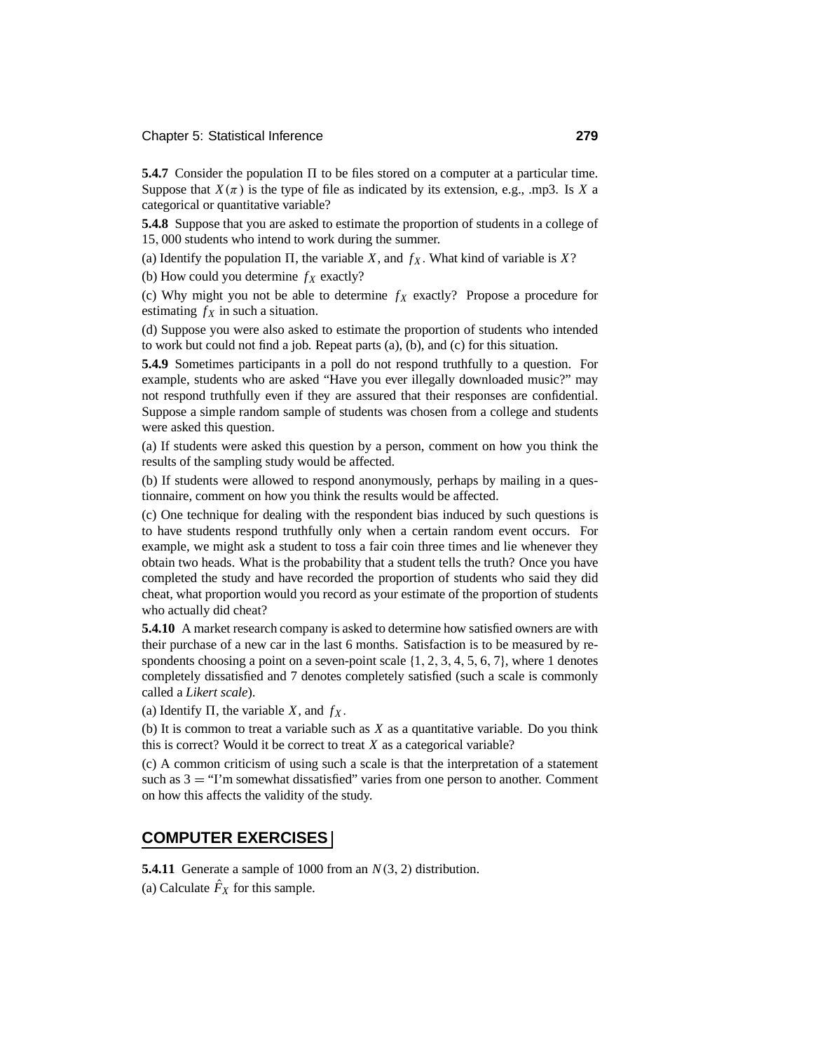**5.4.7** Consider the population $\Pi$ to be files stored on a computer at a particular time. Suppose that $X(\pi)$ is the type of file as indicated by its extension, e.g., .mp3. Is $X$ a categorical or quantitative variable?

**5.4.8** Suppose that you are asked to estimate the proportion of students in a college of 15,000 students who intend to work during the summer.

(a) Identify the population $\Pi$, the variable $X$, and $f_X$. What kind of variable is $X$?

(b) How could you determine $f_X$ exactly?

(c) Why might you not be able to determine $f_X$ exactly? Propose a procedure for estimating $f_X$ in such a situation.

(d) Suppose you were also asked to estimate the proportion of students who intended to work but could not find a job. Repeat parts (a), (b), and (c) for this situation.

**5.4.9** Sometimes participants in a poll do not respond truthfully to a question. For example, students who are asked "Have you ever illegally downloaded music?" may not respond truthfully even if they are assured that their responses are confidential. Suppose a simple random sample of students was chosen from a college and students were asked this question.

(a) If students were asked this question by a person, comment on how you think the results of the sampling study would be affected.

(b) If students were allowed to respond anonymously, perhaps by mailing in a questionnaire, comment on how you think the results would be affected.

(c) One technique for dealing with the respondent bias induced by such questions is to have students respond truthfully only when a certain random event occurs. For example, we might ask a student to toss a fair coin three times and lie whenever they obtain two heads. What is the probability that a student tells the truth? Once you have completed the study and have recorded the proportion of students who said they did cheat, what proportion would you record as your estimate of the proportion of students who actually did cheat?

**5.4.10** A market research company is asked to determine how satisfied owners are with their purchase of a new car in the last 6 months. Satisfaction is to be measured by respondents choosing a point on a seven-point scale {1, 2, 3, 4, 5, 6, 7}, where 1 denotes completely dissatisfied and 7 denotes completely satisfied (such a scale is commonly called a *Likert scale*).

(a) Identify $\Pi$, the variable $X$, and $f_X$.

(b) It is common to treat a variable such as $X$ as a quantitative variable. Do you think this is correct? Would it be correct to treat $X$ as a categorical variable?

(c) A common criticism of using such a scale is that the interpretation of a statement such as 3 = "I'm somewhat dissatisfied" varies from one person to another. Comment on how this affects the validity of the study.

## COMPUTER EXERCISES

**5.4.11** Generate a sample of 1000 from an $N(3, 2)$ distribution.

(a) Calculate $\hat{F}_X$ for this sample.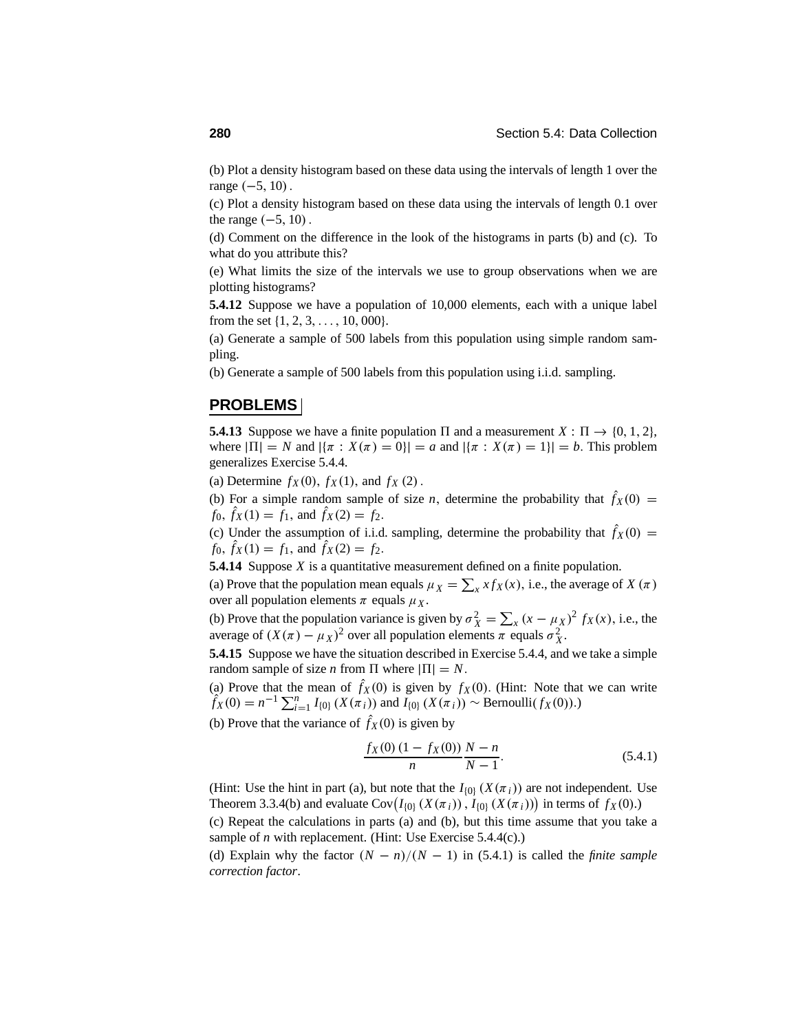(b) Plot a density histogram based on these data using the intervals of length 1 over the range $(-5, 10)$.

(c) Plot a density histogram based on these data using the intervals of length 0.1 over the range $(-5, 10)$.

(d) Comment on the difference in the look of the histograms in parts (b) and (c). To what do you attribute this?

(e) What limits the size of the intervals we use to group observations when we are plotting histograms?

**5.4.12** Suppose we have a population of 10,000 elements, each with a unique label from the set $\{1, 2, 3, \ldots, 10, 000\}$.

(a) Generate a sample of 500 labels from this population using simple random sampling.

(b) Generate a sample of 500 labels from this population using i.i.d. sampling.

## PROBLEMS

**5.4.13** Suppose we have a finite population $\Pi$ and a measurement $X : \Pi \to \{0, 1, 2\}$, where $|\Pi| = N$ and $|\{\pi : X(\pi) = 0\}| = a$ and $|\{\pi : X(\pi) = 1\}| = b$. This problem generalizes Exercise 5.4.4.

(a) Determine $f_X(0)$, $f_X(1)$, and $f_X(2)$.

(b) For a simple random sample of size $n$, determine the probability that $\hat{f}_X(0) = f_0$, $\hat{f}_X(1) = f_1$, and $\hat{f}_X(2) = f_2$.

(c) Under the assumption of i.i.d. sampling, determine the probability that $\hat{f}_X(0) = f_0$, $\hat{f}_X(1) = f_1$, and $\hat{f}_X(2) = f_2$.

**5.4.14** Suppose $X$ is a quantitative measurement defined on a finite population.

(a) Prove that the population mean equals $\mu_X = \sum_x x f_X(x)$, i.e., the average of $X(\pi)$ over all population elements $\pi$ equals $\mu_X$.

(b) Prove that the population variance is given by $\sigma_X^2 = \sum_x (x - \mu_X)^2 f_X(x)$, i.e., the average of $(X(\pi) - \mu_X)^2$ over all population elements $\pi$ equals $\sigma_X^2$.

**5.4.15** Suppose we have the situation described in Exercise 5.4.4, and we take a simple random sample of size $n$ from $\Pi$ where $|\Pi| = N$.

(a) Prove that the mean of $\hat{f}_X(0)$ is given by $f_X(0)$. (Hint: Note that we can write $\hat{f}_X(0) = n^{-1} \sum_{i=1}^n I_{\{0\}}(X(\pi_i))$ and $I_{\{0\}}(X(\pi_i)) \sim \text{Bernoulli}(f_X(0))$.)

(b) Prove that the variance of $\hat{f}_X(0)$ is given by

$$\frac{f_X(0)\,(1 - f_X(0))}{n} \frac{N - n}{N - 1}. \tag{5.4.1}$$

(Hint: Use the hint in part (a), but note that the $I_{\{0\}}(X(\pi_i))$ are not independent. Use Theorem 3.3.4(b) and evaluate $\text{Cov}\left(I_{\{0\}}(X(\pi_i)), I_{\{0\}}(X(\pi_i))\right)$ in terms of $f_X(0)$.)

(c) Repeat the calculations in parts (a) and (b), but this time assume that you take a sample of $n$ with replacement. (Hint: Use Exercise 5.4.4(c).)

(d) Explain why the factor $(N - n)/(N - 1)$ in (5.4.1) is called the *finite sample correction factor*.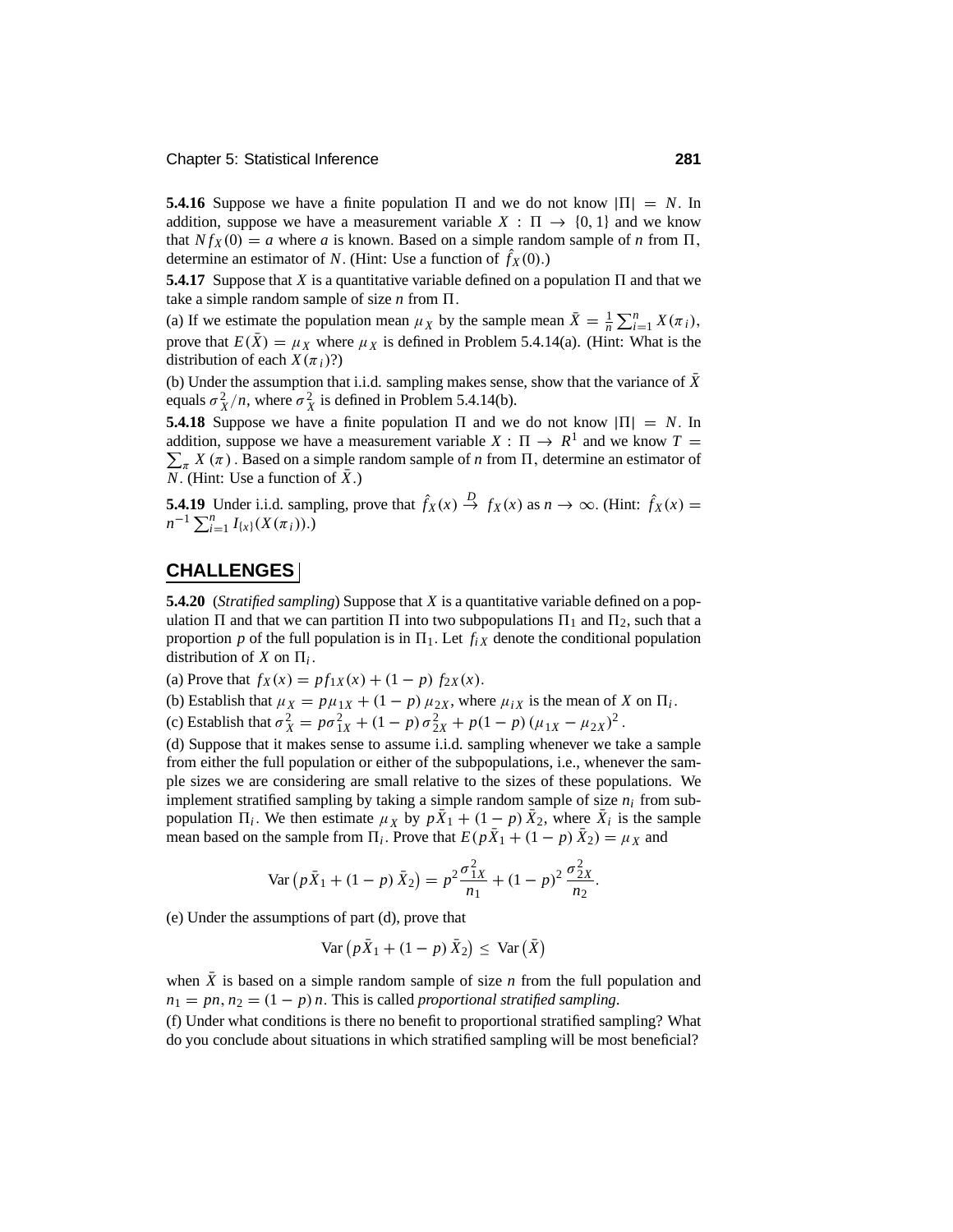**5.4.16** Suppose we have a finite population $\Pi$ and we do not know $|\Pi| = N$. In addition, suppose we have a measurement variable $X : \Pi \to \{0, 1\}$ and we know that $N f_X(0) = a$ where $a$ is known. Based on a simple random sample of $n$ from $\Pi$, determine an estimator of $N$. (Hint: Use a function of $\hat{f}_X(0)$.)

**5.4.17** Suppose that $X$ is a quantitative variable defined on a population $\Pi$ and that we take a simple random sample of size $n$ from $\Pi$.

(a) If we estimate the population mean $\mu_X$ by the sample mean $\bar{X} = \frac{1}{n}\sum_{i=1}^{n} X(\pi_i)$, prove that $E(\bar{X}) = \mu_X$ where $\mu_X$ is defined in Problem 5.4.14(a). (Hint: What is the distribution of each $X(\pi_i)$?)

(b) Under the assumption that i.i.d. sampling makes sense, show that the variance of $\bar{X}$ equals $\sigma_X^2/n$, where $\sigma_X^2$ is defined in Problem 5.4.14(b).

**5.4.18** Suppose we have a finite population $\Pi$ and we do not know $|\Pi| = N$. In addition, suppose we have a measurement variable $X : \Pi \to R^1$ and we know $T = \sum_\pi X(\pi)$. Based on a simple random sample of $n$ from $\Pi$, determine an estimator of $N$. (Hint: Use a function of $\bar{X}$.)

**5.4.19** Under i.i.d. sampling, prove that $\hat{f}_X(x) \xrightarrow{D} f_X(x)$ as $n \to \infty$. (Hint: $\hat{f}_X(x) = n^{-1}\sum_{i=1}^{n} I_{\{x\}}(X(\pi_i))$.)

## CHALLENGES

**5.4.20** (*Stratified sampling*) Suppose that $X$ is a quantitative variable defined on a population $\Pi$ and that we can partition $\Pi$ into two subpopulations $\Pi_1$ and $\Pi_2$, such that a proportion $p$ of the full population is in $\Pi_1$. Let $f_{iX}$ denote the conditional population distribution of $X$ on $\Pi_i$.

(a) Prove that $f_X(x) = p f_{1X}(x) + (1-p)\, f_{2X}(x)$.

(b) Establish that $\mu_X = p\mu_{1X} + (1-p)\,\mu_{2X}$, where $\mu_{iX}$ is the mean of $X$ on $\Pi_i$.

(c) Establish that $\sigma_X^2 = p\sigma_{1X}^2 + (1-p)\,\sigma_{2X}^2 + p(1-p)\,(\mu_{1X} - \mu_{2X})^2$.

(d) Suppose that it makes sense to assume i.i.d. sampling whenever we take a sample from either the full population or either of the subpopulations, i.e., whenever the sample sizes we are considering are small relative to the sizes of these populations. We implement stratified sampling by taking a simple random sample of size $n_i$ from subpopulation $\Pi_i$. We then estimate $\mu_X$ by $p\bar{X}_1 + (1-p)\,\bar{X}_2$, where $\bar{X}_i$ is the sample mean based on the sample from $\Pi_i$. Prove that $E(p\bar{X}_1 + (1-p)\,\bar{X}_2) = \mu_X$ and

$$\operatorname{Var}\left(p\bar{X}_1 + (1-p)\,\bar{X}_2\right) = p^2\frac{\sigma_{1X}^2}{n_1} + (1-p)^2\,\frac{\sigma_{2X}^2}{n_2}.$$

(e) Under the assumptions of part (d), prove that

$$\operatorname{Var}\left(p\bar{X}_1 + (1-p)\,\bar{X}_2\right) \le \operatorname{Var}\left(\bar{X}\right)$$

when $\bar{X}$ is based on a simple random sample of size $n$ from the full population and $n_1 = pn$, $n_2 = (1-p)\,n$. This is called *proportional stratified sampling*.

(f) Under what conditions is there no benefit to proportional stratified sampling? What do you conclude about situations in which stratified sampling will be most beneficial?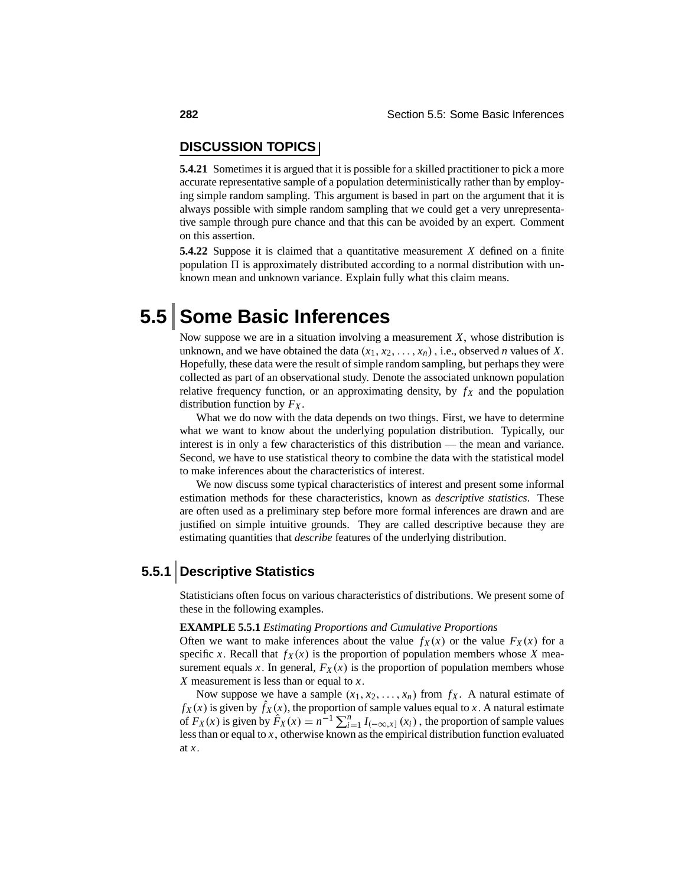## DISCUSSION TOPICS

**5.4.21** Sometimes it is argued that it is possible for a skilled practitioner to pick a more accurate representative sample of a population deterministically rather than by employing simple random sampling. This argument is based in part on the argument that it is always possible with simple random sampling that we could get a very unrepresentative sample through pure chance and that this can be avoided by an expert. Comment on this assertion.

**5.4.22** Suppose it is claimed that a quantitative measurement $X$ defined on a finite population $\Pi$ is approximately distributed according to a normal distribution with unknown mean and unknown variance. Explain fully what this claim means.

# 5.5 Some Basic Inferences

Now suppose we are in a situation involving a measurement $X$, whose distribution is unknown, and we have obtained the data $(x_1, x_2, \ldots, x_n)$, i.e., observed $n$ values of $X$. Hopefully, these data were the result of simple random sampling, but perhaps they were collected as part of an observational study. Denote the associated unknown population relative frequency function, or an approximating density, by $f_X$ and the population distribution function by $F_X$.

What we do now with the data depends on two things. First, we have to determine what we want to know about the underlying population distribution. Typically, our interest is in only a few characteristics of this distribution — the mean and variance. Second, we have to use statistical theory to combine the data with the statistical model to make inferences about the characteristics of interest.

We now discuss some typical characteristics of interest and present some informal estimation methods for these characteristics, known as *descriptive statistics*. These are often used as a preliminary step before more formal inferences are drawn and are justified on simple intuitive grounds. They are called descriptive because they are estimating quantities that *describe* features of the underlying distribution.

## 5.5.1 Descriptive Statistics

Statisticians often focus on various characteristics of distributions. We present some of these in the following examples.

**EXAMPLE 5.5.1** *Estimating Proportions and Cumulative Proportions*

Often we want to make inferences about the value $f_X(x)$ or the value $F_X(x)$ for a specific $x$. Recall that $f_X(x)$ is the proportion of population members whose $X$ measurement equals $x$. In general, $F_X(x)$ is the proportion of population members whose $X$ measurement is less than or equal to $x$.

Now suppose we have a sample $(x_1, x_2, \ldots, x_n)$ from $f_X$. A natural estimate of $f_X(x)$ is given by $\hat{f}_X(x)$, the proportion of sample values equal to $x$. A natural estimate of $F_X(x)$ is given by $\hat{F}_X(x) = n^{-1} \sum_{i=1}^{n} I_{(-\infty,x]}(x_i)$, the proportion of sample values less than or equal to $x$, otherwise known as the empirical distribution function evaluated at $x$.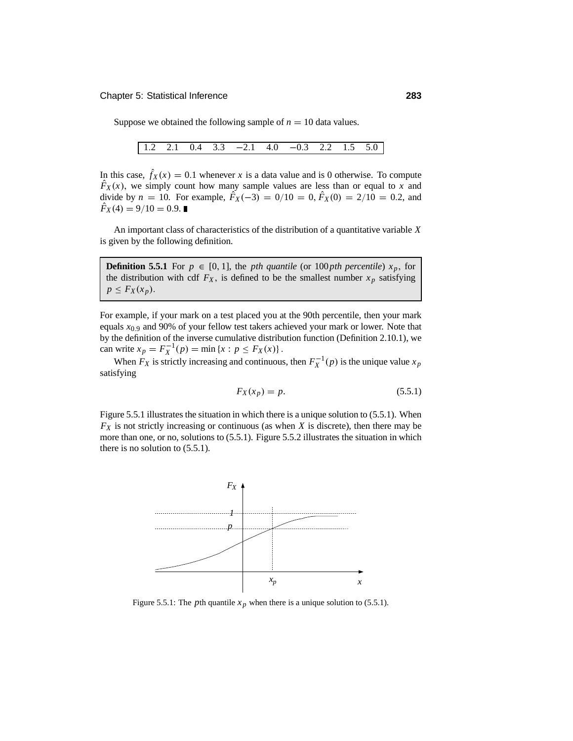Suppose we obtained the following sample of $n = 10$ data values.

| 1.2 | 2.1 | 0.4 | 3.3 | −2.1 | 4.0 | −0.3 | 2.2 | 1.5 | 5.0 |
|---|---|---|---|---|---|---|---|---|---|

In this case, $\hat{f}_X(x) = 0.1$ whenever $x$ is a data value and is 0 otherwise. To compute $\hat{F}_X(x)$, we simply count how many sample values are less than or equal to $x$ and divide by $n = 10$. For example, $\hat{F}_X(-3) = 0/10 = 0$, $\hat{F}_X(0) = 2/10 = 0.2$, and $\hat{F}_X(4) = 9/10 = 0.9$. ∎

An important class of characteristics of the distribution of a quantitative variable $X$ is given by the following definition.

> **Definition 5.5.1** For $p \in [0, 1]$, the *pth quantile* (or 100*pth percentile*) $x_p$, for the distribution with cdf $F_X$, is defined to be the smallest number $x_p$ satisfying $p \le F_X(x_p)$.

For example, if your mark on a test placed you at the 90th percentile, then your mark equals $x_{0.9}$ and 90% of your fellow test takers achieved your mark or lower. Note that by the definition of the inverse cumulative distribution function (Definition 2.10.1), we can write $x_p = F_X^{-1}(p) = \min\{x : p \le F_X(x)\}$.

When $F_X$ is strictly increasing and continuous, then $F_X^{-1}(p)$ is the unique value $x_p$ satisfying

$$F_X(x_p) = p. \tag{5.5.1}$$

Figure 5.5.1 illustrates the situation in which there is a unique solution to (5.5.1). When $F_X$ is not strictly increasing or continuous (as when $X$ is discrete), then there may be more than one, or no, solutions to (5.5.1). Figure 5.5.2 illustrates the situation in which there is no solution to (5.5.1).

Figure 5.5.1: The $p$th quantile $x_p$ when there is a unique solution to (5.5.1).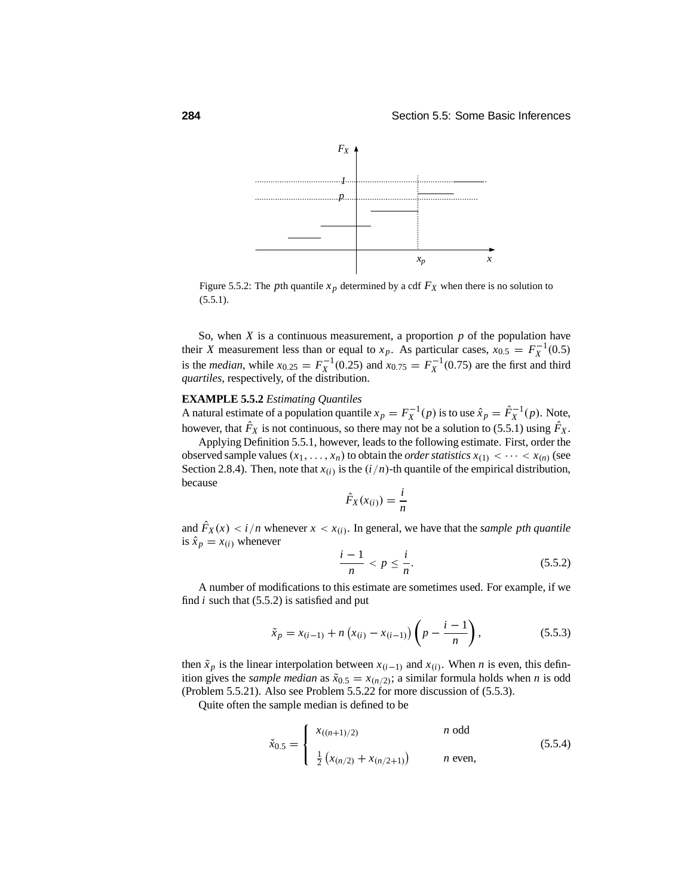Figure 5.5.2: The $p$th quantile $x_p$ determined by a cdf $F_X$ when there is no solution to (5.5.1).

So, when $X$ is a continuous measurement, a proportion $p$ of the population have their $X$ measurement less than or equal to $x_p$. As particular cases, $x_{0.5} = F_X^{-1}(0.5)$ is the *median*, while $x_{0.25} = F_X^{-1}(0.25)$ and $x_{0.75} = F_X^{-1}(0.75)$ are the first and third *quartiles*, respectively, of the distribution.

**EXAMPLE 5.5.2** *Estimating Quantiles*
A natural estimate of a population quantile $x_p = F_X^{-1}(p)$ is to use $\hat{x}_p = \hat{F}_X^{-1}(p)$. Note, however, that $\hat{F}_X$ is not continuous, so there may not be a solution to (5.5.1) using $\hat{F}_X$.

Applying Definition 5.5.1, however, leads to the following estimate. First, order the observed sample values $(x_1, \ldots, x_n)$ to obtain the *order statistics* $x_{(1)} < \cdots < x_{(n)}$ (see Section 2.8.4). Then, note that $x_{(i)}$ is the $(i/n)$-th quantile of the empirical distribution, because

$$\hat{F}_X(x_{(i)}) = \frac{i}{n}$$

and $\hat{F}_X(x) < i/n$ whenever $x < x_{(i)}$. In general, we have that the *sample pth quantile* is $\hat{x}_p = x_{(i)}$ whenever

$$\frac{i-1}{n} < p \leq \frac{i}{n}. \tag{5.5.2}$$

A number of modifications to this estimate are sometimes used. For example, if we find $i$ such that (5.5.2) is satisfied and put

$$\tilde{x}_p = x_{(i-1)} + n\left(x_{(i)} - x_{(i-1)}\right)\left(p - \frac{i-1}{n}\right), \tag{5.5.3}$$

then $\tilde{x}_p$ is the linear interpolation between $x_{(i-1)}$ and $x_{(i)}$. When $n$ is even, this definition gives the *sample median* as $\tilde{x}_{0.5} = x_{(n/2)}$; a similar formula holds when $n$ is odd (Problem 5.5.21). Also see Problem 5.5.22 for more discussion of (5.5.3).

Quite often the sample median is defined to be

$$\check{x}_{0.5} = \begin{cases} x_{((n+1)/2)} & n \text{ odd} \\ \frac{1}{2}\left(x_{(n/2)} + x_{(n/2+1)}\right) & n \text{ even,} \end{cases} \tag{5.5.4}$$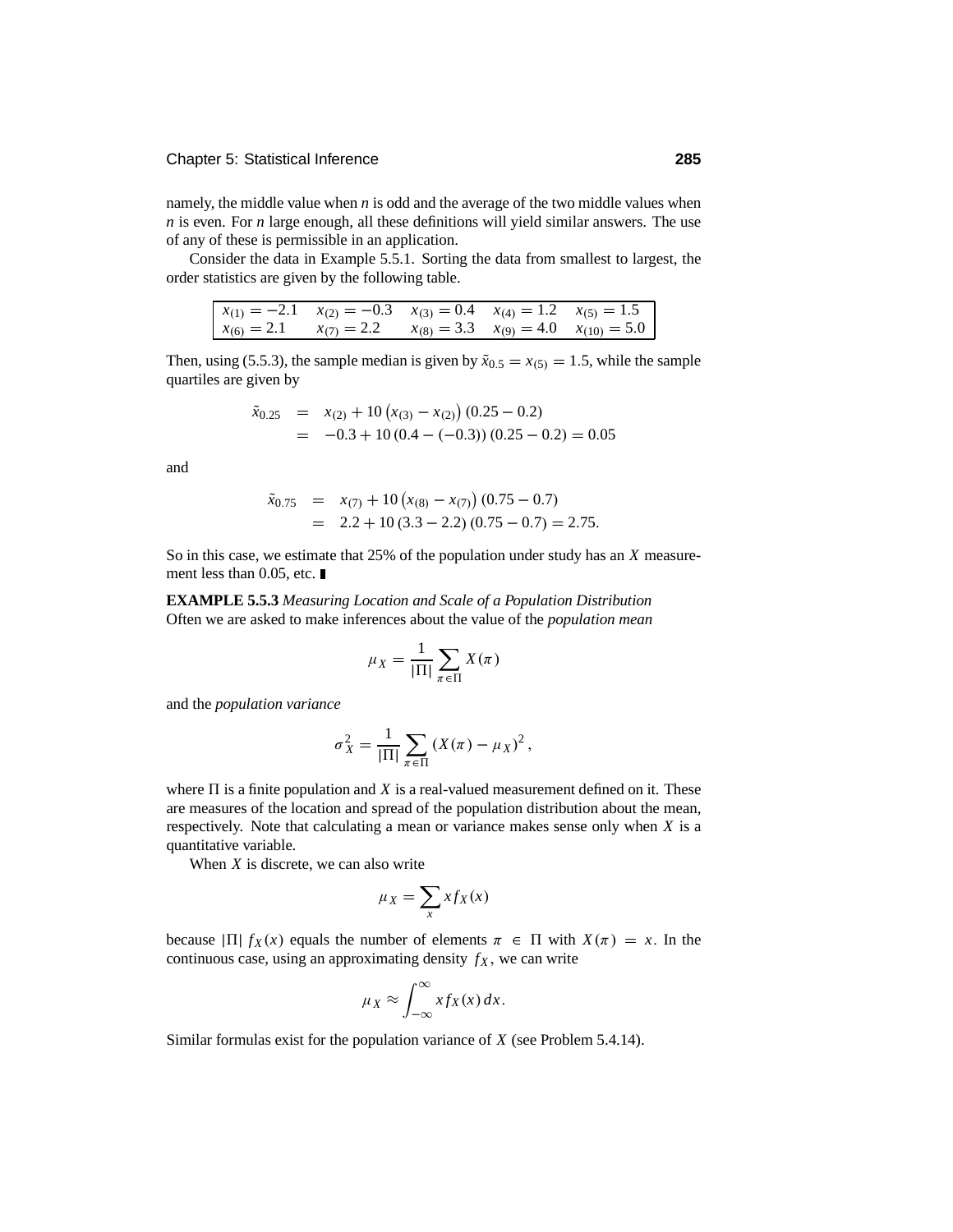namely, the middle value when $n$ is odd and the average of the two middle values when $n$ is even. For $n$ large enough, all these definitions will yield similar answers. The use of any of these is permissible in an application.

Consider the data in Example 5.5.1. Sorting the data from smallest to largest, the order statistics are given by the following table.

| | | | | |
|---|---|---|---|---|
| $x_{(1)} = -2.1$ | $x_{(2)} = -0.3$ | $x_{(3)} = 0.4$ | $x_{(4)} = 1.2$ | $x_{(5)} = 1.5$ |
| $x_{(6)} = 2.1$ | $x_{(7)} = 2.2$ | $x_{(8)} = 3.3$ | $x_{(9)} = 4.0$ | $x_{(10)} = 5.0$ |

Then, using (5.5.3), the sample median is given by $\tilde{x}_{0.5} = x_{(5)} = 1.5$, while the sample quartiles are given by

$$\begin{aligned}
\tilde{x}_{0.25} &= x_{(2)} + 10\left(x_{(3)} - x_{(2)}\right)(0.25 - 0.2) \\
&= -0.3 + 10\,(0.4 - (-0.3))\,(0.25 - 0.2) = 0.05
\end{aligned}$$

and

$$\begin{aligned}
\tilde{x}_{0.75} &= x_{(7)} + 10\left(x_{(8)} - x_{(7)}\right)(0.75 - 0.7) \\
&= 2.2 + 10\,(3.3 - 2.2)\,(0.75 - 0.7) = 2.75.
\end{aligned}$$

So in this case, we estimate that 25% of the population under study has an $X$ measurement less than 0.05, etc. ∎

**EXAMPLE 5.5.3** *Measuring Location and Scale of a Population Distribution*
Often we are asked to make inferences about the value of the *population mean*

$$\mu_X = \frac{1}{|\Pi|} \sum_{\pi \in \Pi} X(\pi)$$

and the *population variance*

$$\sigma_X^2 = \frac{1}{|\Pi|} \sum_{\pi \in \Pi} \left(X(\pi) - \mu_X\right)^2,$$

where $\Pi$ is a finite population and $X$ is a real-valued measurement defined on it. These are measures of the location and spread of the population distribution about the mean, respectively. Note that calculating a mean or variance makes sense only when $X$ is a quantitative variable.

When $X$ is discrete, we can also write

$$\mu_X = \sum_x x f_X(x)$$

because $|\Pi|\, f_X(x)$ equals the number of elements $\pi \in \Pi$ with $X(\pi) = x$. In the continuous case, using an approximating density $f_X$, we can write

$$\mu_X \approx \int_{-\infty}^{\infty} x f_X(x)\, dx.$$

Similar formulas exist for the population variance of $X$ (see Problem 5.4.14).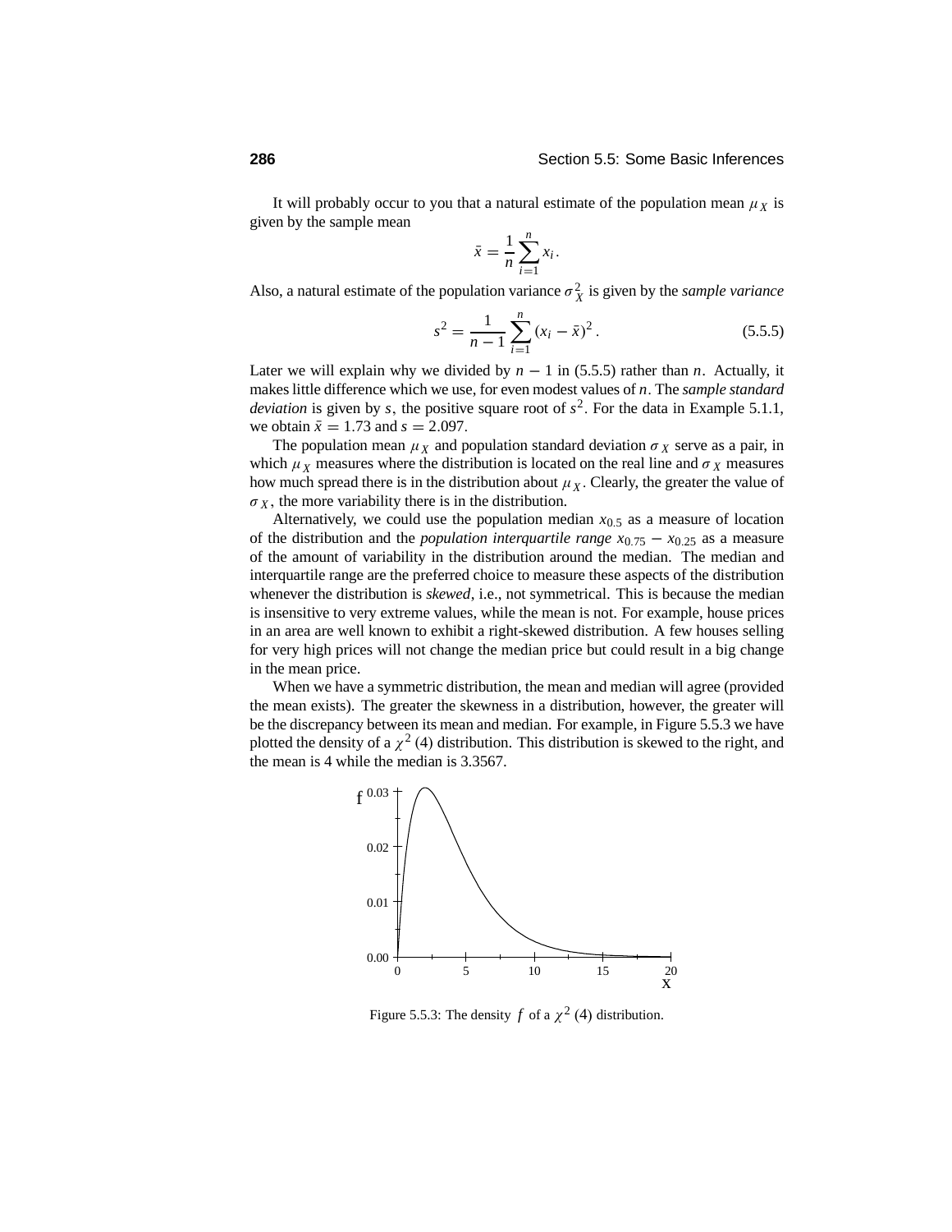It will probably occur to you that a natural estimate of the population mean $\mu_X$ is given by the sample mean

$$\bar{x} = \frac{1}{n}\sum_{i=1}^{n} x_i .$$

Also, a natural estimate of the population variance $\sigma_X^2$ is given by the *sample variance*

$$s^2 = \frac{1}{n-1}\sum_{i=1}^{n} (x_i - \bar{x})^2 . \qquad (5.5.5)$$

Later we will explain why we divided by $n - 1$ in (5.5.5) rather than $n$. Actually, it makes little difference which we use, for even modest values of $n$. The *sample standard deviation* is given by $s$, the positive square root of $s^2$. For the data in Example 5.1.1, we obtain $\bar{x} = 1.73$ and $s = 2.097$.

The population mean $\mu_X$ and population standard deviation $\sigma_X$ serve as a pair, in which $\mu_X$ measures where the distribution is located on the real line and $\sigma_X$ measures how much spread there is in the distribution about $\mu_X$. Clearly, the greater the value of $\sigma_X$, the more variability there is in the distribution.

Alternatively, we could use the population median $x_{0.5}$ as a measure of location of the distribution and the *population interquartile range* $x_{0.75} - x_{0.25}$ as a measure of the amount of variability in the distribution around the median. The median and interquartile range are the preferred choice to measure these aspects of the distribution whenever the distribution is *skewed*, i.e., not symmetrical. This is because the median is insensitive to very extreme values, while the mean is not. For example, house prices in an area are well known to exhibit a right-skewed distribution. A few houses selling for very high prices will not change the median price but could result in a big change in the mean price.

When we have a symmetric distribution, the mean and median will agree (provided the mean exists). The greater the skewness in a distribution, however, the greater will be the discrepancy between its mean and median. For example, in Figure 5.5.3 we have plotted the density of a $\chi^2(4)$ distribution. This distribution is skewed to the right, and the mean is 4 while the median is 3.3567.

Figure 5.5.3: The density $f$ of a $\chi^2(4)$ distribution.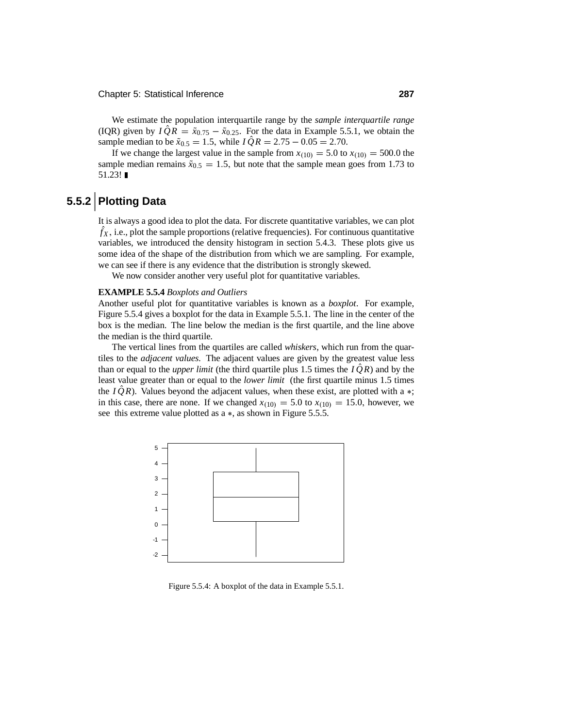We estimate the population interquartile range by the *sample interquartile range* (IQR) given by $I\hat{Q}R = \tilde{x}_{0.75} - \tilde{x}_{0.25}$. For the data in Example 5.5.1, we obtain the sample median to be $\tilde{x}_{0.5} = 1.5$, while $I\hat{Q}R = 2.75 - 0.05 = 2.70$.

If we change the largest value in the sample from $x_{(10)} = 5.0$ to $x_{(10)} = 500.0$ the sample median remains $\tilde{x}_{0.5} = 1.5$, but note that the sample mean goes from 1.73 to 51.23! ∎

## 5.5.2 Plotting Data

It is always a good idea to plot the data. For discrete quantitative variables, we can plot $\hat{f}_X$, i.e., plot the sample proportions (relative frequencies). For continuous quantitative variables, we introduced the density histogram in section 5.4.3. These plots give us some idea of the shape of the distribution from which we are sampling. For example, we can see if there is any evidence that the distribution is strongly skewed.

We now consider another very useful plot for quantitative variables.

**EXAMPLE 5.5.4** *Boxplots and Outliers*

Another useful plot for quantitative variables is known as a *boxplot*. For example, Figure 5.5.4 gives a boxplot for the data in Example 5.5.1. The line in the center of the box is the median. The line below the median is the first quartile, and the line above the median is the third quartile.

The vertical lines from the quartiles are called *whiskers*, which run from the quartiles to the *adjacent values.* The adjacent values are given by the greatest value less than or equal to the *upper limit* (the third quartile plus 1.5 times the $I\hat{Q}R$) and by the least value greater than or equal to the *lower limit* (the first quartile minus 1.5 times the $I\hat{Q}R$). Values beyond the adjacent values, when these exist, are plotted with a $*$; in this case, there are none. If we changed $x_{(10)} = 5.0$ to $x_{(10)} = 15.0$, however, we see this extreme value plotted as a $*$, as shown in Figure 5.5.5.

Figure 5.5.4: A boxplot of the data in Example 5.5.1.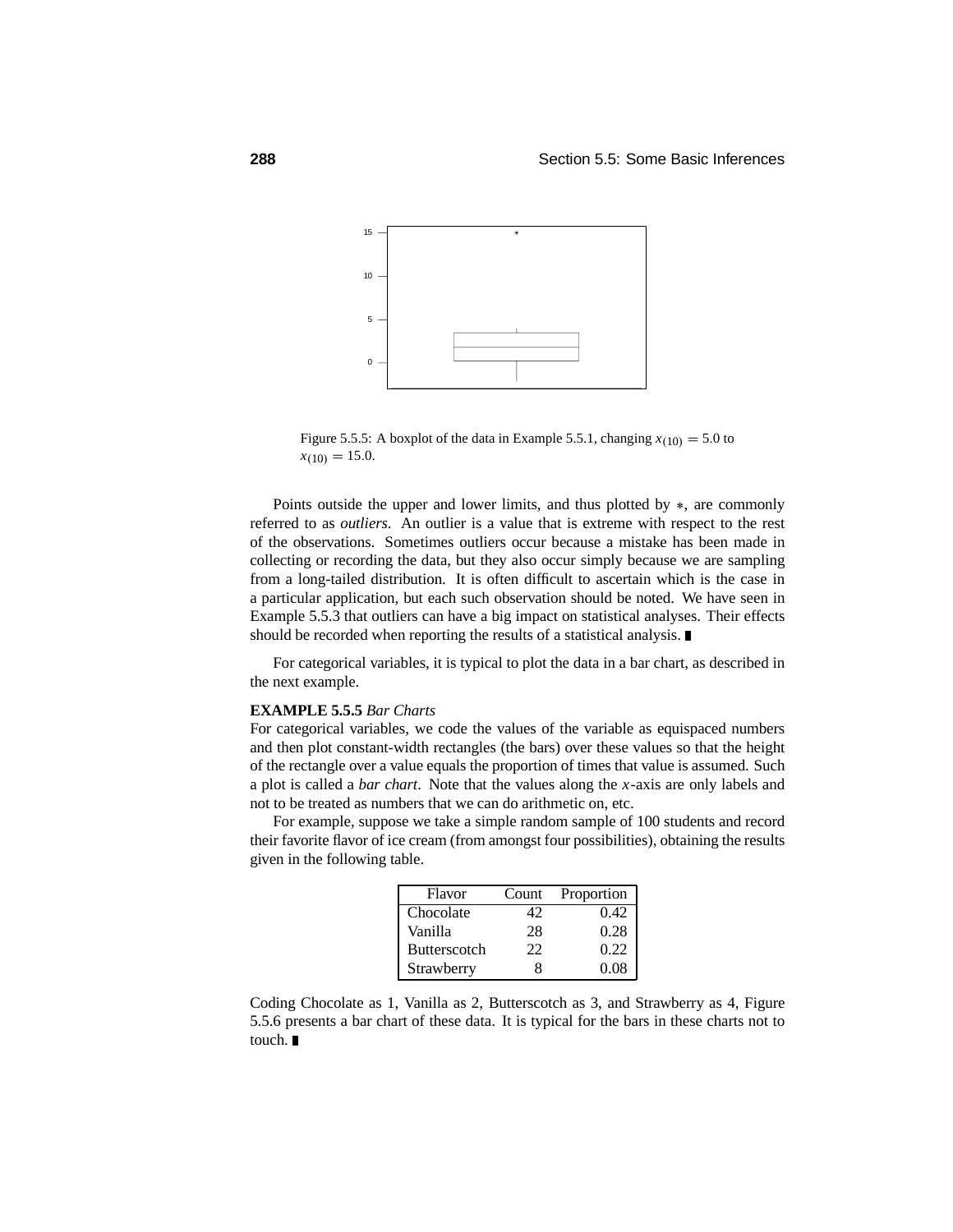Figure 5.5.5: A boxplot of the data in Example 5.5.1, changing $x_{(10)} = 5.0$ to $x_{(10)} = 15.0$.

Points outside the upper and lower limits, and thus plotted by $*$, are commonly referred to as *outliers*. An outlier is a value that is extreme with respect to the rest of the observations. Sometimes outliers occur because a mistake has been made in collecting or recording the data, but they also occur simply because we are sampling from a long-tailed distribution. It is often difficult to ascertain which is the case in a particular application, but each such observation should be noted. We have seen in Example 5.5.3 that outliers can have a big impact on statistical analyses. Their effects should be recorded when reporting the results of a statistical analysis. ∎

For categorical variables, it is typical to plot the data in a bar chart, as described in the next example.

**EXAMPLE 5.5.5** *Bar Charts*
For categorical variables, we code the values of the variable as equispaced numbers and then plot constant-width rectangles (the bars) over these values so that the height of the rectangle over a value equals the proportion of times that value is assumed. Such a plot is called a *bar chart*. Note that the values along the $x$-axis are only labels and not to be treated as numbers that we can do arithmetic on, etc.

For example, suppose we take a simple random sample of 100 students and record their favorite flavor of ice cream (from amongst four possibilities), obtaining the results given in the following table.

| Flavor | Count | Proportion |
|---|---|---|
| Chocolate | 42 | 0.42 |
| Vanilla | 28 | 0.28 |
| Butterscotch | 22 | 0.22 |
| Strawberry | 8 | 0.08 |

Coding Chocolate as 1, Vanilla as 2, Butterscotch as 3, and Strawberry as 4, Figure 5.5.6 presents a bar chart of these data. It is typical for the bars in these charts not to touch. ∎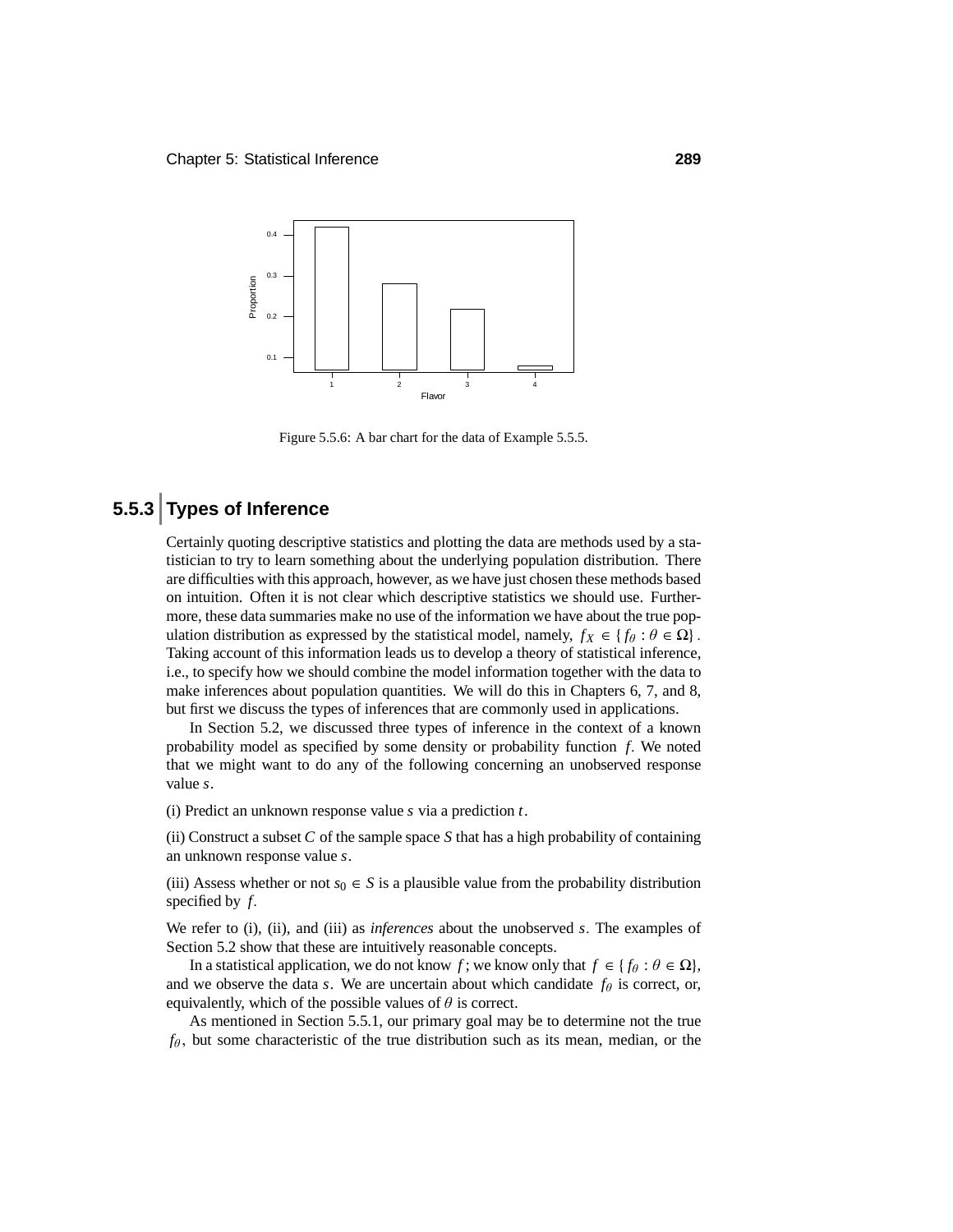Figure 5.5.6: A bar chart for the data of Example 5.5.5.

## 5.5.3 Types of Inference

Certainly quoting descriptive statistics and plotting the data are methods used by a statistician to try to learn something about the underlying population distribution. There are difficulties with this approach, however, as we have just chosen these methods based on intuition. Often it is not clear which descriptive statistics we should use. Furthermore, these data summaries make no use of the information we have about the true population distribution as expressed by the statistical model, namely, $f_X \in \{f_\theta : \theta \in \Omega\}$. Taking account of this information leads us to develop a theory of statistical inference, i.e., to specify how we should combine the model information together with the data to make inferences about population quantities. We will do this in Chapters 6, 7, and 8, but first we discuss the types of inferences that are commonly used in applications.

In Section 5.2, we discussed three types of inference in the context of a known probability model as specified by some density or probability function $f$. We noted that we might want to do any of the following concerning an unobserved response value $s$.

(i) Predict an unknown response value $s$ via a prediction $t$.

(ii) Construct a subset $C$ of the sample space $S$ that has a high probability of containing an unknown response value $s$.

(iii) Assess whether or not $s_0 \in S$ is a plausible value from the probability distribution specified by $f$.

We refer to (i), (ii), and (iii) as *inferences* about the unobserved $s$. The examples of Section 5.2 show that these are intuitively reasonable concepts.

In a statistical application, we do not know $f$; we know only that $f \in \{f_\theta : \theta \in \Omega\}$, and we observe the data $s$. We are uncertain about which candidate $f_\theta$ is correct, or, equivalently, which of the possible values of $\theta$ is correct.

As mentioned in Section 5.5.1, our primary goal may be to determine not the true $f_\theta$, but some characteristic of the true distribution such as its mean, median, or the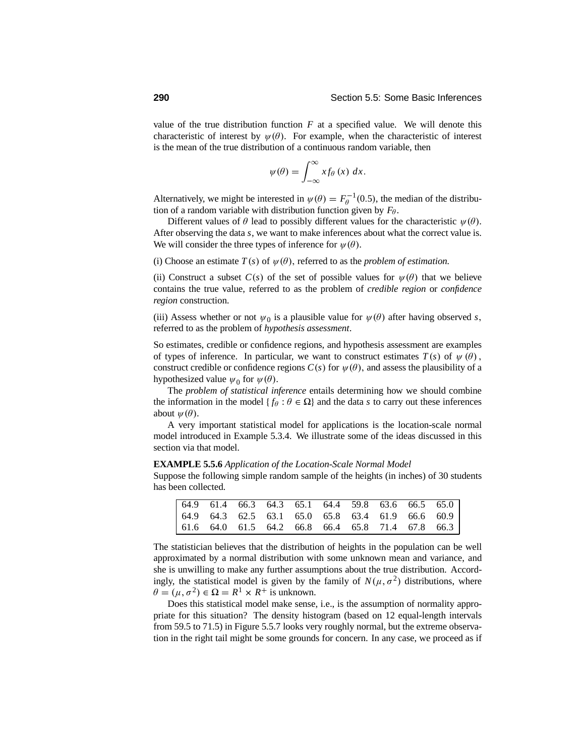value of the true distribution function $F$ at a specified value. We will denote this characteristic of interest by $\psi(\theta)$. For example, when the characteristic of interest is the mean of the true distribution of a continuous random variable, then

$$\psi(\theta) = \int_{-\infty}^{\infty} x f_\theta(x)\, dx.$$

Alternatively, we might be interested in $\psi(\theta) = F_\theta^{-1}(0.5)$, the median of the distribution of a random variable with distribution function given by $F_\theta$.

Different values of $\theta$ lead to possibly different values for the characteristic $\psi(\theta)$. After observing the data $s$, we want to make inferences about what the correct value is. We will consider the three types of inference for $\psi(\theta)$.

(i) Choose an estimate $T(s)$ of $\psi(\theta)$, referred to as the *problem of estimation.*

(ii) Construct a subset $C(s)$ of the set of possible values for $\psi(\theta)$ that we believe contains the true value, referred to as the problem of *credible region* or *confidence region* construction.

(iii) Assess whether or not $\psi_0$ is a plausible value for $\psi(\theta)$ after having observed $s$, referred to as the problem of *hypothesis assessment*.

So estimates, credible or confidence regions, and hypothesis assessment are examples of types of inference. In particular, we want to construct estimates $T(s)$ of $\psi(\theta)$, construct credible or confidence regions $C(s)$ for $\psi(\theta)$, and assess the plausibility of a hypothesized value $\psi_0$ for $\psi(\theta)$.

The *problem of statistical inference* entails determining how we should combine the information in the model $\{f_\theta : \theta \in \Omega\}$ and the data $s$ to carry out these inferences about $\psi(\theta)$.

A very important statistical model for applications is the location-scale normal model introduced in Example 5.3.4. We illustrate some of the ideas discussed in this section via that model.

**EXAMPLE 5.5.6** *Application of the Location-Scale Normal Model*
Suppose the following simple random sample of the heights (in inches) of 30 students has been collected.

| | | | | | | | | | |
|---|---|---|---|---|---|---|---|---|---|
| 64.9 | 61.4 | 66.3 | 64.3 | 65.1 | 64.4 | 59.8 | 63.6 | 66.5 | 65.0 |
| 64.9 | 64.3 | 62.5 | 63.1 | 65.0 | 65.8 | 63.4 | 61.9 | 66.6 | 60.9 |
| 61.6 | 64.0 | 61.5 | 64.2 | 66.8 | 66.4 | 65.8 | 71.4 | 67.8 | 66.3 |

The statistician believes that the distribution of heights in the population can be well approximated by a normal distribution with some unknown mean and variance, and she is unwilling to make any further assumptions about the true distribution. Accordingly, the statistical model is given by the family of $N(\mu, \sigma^2)$ distributions, where $\theta = (\mu, \sigma^2) \in \Omega = R^1 \times R^+$ is unknown.

Does this statistical model make sense, i.e., is the assumption of normality appropriate for this situation? The density histogram (based on 12 equal-length intervals from 59.5 to 71.5) in Figure 5.5.7 looks very roughly normal, but the extreme observation in the right tail might be some grounds for concern. In any case, we proceed as if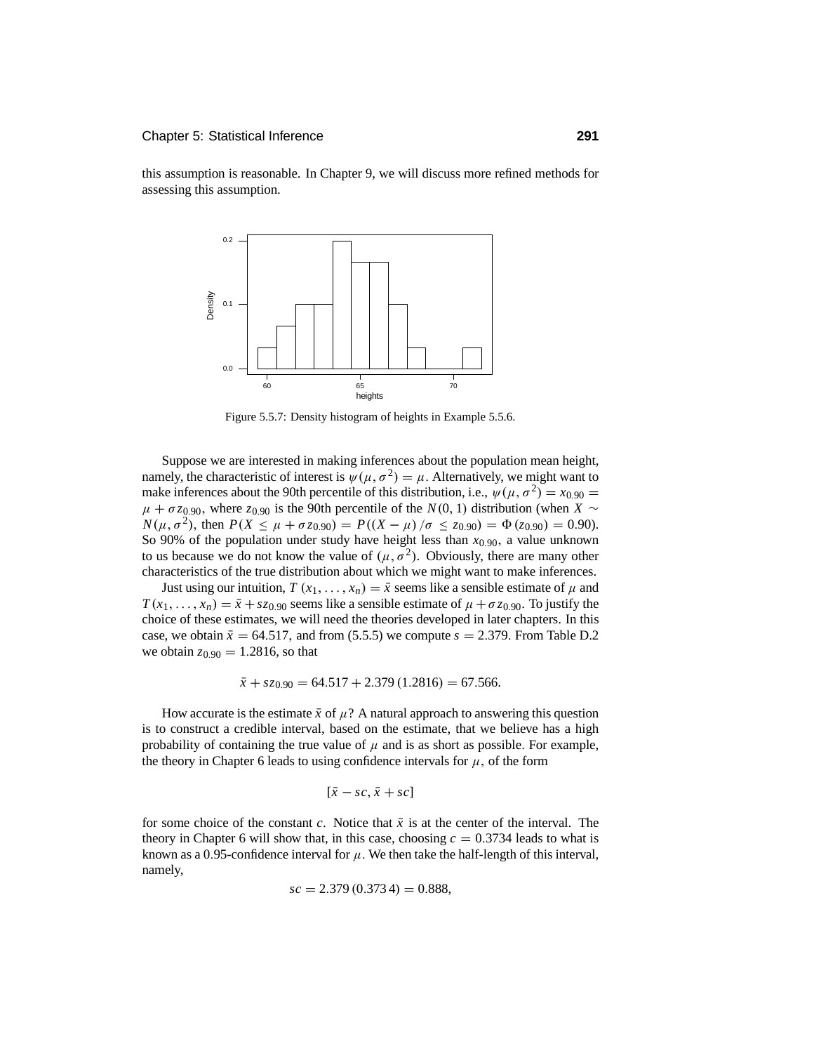this assumption is reasonable. In Chapter 9, we will discuss more refined methods for assessing this assumption.

Figure 5.5.7: Density histogram of heights in Example 5.5.6.

Suppose we are interested in making inferences about the population mean height, namely, the characteristic of interest is $\psi(\mu, \sigma^2) = \mu$. Alternatively, we might want to make inferences about the 90th percentile of this distribution, i.e., $\psi(\mu, \sigma^2) = x_{0.90} = \mu + \sigma z_{0.90}$, where $z_{0.90}$ is the 90th percentile of the $N(0, 1)$ distribution (when $X \sim N(\mu, \sigma^2)$, then $P(X \leq \mu + \sigma z_{0.90}) = P((X - \mu)/\sigma \leq z_{0.90}) = \Phi(z_{0.90}) = 0.90$). So 90% of the population under study have height less than $x_{0.90}$, a value unknown to us because we do not know the value of $(\mu, \sigma^2)$. Obviously, there are many other characteristics of the true distribution about which we might want to make inferences.

Just using our intuition, $T(x_1, \ldots, x_n) = \bar{x}$ seems like a sensible estimate of $\mu$ and $T(x_1, \ldots, x_n) = \bar{x} + sz_{0.90}$ seems like a sensible estimate of $\mu + \sigma z_{0.90}$. To justify the choice of these estimates, we will need the theories developed in later chapters. In this case, we obtain $\bar{x} = 64.517$, and from (5.5.5) we compute $s = 2.379$. From Table D.2 we obtain $z_{0.90} = 1.2816$, so that

$$\bar{x} + sz_{0.90} = 64.517 + 2.379\,(1.2816) = 67.566.$$

How accurate is the estimate $\bar{x}$ of $\mu$? A natural approach to answering this question is to construct a credible interval, based on the estimate, that we believe has a high probability of containing the true value of $\mu$ and is as short as possible. For example, the theory in Chapter 6 leads to using confidence intervals for $\mu$, of the form

$$[\bar{x} - sc, \bar{x} + sc]$$

for some choice of the constant $c$. Notice that $\bar{x}$ is at the center of the interval. The theory in Chapter 6 will show that, in this case, choosing $c = 0.3734$ leads to what is known as a 0.95-confidence interval for $\mu$. We then take the half-length of this interval, namely,

$$sc = 2.379\,(0.3734) = 0.888,$$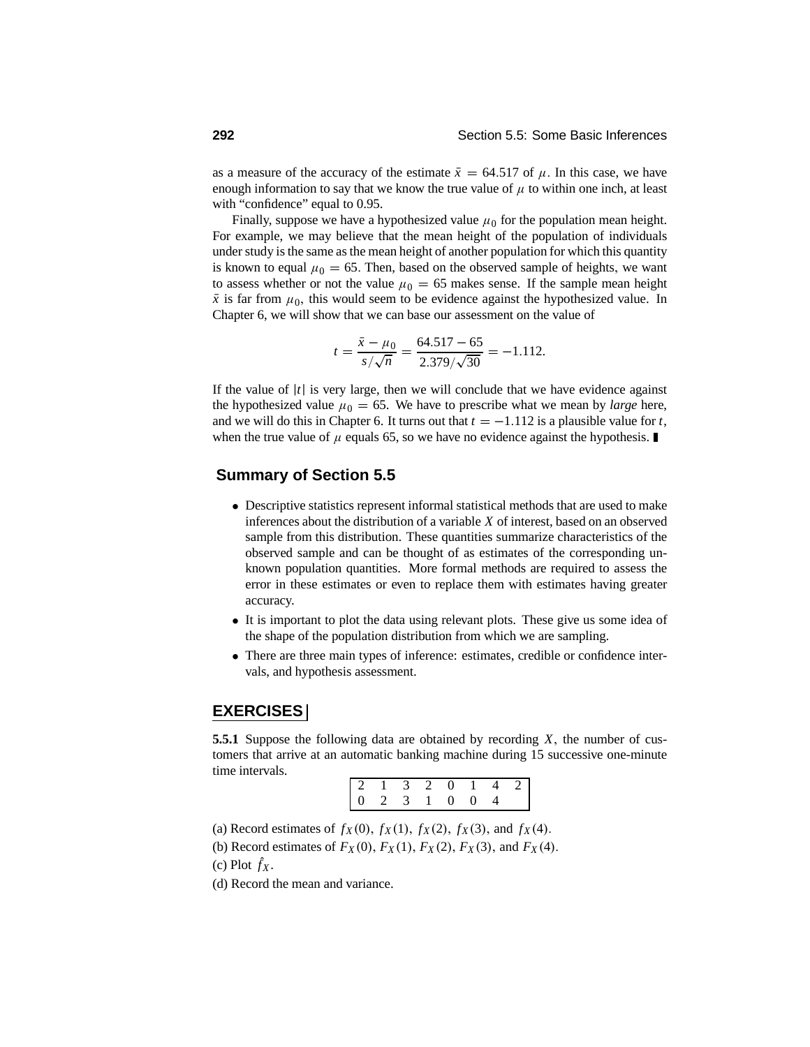as a measure of the accuracy of the estimate $\bar{x} = 64.517$ of $\mu$. In this case, we have enough information to say that we know the true value of $\mu$ to within one inch, at least with "confidence" equal to 0.95.

Finally, suppose we have a hypothesized value $\mu_0$ for the population mean height. For example, we may believe that the mean height of the population of individuals under study is the same as the mean height of another population for which this quantity is known to equal $\mu_0 = 65$. Then, based on the observed sample of heights, we want to assess whether or not the value $\mu_0 = 65$ makes sense. If the sample mean height $\bar{x}$ is far from $\mu_0$, this would seem to be evidence against the hypothesized value. In Chapter 6, we will show that we can base our assessment on the value of

$$t = \frac{\bar{x} - \mu_0}{s/\sqrt{n}} = \frac{64.517 - 65}{2.379/\sqrt{30}} = -1.112.$$

If the value of $|t|$ is very large, then we will conclude that we have evidence against the hypothesized value $\mu_0 = 65$. We have to prescribe what we mean by *large* here, and we will do this in Chapter 6. It turns out that $t = -1.112$ is a plausible value for $t$, when the true value of $\mu$ equals 65, so we have no evidence against the hypothesis. ∎

## Summary of Section 5.5

- Descriptive statistics represent informal statistical methods that are used to make inferences about the distribution of a variable $X$ of interest, based on an observed sample from this distribution. These quantities summarize characteristics of the observed sample and can be thought of as estimates of the corresponding unknown population quantities. More formal methods are required to assess the error in these estimates or even to replace them with estimates having greater accuracy.
- It is important to plot the data using relevant plots. These give us some idea of the shape of the population distribution from which we are sampling.
- There are three main types of inference: estimates, credible or confidence intervals, and hypothesis assessment.

## EXERCISES

**5.5.1** Suppose the following data are obtained by recording $X$, the number of customers that arrive at an automatic banking machine during 15 successive one-minute time intervals.

| | | | | | | | |
|---|---|---|---|---|---|---|---|
| 2 | 1 | 3 | 2 | 0 | 1 | 4 | 2 |
| 0 | 2 | 3 | 1 | 0 | 0 | 4 | |

(a) Record estimates of $f_X(0)$, $f_X(1)$, $f_X(2)$, $f_X(3)$, and $f_X(4)$.

(b) Record estimates of $F_X(0)$, $F_X(1)$, $F_X(2)$, $F_X(3)$, and $F_X(4)$.

(c) Plot $\hat{f}_X$.

(d) Record the mean and variance.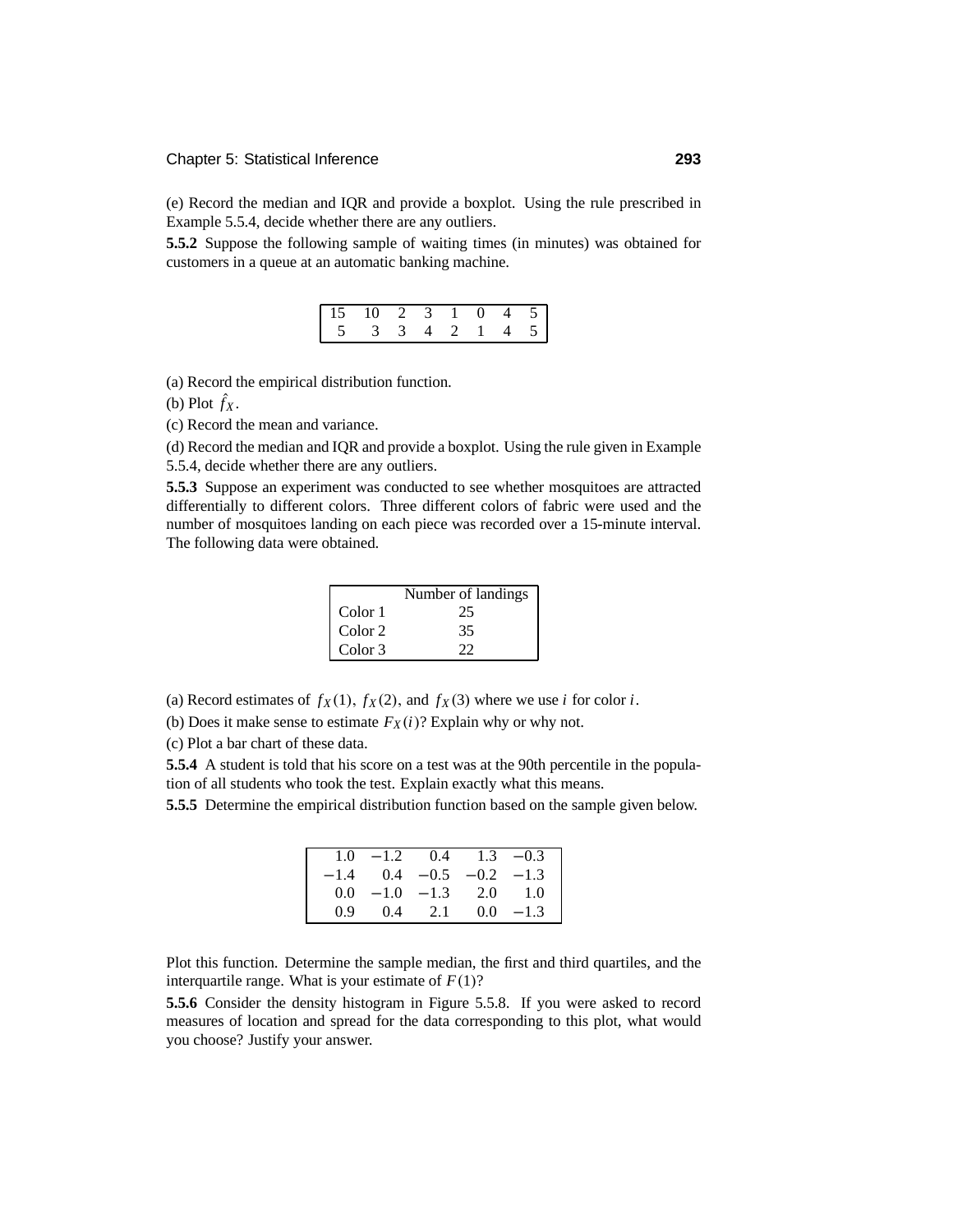(e) Record the median and IQR and provide a boxplot. Using the rule prescribed in Example 5.5.4, decide whether there are any outliers.

**5.5.2** Suppose the following sample of waiting times (in minutes) was obtained for customers in a queue at an automatic banking machine.

| | | | | | | | |
|---|---|---|---|---|---|---|---|
| 15 | 10 | 2 | 3 | 1 | 0 | 4 | 5 |
| 5 | 3 | 3 | 4 | 2 | 1 | 4 | 5 |

(a) Record the empirical distribution function.

(b) Plot $\hat{f}_X$.

(c) Record the mean and variance.

(d) Record the median and IQR and provide a boxplot. Using the rule given in Example 5.5.4, decide whether there are any outliers.

**5.5.3** Suppose an experiment was conducted to see whether mosquitoes are attracted differentially to different colors. Three different colors of fabric were used and the number of mosquitoes landing on each piece was recorded over a 15-minute interval. The following data were obtained.

| | Number of landings |
|---|---|
| Color 1 | 25 |
| Color 2 | 35 |
| Color 3 | 22 |

(a) Record estimates of $f_X(1)$, $f_X(2)$, and $f_X(3)$ where we use $i$ for color $i$.

(b) Does it make sense to estimate $F_X(i)$? Explain why or why not.

(c) Plot a bar chart of these data.

**5.5.4** A student is told that his score on a test was at the 90th percentile in the population of all students who took the test. Explain exactly what this means.

**5.5.5** Determine the empirical distribution function based on the sample given below.

| | | | | |
|---|---|---|---|---|
| 1.0 | −1.2 | 0.4 | 1.3 | −0.3 |
| −1.4 | 0.4 | −0.5 | −0.2 | −1.3 |
| 0.0 | −1.0 | −1.3 | 2.0 | 1.0 |
| 0.9 | 0.4 | 2.1 | 0.0 | −1.3 |

Plot this function. Determine the sample median, the first and third quartiles, and the interquartile range. What is your estimate of $F(1)$?

**5.5.6** Consider the density histogram in Figure 5.5.8. If you were asked to record measures of location and spread for the data corresponding to this plot, what would you choose? Justify your answer.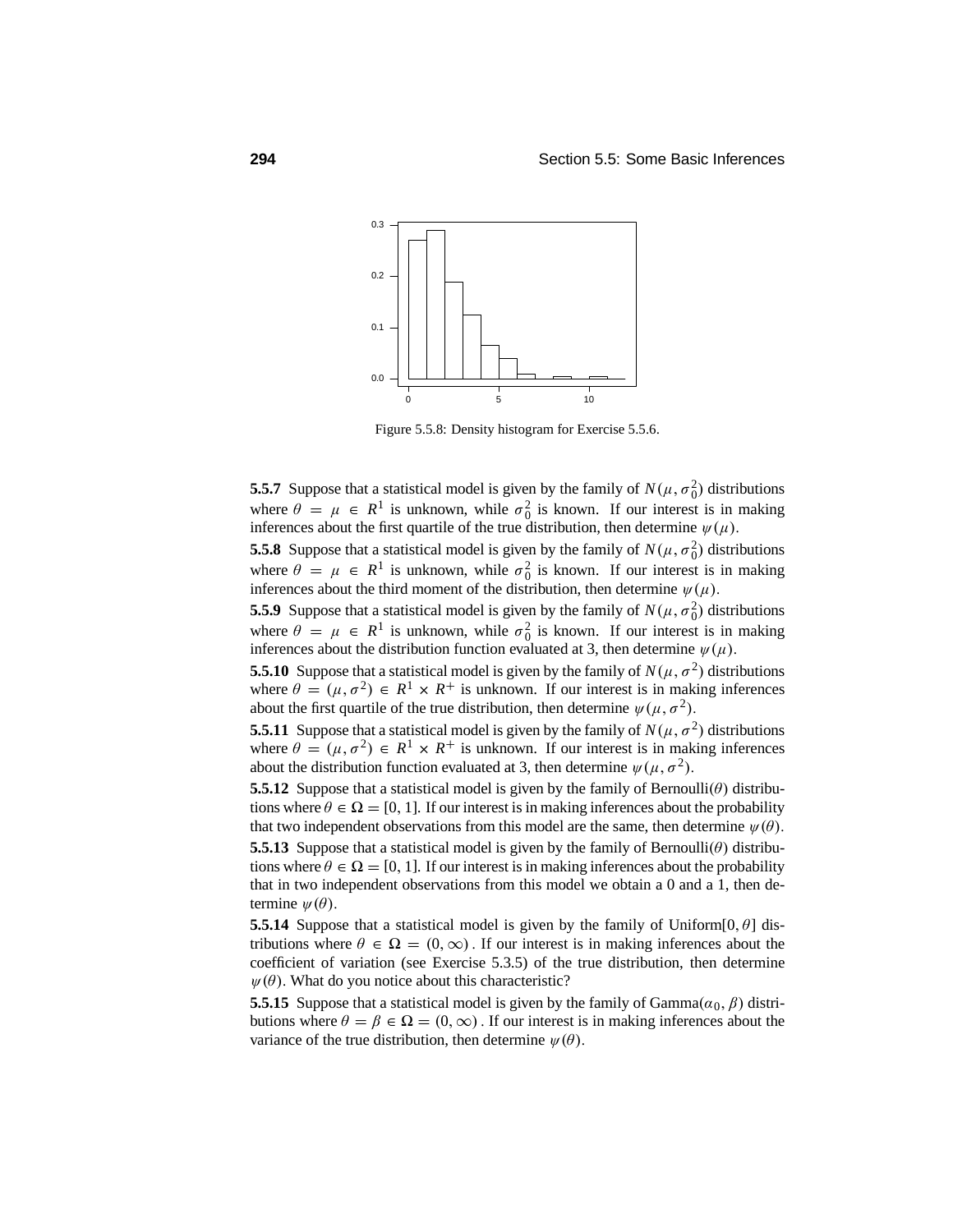Figure 5.5.8: Density histogram for Exercise 5.5.6.

**5.5.7** Suppose that a statistical model is given by the family of $N(\mu, \sigma_0^2)$ distributions where $\theta = \mu \in R^1$ is unknown, while $\sigma_0^2$ is known. If our interest is in making inferences about the first quartile of the true distribution, then determine $\psi(\mu)$.

**5.5.8** Suppose that a statistical model is given by the family of $N(\mu, \sigma_0^2)$ distributions where $\theta = \mu \in R^1$ is unknown, while $\sigma_0^2$ is known. If our interest is in making inferences about the third moment of the distribution, then determine $\psi(\mu)$.

**5.5.9** Suppose that a statistical model is given by the family of $N(\mu, \sigma_0^2)$ distributions where $\theta = \mu \in R^1$ is unknown, while $\sigma_0^2$ is known. If our interest is in making inferences about the distribution function evaluated at 3, then determine $\psi(\mu)$.

**5.5.10** Suppose that a statistical model is given by the family of $N(\mu, \sigma^2)$ distributions where $\theta = (\mu, \sigma^2) \in R^1 \times R^+$ is unknown. If our interest is in making inferences about the first quartile of the true distribution, then determine $\psi(\mu, \sigma^2)$.

**5.5.11** Suppose that a statistical model is given by the family of $N(\mu, \sigma^2)$ distributions where $\theta = (\mu, \sigma^2) \in R^1 \times R^+$ is unknown. If our interest is in making inferences about the distribution function evaluated at 3, then determine $\psi(\mu, \sigma^2)$.

**5.5.12** Suppose that a statistical model is given by the family of Bernoulli($\theta$) distributions where $\theta \in \Omega = [0, 1]$. If our interest is in making inferences about the probability that two independent observations from this model are the same, then determine $\psi(\theta)$.

**5.5.13** Suppose that a statistical model is given by the family of Bernoulli($\theta$) distributions where $\theta \in \Omega = [0, 1]$. If our interest is in making inferences about the probability that in two independent observations from this model we obtain a 0 and a 1, then determine $\psi(\theta)$.

**5.5.14** Suppose that a statistical model is given by the family of Uniform$[0, \theta]$ distributions where $\theta \in \Omega = (0, \infty)$. If our interest is in making inferences about the coefficient of variation (see Exercise 5.3.5) of the true distribution, then determine $\psi(\theta)$. What do you notice about this characteristic?

**5.5.15** Suppose that a statistical model is given by the family of Gamma$(\alpha_0, \beta)$ distributions where $\theta = \beta \in \Omega = (0, \infty)$. If our interest is in making inferences about the variance of the true distribution, then determine $\psi(\theta)$.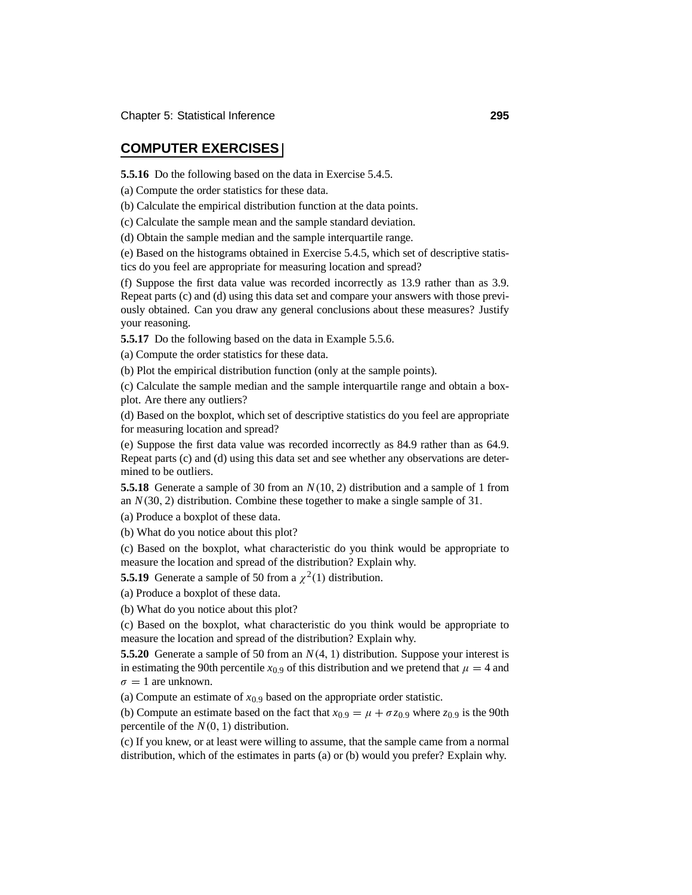## COMPUTER EXERCISES

**5.5.16** Do the following based on the data in Exercise 5.4.5.

(a) Compute the order statistics for these data.

(b) Calculate the empirical distribution function at the data points.

(c) Calculate the sample mean and the sample standard deviation.

(d) Obtain the sample median and the sample interquartile range.

(e) Based on the histograms obtained in Exercise 5.4.5, which set of descriptive statistics do you feel are appropriate for measuring location and spread?

(f) Suppose the first data value was recorded incorrectly as 13.9 rather than as 3.9. Repeat parts (c) and (d) using this data set and compare your answers with those previously obtained. Can you draw any general conclusions about these measures? Justify your reasoning.

**5.5.17** Do the following based on the data in Example 5.5.6.

(a) Compute the order statistics for these data.

(b) Plot the empirical distribution function (only at the sample points).

(c) Calculate the sample median and the sample interquartile range and obtain a boxplot. Are there any outliers?

(d) Based on the boxplot, which set of descriptive statistics do you feel are appropriate for measuring location and spread?

(e) Suppose the first data value was recorded incorrectly as 84.9 rather than as 64.9. Repeat parts (c) and (d) using this data set and see whether any observations are determined to be outliers.

**5.5.18** Generate a sample of 30 from an $N(10, 2)$ distribution and a sample of 1 from an $N(30, 2)$ distribution. Combine these together to make a single sample of 31.

(a) Produce a boxplot of these data.

(b) What do you notice about this plot?

(c) Based on the boxplot, what characteristic do you think would be appropriate to measure the location and spread of the distribution? Explain why.

**5.5.19** Generate a sample of 50 from a $\chi^2(1)$ distribution.

(a) Produce a boxplot of these data.

(b) What do you notice about this plot?

(c) Based on the boxplot, what characteristic do you think would be appropriate to measure the location and spread of the distribution? Explain why.

**5.5.20** Generate a sample of 50 from an $N(4, 1)$ distribution. Suppose your interest is in estimating the 90th percentile $x_{0.9}$ of this distribution and we pretend that $\mu = 4$ and $\sigma = 1$ are unknown.

(a) Compute an estimate of $x_{0.9}$ based on the appropriate order statistic.

(b) Compute an estimate based on the fact that $x_{0.9} = \mu + \sigma z_{0.9}$ where $z_{0.9}$ is the 90th percentile of the $N(0, 1)$ distribution.

(c) If you knew, or at least were willing to assume, that the sample came from a normal distribution, which of the estimates in parts (a) or (b) would you prefer? Explain why.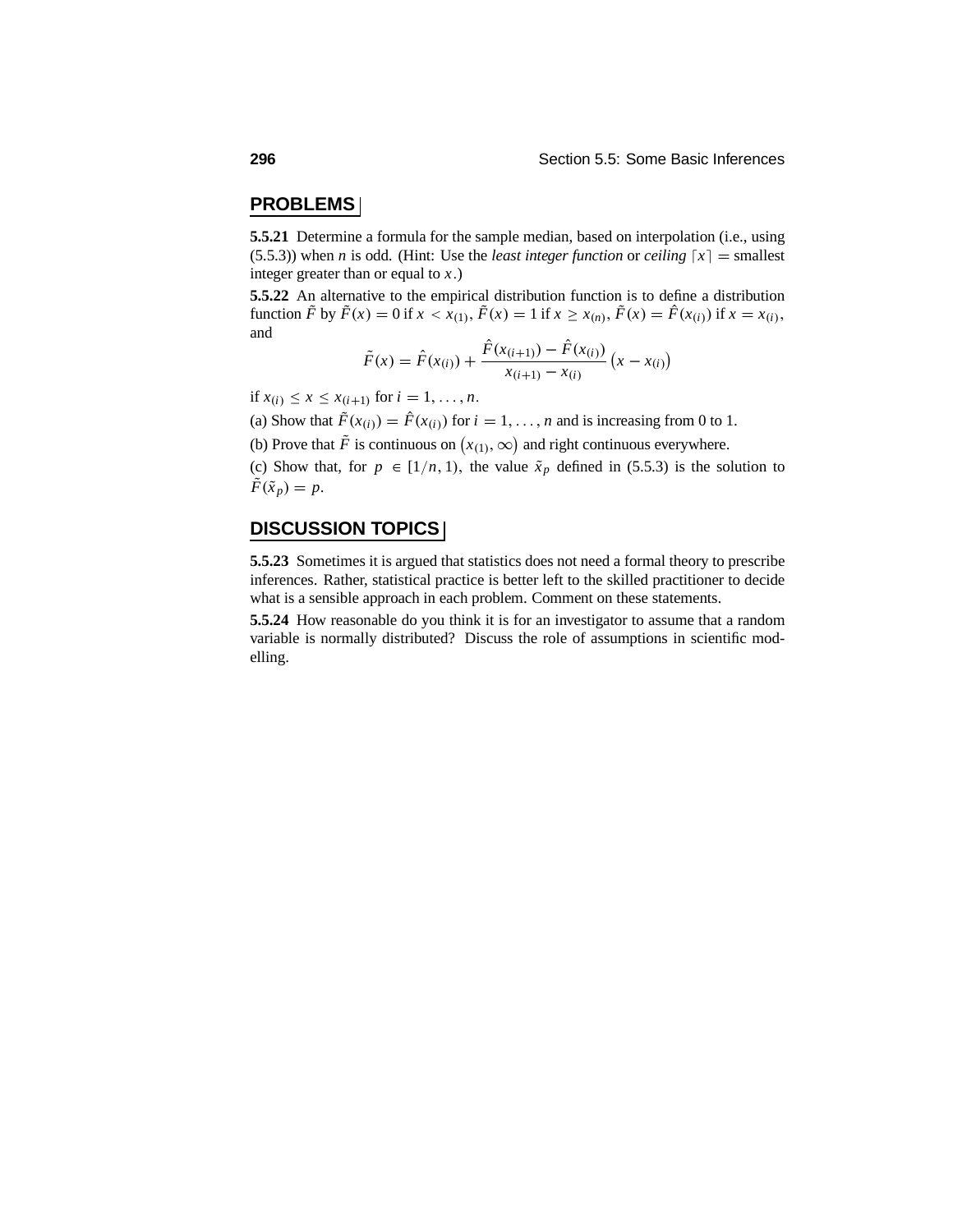## PROBLEMS

**5.5.21** Determine a formula for the sample median, based on interpolation (i.e., using (5.5.3)) when $n$ is odd. (Hint: Use the *least integer function* or *ceiling* $\lceil x \rceil$ = smallest integer greater than or equal to $x$.)

**5.5.22** An alternative to the empirical distribution function is to define a distribution function $\tilde{F}$ by $\tilde{F}(x) = 0$ if $x < x_{(1)}$, $\tilde{F}(x) = 1$ if $x \geq x_{(n)}$, $\tilde{F}(x) = \hat{F}(x_{(i)})$ if $x = x_{(i)}$, and

$$\tilde{F}(x) = \hat{F}(x_{(i)}) + \frac{\hat{F}(x_{(i+1)}) - \hat{F}(x_{(i)})}{x_{(i+1)} - x_{(i)}} \left(x - x_{(i)}\right)$$

if $x_{(i)} \leq x \leq x_{(i+1)}$ for $i = 1, \ldots, n$.

(a) Show that $\tilde{F}(x_{(i)}) = \hat{F}(x_{(i)})$ for $i = 1, \ldots, n$ and is increasing from 0 to 1.

(b) Prove that $\tilde{F}$ is continuous on $\left(x_{(1)}, \infty\right)$ and right continuous everywhere.

(c) Show that, for $p \in [1/n, 1)$, the value $\tilde{x}_p$ defined in (5.5.3) is the solution to $\tilde{F}(\tilde{x}_p) = p$.

## DISCUSSION TOPICS

**5.5.23** Sometimes it is argued that statistics does not need a formal theory to prescribe inferences. Rather, statistical practice is better left to the skilled practitioner to decide what is a sensible approach in each problem. Comment on these statements.

**5.5.24** How reasonable do you think it is for an investigator to assume that a random variable is normally distributed? Discuss the role of assumptions in scientific modelling.